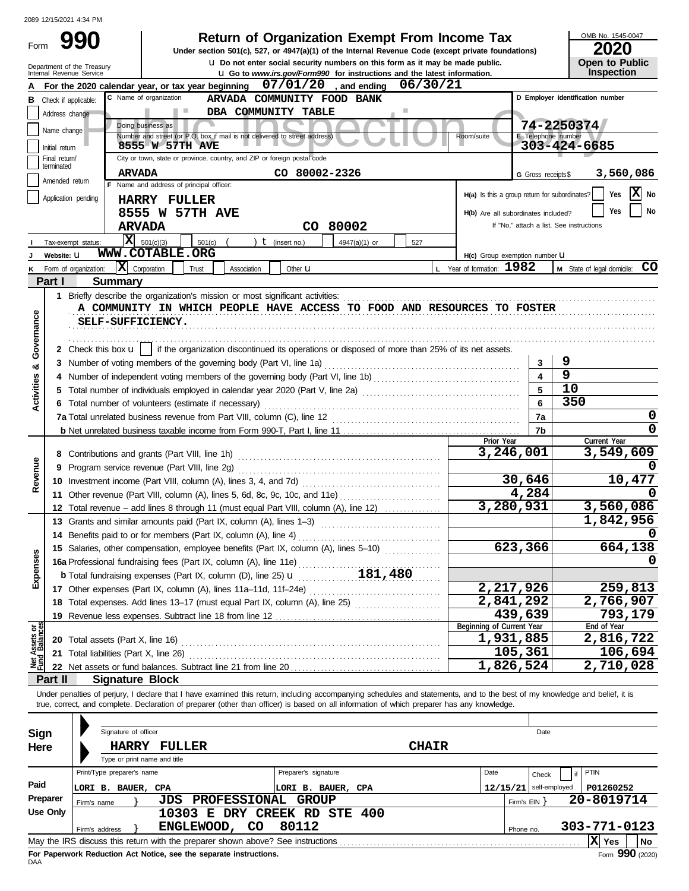2089 12/15/2021 4:34 PM

Form **990**

# Return of Organization Exempt From Income Tax

**Under section 501(c), 527, or 4947(a)(1) of the Internal Revenue Code (except private foundations)**

u Do not enter social security numbers on this form as it may be made public.

u Go to www.irs.gov/Form990 for instructions and the latest information.

Department of the Treasury Internal Revenue Service

OMB No. 1545-0047

**2020**

**Open to Public Inspection**

**A** For the 2020 calendar year, or tax year beginning 07/01/20, and ending 06/30/21

**B** Check if applicable: Address change, Name change, Initial return, Final return/terminated, Amended return, Application pending

**C** Name of organization: ARVADA COMMUNITY FOOD BANK DBA COMMUNITY TABLE

Doing business as

Number and street (or P.O. box if mail is not delivered to street address): 8555 W 57TH AVE — Room/suite

City or town, state or province, country, and ZIP or foreign postal code: ARVADA CO 80002-2326

**D** Employer identification number: 74-2250374

**E** Telephone number: 303-424-6685

**G** Gross receipts $ 3,560,086

**F** Name and address of principal officer: HARRY FULLER, 8555 W 57TH AVE, ARVADA CO 80002

H(a) Is this a group return for subordinates? Yes [ ] No [X]

H(b) Are all subordinates included? Yes [ ] No [ ]

If "No," attach a list. See instructions

**I** Tax-exempt status: [X] 501(c)(3) [ ] 501(c) ( ) t (insert no.) [ ] 4947(a)(1) or [ ] 527

**J** Website: u WWW.COTABLE.ORG

H(c) Group exemption number u

**K** Form of organization: [X] Corporation [ ] Trust [ ] Association [ ] Other u

**L** Year of formation: 1982

**M** State of legal domicile: CO

## Part I Summary

**Activities & Governance**

1 Briefly describe the organization's mission or most significant activities:
A COMMUNITY IN WHICH PEOPLE HAVE ACCESS TO FOOD AND RESOURCES TO FOSTER SELF-SUFFICIENCY.

2 Check this box u [ ] if the organization discontinued its operations or disposed of more than 25% of its net assets.

| Line | Description | No. | Value |
|---|---|---|---|
| 3 | Number of voting members of the governing body (Part VI, line 1a) | 3 | 9 |
| 4 | Number of independent voting members of the governing body (Part VI, line 1b) | 4 | 9 |
| 5 | Total number of individuals employed in calendar year 2020 (Part V, line 2a) | 5 | 10 |
| 6 | Total number of volunteers (estimate if necessary) | 6 | 350 |
| 7a | Total unrelated business revenue from Part VIII, column (C), line 12 | 7a | 0 |
| b | Net unrelated business taxable income from Form 990-T, Part I, line 11 | 7b | 0 |

| Section | Line | Description | Prior Year | Current Year |
|---|---|---|---|---|
| Revenue | 8 | Contributions and grants (Part VIII, line 1h) | 3,246,001 | 3,549,609 |
| | 9 | Program service revenue (Part VIII, line 2g) | | 0 |
| | 10 | Investment income (Part VIII, column (A), lines 3, 4, and 7d) | 30,646 | 10,477 |
| | 11 | Other revenue (Part VIII, column (A), lines 5, 6d, 8c, 9c, 10c, and 11e) | 4,284 | 0 |
| | 12 | Total revenue – add lines 8 through 11 (must equal Part VIII, column (A), line 12) | 3,280,931 | 3,560,086 |
| Expenses | 13 | Grants and similar amounts paid (Part IX, column (A), lines 1–3) | | 1,842,956 |
| | 14 | Benefits paid to or for members (Part IX, column (A), line 4) | | 0 |
| | 15 | Salaries, other compensation, employee benefits (Part IX, column (A), lines 5–10) | 623,366 | 664,138 |
| | 16a | Professional fundraising fees (Part IX, column (A), line 11e) | | 0 |
| | b | Total fundraising expenses (Part IX, column (D), line 25) u 181,480 | | |
| | 17 | Other expenses (Part IX, column (A), lines 11a–11d, 11f–24e) | 2,217,926 | 259,813 |
| | 18 | Total expenses. Add lines 13–17 (must equal Part IX, column (A), line 25) | 2,841,292 | 2,766,907 |
| | 19 | Revenue less expenses. Subtract line 18 from line 12 | 439,639 | 793,179 |
| | | | **Beginning of Current Year** | **End of Year** |
| Net Assets or Fund Balances | 20 | Total assets (Part X, line 16) | 1,931,885 | 2,816,722 |
| | 21 | Total liabilities (Part X, line 26) | 105,361 | 106,694 |
| | 22 | Net assets or fund balances. Subtract line 21 from line 20 | 1,826,524 | 2,710,028 |

## Part II Signature Block

Under penalties of perjury, I declare that I have examined this return, including accompanying schedules and statements, and to the best of my knowledge and belief, it is true, correct, and complete. Declaration of preparer (other than officer) is based on all information of which preparer has any knowledge.

**Sign Here**

Signature of officer — Date

HARRY FULLER — CHAIR

Type or print name and title

**Paid Preparer Use Only**

| Print/Type preparer's name | Preparer's signature | Date | Check if self-employed | PTIN |
|---|---|---|---|---|
| LORI B. BAUER, CPA | LORI B. BAUER, CPA | 12/15/21 | | P01260252 |

Firm's name: JDS PROFESSIONAL GROUP — Firm's EIN: 20-8019714

Firm's address: 10303 E DRY CREEK RD STE 400, ENGLEWOOD, CO 80112 — Phone no. 303-771-0123

May the IRS discuss this return with the preparer shown above? See instructions [X] Yes [ ] No

**For Paperwork Reduction Act Notice, see the separate instructions.**

DAA

Form **990** (2020)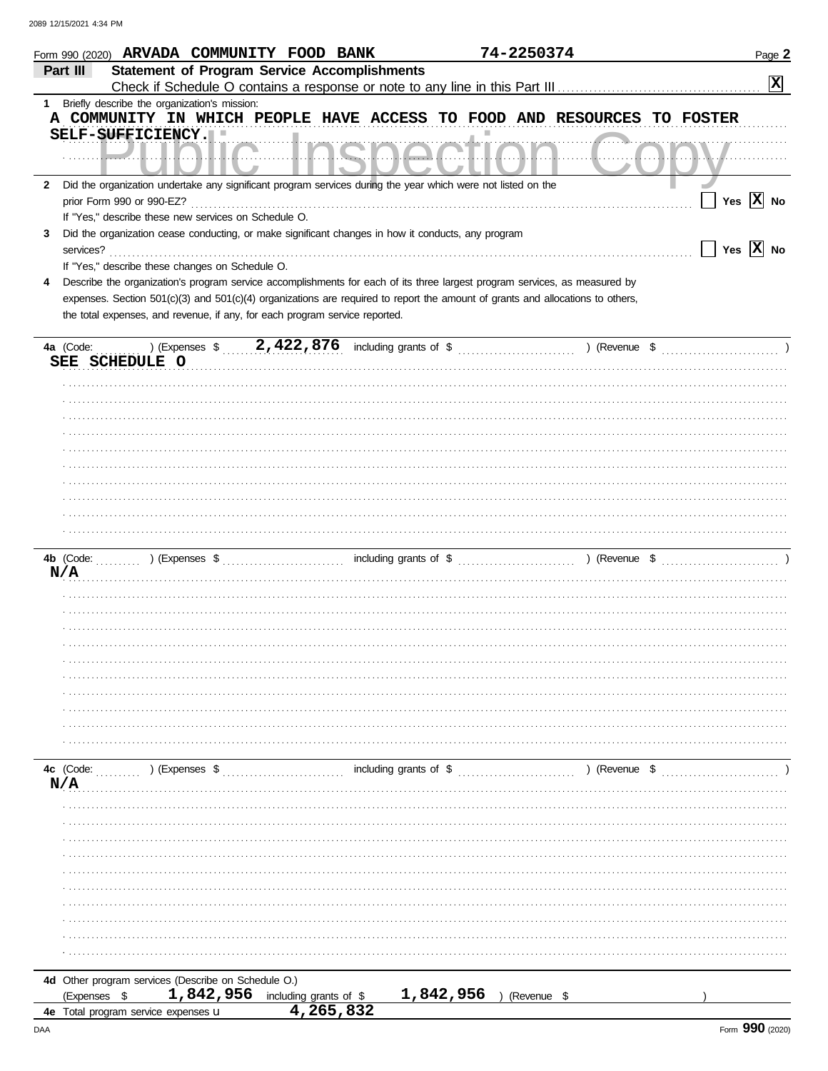Form 990 (2020) ARVADA COMMUNITY FOOD BANK 74-2250374 Page 2

## Part III Statement of Program Service Accomplishments

Check if Schedule O contains a response or note to any line in this Part III [X]

1 Briefly describe the organization's mission:

A COMMUNITY IN WHICH PEOPLE HAVE ACCESS TO FOOD AND RESOURCES TO FOSTER SELF-SUFFICIENCY.

2 Did the organization undertake any significant program services during the year which were not listed on the prior Form 990 or 990-EZ? [ ] Yes [X] No

If "Yes," describe these new services on Schedule O.

3 Did the organization cease conducting, or make significant changes in how it conducts, any program services? [ ] Yes [X] No

If "Yes," describe these changes on Schedule O.

4 Describe the organization's program service accomplishments for each of its three largest program services, as measured by expenses. Section 501(c)(3) and 501(c)(4) organizations are required to report the amount of grants and allocations to others, the total expenses, and revenue, if any, for each program service reported.

4a (Code: ) (Expenses $ 2,422,876 including grants of $ ) (Revenue $ )

SEE SCHEDULE O

4b (Code: ) (Expenses $ including grants of $ ) (Revenue $ )

N/A

4c (Code: ) (Expenses $ including grants of $ ) (Revenue $ )

N/A

4d Other program services (Describe on Schedule O.)

(Expenses $ 1,842,956 including grants of $ 1,842,956 ) (Revenue $ )

4e Total program service expenses 4,265,832

Form 990 (2020)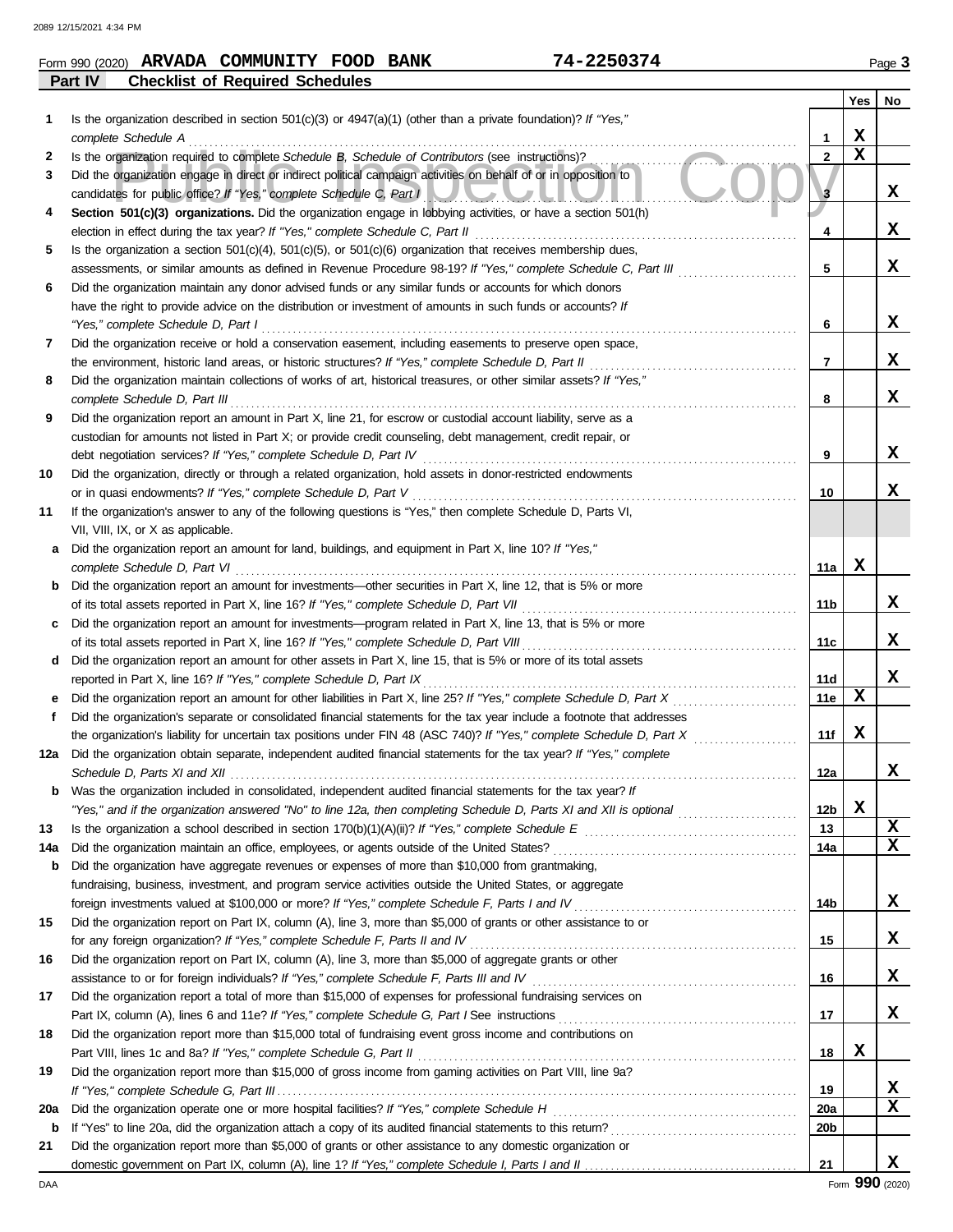Form 990 (2020) **ARVADA COMMUNITY FOOD BANK** **74-2250374** Page 3

## Part IV Checklist of Required Schedules

| | | | Yes | No |
|---|---|---|---|---|
| 1 | Is the organization described in section 501(c)(3) or 4947(a)(1) (other than a private foundation)? *If "Yes," complete Schedule A* | 1 | X | |
| 2 | Is the organization required to complete *Schedule B, Schedule of Contributors* (see instructions)? | 2 | X | |
| 3 | Did the organization engage in direct or indirect political campaign activities on behalf of or in opposition to candidates for public office? *If "Yes," complete Schedule C, Part I* | 3 | | X |
| 4 | **Section 501(c)(3) organizations.** Did the organization engage in lobbying activities, or have a section 501(h) election in effect during the tax year? *If "Yes," complete Schedule C, Part II* | 4 | | X |
| 5 | Is the organization a section 501(c)(4), 501(c)(5), or 501(c)(6) organization that receives membership dues, assessments, or similar amounts as defined in Revenue Procedure 98-19? *If "Yes," complete Schedule C, Part III* | 5 | | X |
| 6 | Did the organization maintain any donor advised funds or any similar funds or accounts for which donors have the right to provide advice on the distribution or investment of amounts in such funds or accounts? *If "Yes," complete Schedule D, Part I* | 6 | | X |
| 7 | Did the organization receive or hold a conservation easement, including easements to preserve open space, the environment, historic land areas, or historic structures? *If "Yes," complete Schedule D, Part II* | 7 | | X |
| 8 | Did the organization maintain collections of works of art, historical treasures, or other similar assets? *If "Yes," complete Schedule D, Part III* | 8 | | X |
| 9 | Did the organization report an amount in Part X, line 21, for escrow or custodial account liability, serve as a custodian for amounts not listed in Part X; or provide credit counseling, debt management, credit repair, or debt negotiation services? *If "Yes," complete Schedule D, Part IV* | 9 | | X |
| 10 | Did the organization, directly or through a related organization, hold assets in donor-restricted endowments or in quasi endowments? *If "Yes," complete Schedule D, Part V* | 10 | | X |
| 11 | If the organization's answer to any of the following questions is "Yes," then complete Schedule D, Parts VI, VII, VIII, IX, or X as applicable. | | | |
| a | Did the organization report an amount for land, buildings, and equipment in Part X, line 10? *If "Yes," complete Schedule D, Part VI* | 11a | X | |
| b | Did the organization report an amount for investments—other securities in Part X, line 12, that is 5% or more of its total assets reported in Part X, line 16? *If "Yes," complete Schedule D, Part VII* | 11b | | X |
| c | Did the organization report an amount for investments—program related in Part X, line 13, that is 5% or more of its total assets reported in Part X, line 16? *If "Yes," complete Schedule D, Part VIII* | 11c | | X |
| d | Did the organization report an amount for other assets in Part X, line 15, that is 5% or more of its total assets reported in Part X, line 16? *If "Yes," complete Schedule D, Part IX* | 11d | | X |
| e | Did the organization report an amount for other liabilities in Part X, line 25? *If "Yes," complete Schedule D, Part X* | 11e | X | |
| f | Did the organization's separate or consolidated financial statements for the tax year include a footnote that addresses the organization's liability for uncertain tax positions under FIN 48 (ASC 740)? *If "Yes," complete Schedule D, Part X* | 11f | X | |
| 12a | Did the organization obtain separate, independent audited financial statements for the tax year? *If "Yes," complete Schedule D, Parts XI and XII* | 12a | | X |
| b | Was the organization included in consolidated, independent audited financial statements for the tax year? *If "Yes," and if the organization answered "No" to line 12a, then completing Schedule D, Parts XI and XII is optional* | 12b | X | |
| 13 | Is the organization a school described in section 170(b)(1)(A)(ii)? *If "Yes," complete Schedule E* | 13 | | X |
| 14a | Did the organization maintain an office, employees, or agents outside of the United States? | 14a | | X |
| b | Did the organization have aggregate revenues or expenses of more than $10,000 from grantmaking, fundraising, business, investment, and program service activities outside the United States, or aggregate foreign investments valued at $100,000 or more? *If "Yes," complete Schedule F, Parts I and IV* | 14b | | X |
| 15 | Did the organization report on Part IX, column (A), line 3, more than $5,000 of grants or other assistance to or for any foreign organization? *If "Yes," complete Schedule F, Parts II and IV* | 15 | | X |
| 16 | Did the organization report on Part IX, column (A), line 3, more than $5,000 of aggregate grants or other assistance to or for foreign individuals? *If "Yes," complete Schedule F, Parts III and IV* | 16 | | X |
| 17 | Did the organization report a total of more than $15,000 of expenses for professional fundraising services on Part IX, column (A), lines 6 and 11e? *If "Yes," complete Schedule G, Part I* See instructions | 17 | | X |
| 18 | Did the organization report more than $15,000 total of fundraising event gross income and contributions on Part VIII, lines 1c and 8a? *If "Yes," complete Schedule G, Part II* | 18 | X | |
| 19 | Did the organization report more than $15,000 of gross income from gaming activities on Part VIII, line 9a? *If "Yes," complete Schedule G, Part III* | 19 | | X |
| 20a | Did the organization operate one or more hospital facilities? *If "Yes," complete Schedule H* | 20a | | X |
| b | If "Yes" to line 20a, did the organization attach a copy of its audited financial statements to this return? | 20b | | |
| 21 | Did the organization report more than $5,000 of grants or other assistance to any domestic organization or domestic government on Part IX, column (A), line 1? *If "Yes," complete Schedule I, Parts I and II* | 21 | | X |

Form **990** (2020)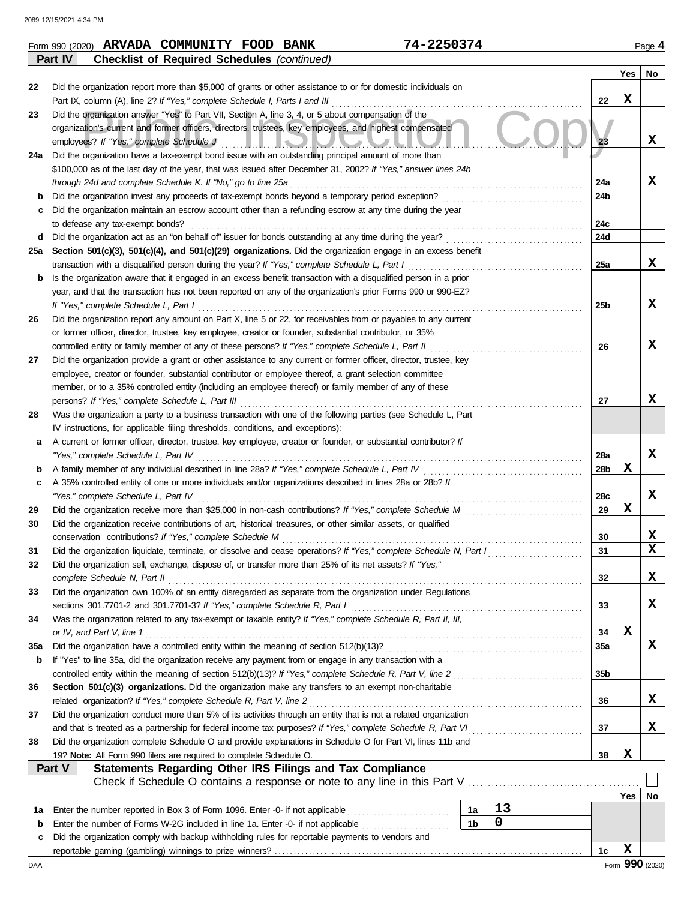Form 990 (2020) **ARVADA COMMUNITY FOOD BANK** **74-2250374** Page **4**

**Part IV Checklist of Required Schedules** *(continued)*

| | | | Yes | No |
|---|---|---|---|---|
| 22 | Did the organization report more than $5,000 of grants or other assistance to or for domestic individuals on Part IX, column (A), line 2? *If "Yes," complete Schedule I, Parts I and III* | 22 | X | |
| 23 | Did the organization answer "Yes" to Part VII, Section A, line 3, 4, or 5 about compensation of the organization's current and former officers, directors, trustees, key employees, and highest compensated employees? *If "Yes," complete Schedule J* | 23 | | X |
| 24a | Did the organization have a tax-exempt bond issue with an outstanding principal amount of more than $100,000 as of the last day of the year, that was issued after December 31, 2002? *If "Yes," answer lines 24b through 24d and complete Schedule K. If "No," go to line 25a* | 24a | | X |
| b | Did the organization invest any proceeds of tax-exempt bonds beyond a temporary period exception? | 24b | | |
| c | Did the organization maintain an escrow account other than a refunding escrow at any time during the year to defease any tax-exempt bonds? | 24c | | |
| d | Did the organization act as an "on behalf of" issuer for bonds outstanding at any time during the year? | 24d | | |
| 25a | **Section 501(c)(3), 501(c)(4), and 501(c)(29) organizations.** Did the organization engage in an excess benefit transaction with a disqualified person during the year? *If "Yes," complete Schedule L, Part I* | 25a | | X |
| b | Is the organization aware that it engaged in an excess benefit transaction with a disqualified person in a prior year, and that the transaction has not been reported on any of the organization's prior Forms 990 or 990-EZ? *If "Yes," complete Schedule L, Part I* | 25b | | X |
| 26 | Did the organization report any amount on Part X, line 5 or 22, for receivables from or payables to any current or former officer, director, trustee, key employee, creator or founder, substantial contributor, or 35% controlled entity or family member of any of these persons? *If "Yes," complete Schedule L, Part II* | 26 | | X |
| 27 | Did the organization provide a grant or other assistance to any current or former officer, director, trustee, key employee, creator or founder, substantial contributor or employee thereof, a grant selection committee member, or to a 35% controlled entity (including an employee thereof) or family member of any of these persons? *If "Yes," complete Schedule L, Part III* | 27 | | X |
| 28 | Was the organization a party to a business transaction with one of the following parties (see Schedule L, Part IV instructions, for applicable filing thresholds, conditions, and exceptions): | | | |
| a | A current or former officer, director, trustee, key employee, creator or founder, or substantial contributor? *If "Yes," complete Schedule L, Part IV* | 28a | | X |
| b | A family member of any individual described in line 28a? *If "Yes," complete Schedule L, Part IV* | 28b | X | |
| c | A 35% controlled entity of one or more individuals and/or organizations described in lines 28a or 28b? *If "Yes," complete Schedule L, Part IV* | 28c | | X |
| 29 | Did the organization receive more than $25,000 in non-cash contributions? *If "Yes," complete Schedule M* | 29 | X | |
| 30 | Did the organization receive contributions of art, historical treasures, or other similar assets, or qualified conservation contributions? *If "Yes," complete Schedule M* | 30 | | X |
| 31 | Did the organization liquidate, terminate, or dissolve and cease operations? *If "Yes," complete Schedule N, Part I* | 31 | | X |
| 32 | Did the organization sell, exchange, dispose of, or transfer more than 25% of its net assets? *If "Yes," complete Schedule N, Part II* | 32 | | X |
| 33 | Did the organization own 100% of an entity disregarded as separate from the organization under Regulations sections 301.7701-2 and 301.7701-3? *If "Yes," complete Schedule R, Part I* | 33 | | X |
| 34 | Was the organization related to any tax-exempt or taxable entity? *If "Yes," complete Schedule R, Part II, III, or IV, and Part V, line 1* | 34 | X | |
| 35a | Did the organization have a controlled entity within the meaning of section 512(b)(13)? | 35a | | X |
| b | If "Yes" to line 35a, did the organization receive any payment from or engage in any transaction with a controlled entity within the meaning of section 512(b)(13)? *If "Yes," complete Schedule R, Part V, line 2* | 35b | | |
| 36 | **Section 501(c)(3) organizations.** Did the organization make any transfers to an exempt non-charitable related organization? *If "Yes," complete Schedule R, Part V, line 2* | 36 | | X |
| 37 | Did the organization conduct more than 5% of its activities through an entity that is not a related organization and that is treated as a partnership for federal income tax purposes? *If "Yes," complete Schedule R, Part VI* | 37 | | X |
| 38 | Did the organization complete Schedule O and provide explanations in Schedule O for Part VI, lines 11b and 19? **Note:** All Form 990 filers are required to complete Schedule O. | 38 | X | |

**Part V Statements Regarding Other IRS Filings and Tax Compliance**

Check if Schedule O contains a response or note to any line in this Part V ☐

| | | | | | Yes | No |
|---|---|---|---|---|---|---|
| 1a | Enter the number reported in Box 3 of Form 1096. Enter -0- if not applicable | 1a | 13 | | | |
| b | Enter the number of Forms W-2G included in line 1a. Enter -0- if not applicable | 1b | 0 | | | |
| c | Did the organization comply with backup withholding rules for reportable payments to vendors and reportable gaming (gambling) winnings to prize winners? | | | 1c | X | |

DAA Form **990** (2020)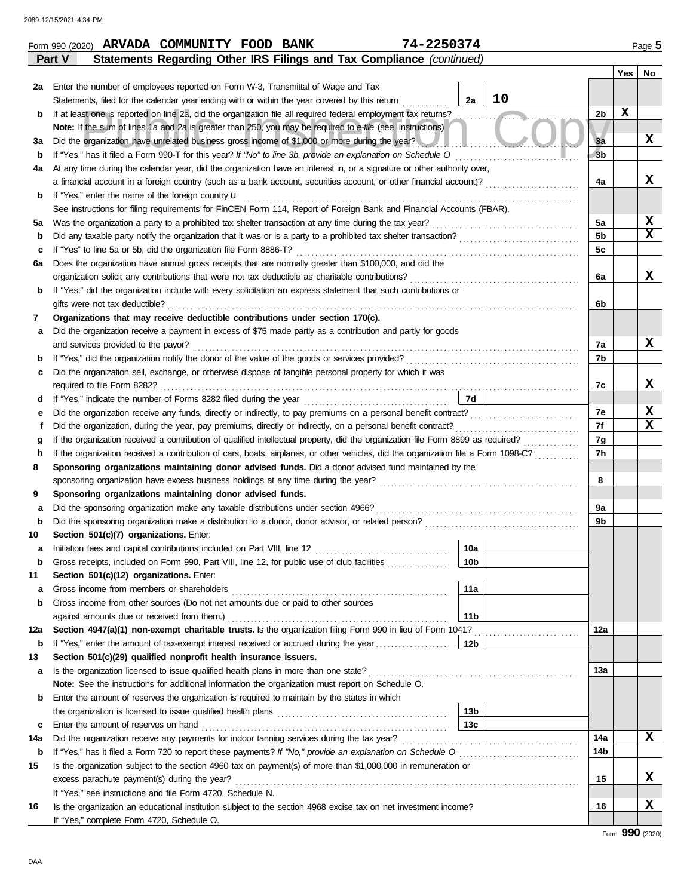Form 990 (2020) **ARVADA COMMUNITY FOOD BANK** **74-2250374** Page **5**

## Part V Statements Regarding Other IRS Filings and Tax Compliance *(continued)*

| | | | | | Yes | No |
|---|---|---|---|---|---|---|
| **2a** | Enter the number of employees reported on Form W-3, Transmittal of Wage and Tax Statements, filed for the calendar year ending with or within the year covered by this return | 2a | 10 | | | |
| **b** | If at least one is reported on line 2a, did the organization file all required federal employment tax returns? | | | 2b | X | |
| | **Note:** If the sum of lines 1a and 2a is greater than 250, you may be required to *e-file* (see instructions) | | | | | |
| **3a** | Did the organization have unrelated business gross income of $1,000 or more during the year? | | | 3a | | X |
| **b** | If "Yes," has it filed a Form 990-T for this year? *If "No" to line 3b, provide an explanation on Schedule O* | | | 3b | | |
| **4a** | At any time during the calendar year, did the organization have an interest in, or a signature or other authority over, a financial account in a foreign country (such as a bank account, securities account, or other financial account)? | | | 4a | | X |
| **b** | If "Yes," enter the name of the foreign country u | | | | | |
| | See instructions for filing requirements for FinCEN Form 114, Report of Foreign Bank and Financial Accounts (FBAR). | | | | | |
| **5a** | Was the organization a party to a prohibited tax shelter transaction at any time during the tax year? | | | 5a | | X |
| **b** | Did any taxable party notify the organization that it was or is a party to a prohibited tax shelter transaction? | | | 5b | | X |
| **c** | If "Yes" to line 5a or 5b, did the organization file Form 8886-T? | | | 5c | | |
| **6a** | Does the organization have annual gross receipts that are normally greater than $100,000, and did the organization solicit any contributions that were not tax deductible as charitable contributions? | | | 6a | | X |
| **b** | If "Yes," did the organization include with every solicitation an express statement that such contributions or gifts were not tax deductible? | | | 6b | | |
| **7** | **Organizations that may receive deductible contributions under section 170(c).** | | | | | |
| **a** | Did the organization receive a payment in excess of $75 made partly as a contribution and partly for goods and services provided to the payor? | | | 7a | | X |
| **b** | If "Yes," did the organization notify the donor of the value of the goods or services provided? | | | 7b | | |
| **c** | Did the organization sell, exchange, or otherwise dispose of tangible personal property for which it was required to file Form 8282? | | | 7c | | X |
| **d** | If "Yes," indicate the number of Forms 8282 filed during the year | 7d | | | | |
| **e** | Did the organization receive any funds, directly or indirectly, to pay premiums on a personal benefit contract? | | | 7e | | X |
| **f** | Did the organization, during the year, pay premiums, directly or indirectly, on a personal benefit contract? | | | 7f | | X |
| **g** | If the organization received a contribution of qualified intellectual property, did the organization file Form 8899 as required? | | | 7g | | |
| **h** | If the organization received a contribution of cars, boats, airplanes, or other vehicles, did the organization file a Form 1098-C? | | | 7h | | |
| **8** | **Sponsoring organizations maintaining donor advised funds.** Did a donor advised fund maintained by the sponsoring organization have excess business holdings at any time during the year? | | | 8 | | |
| **9** | **Sponsoring organizations maintaining donor advised funds.** | | | | | |
| **a** | Did the sponsoring organization make any taxable distributions under section 4966? | | | 9a | | |
| **b** | Did the sponsoring organization make a distribution to a donor, donor advisor, or related person? | | | 9b | | |
| **10** | **Section 501(c)(7) organizations.** Enter: | | | | | |
| **a** | Initiation fees and capital contributions included on Part VIII, line 12 | 10a | | | | |
| **b** | Gross receipts, included on Form 990, Part VIII, line 12, for public use of club facilities | 10b | | | | |
| **11** | **Section 501(c)(12) organizations.** Enter: | | | | | |
| **a** | Gross income from members or shareholders | 11a | | | | |
| **b** | Gross income from other sources (Do not net amounts due or paid to other sources against amounts due or received from them.) | 11b | | | | |
| **12a** | **Section 4947(a)(1) non-exempt charitable trusts.** Is the organization filing Form 990 in lieu of Form 1041? | | | 12a | | |
| **b** | If "Yes," enter the amount of tax-exempt interest received or accrued during the year | 12b | | | | |
| **13** | **Section 501(c)(29) qualified nonprofit health insurance issuers.** | | | | | |
| **a** | Is the organization licensed to issue qualified health plans in more than one state? | | | 13a | | |
| | **Note:** See the instructions for additional information the organization must report on Schedule O. | | | | | |
| **b** | Enter the amount of reserves the organization is required to maintain by the states in which the organization is licensed to issue qualified health plans | 13b | | | | |
| **c** | Enter the amount of reserves on hand | 13c | | | | |
| **14a** | Did the organization receive any payments for indoor tanning services during the tax year? | | | 14a | | X |
| **b** | If "Yes," has it filed a Form 720 to report these payments? *If "No," provide an explanation on Schedule O* | | | 14b | | |
| **15** | Is the organization subject to the section 4960 tax on payment(s) of more than $1,000,000 in remuneration or excess parachute payment(s) during the year? | | | 15 | | X |
| | If "Yes," see instructions and file Form 4720, Schedule N. | | | | | |
| **16** | Is the organization an educational institution subject to the section 4968 excise tax on net investment income? | | | 16 | | X |
| | If "Yes," complete Form 4720, Schedule O. | | | | | |

Form **990** (2020)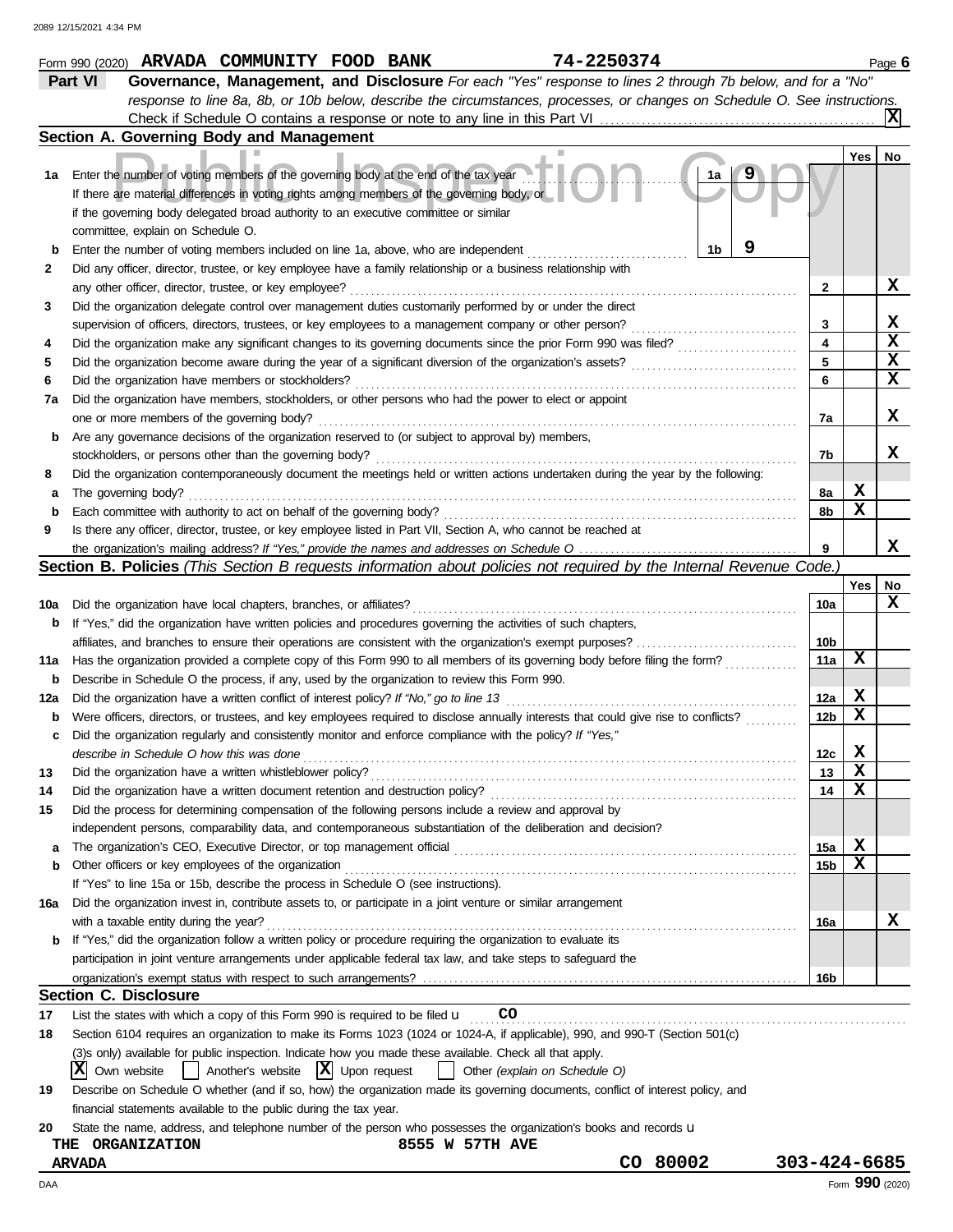Form 990 (2020) **ARVADA COMMUNITY FOOD BANK** **74-2250374** Page **6**

## Part VI — Governance, Management, and Disclosure

*For each "Yes" response to lines 2 through 7b below, and for a "No" response to line 8a, 8b, or 10b below, describe the circumstances, processes, or changes on Schedule O. See instructions.*

Check if Schedule O contains a response or note to any line in this Part VI . . . . . . . . . . **X**

### Section A. Governing Body and Management

| | | | Yes | No |
|---|---|---|---|---|
| **1a** | Enter the number of voting members of the governing body at the end of the tax year — **1a** — **9**. If there are material differences in voting rights among members of the governing body, or if the governing body delegated broad authority to an executive committee or similar committee, explain on Schedule O. | | | |
| **b** | Enter the number of voting members included on line 1a, above, who are independent — **1b** — **9** | | | |
| **2** | Did any officer, director, trustee, or key employee have a family relationship or a business relationship with any other officer, director, trustee, or key employee? | 2 | | X |
| **3** | Did the organization delegate control over management duties customarily performed by or under the direct supervision of officers, directors, trustees, or key employees to a management company or other person? | 3 | | X |
| **4** | Did the organization make any significant changes to its governing documents since the prior Form 990 was filed? | 4 | | X |
| **5** | Did the organization become aware during the year of a significant diversion of the organization's assets? | 5 | | X |
| **6** | Did the organization have members or stockholders? | 6 | | X |
| **7a** | Did the organization have members, stockholders, or other persons who had the power to elect or appoint one or more members of the governing body? | 7a | | X |
| **b** | Are any governance decisions of the organization reserved to (or subject to approval by) members, stockholders, or persons other than the governing body? | 7b | | X |
| **8** | Did the organization contemporaneously document the meetings held or written actions undertaken during the year by the following: | | | |
| **a** | The governing body? | 8a | X | |
| **b** | Each committee with authority to act on behalf of the governing body? | 8b | X | |
| **9** | Is there any officer, director, trustee, or key employee listed in Part VII, Section A, who cannot be reached at the organization's mailing address? *If "Yes," provide the names and addresses on Schedule O* | 9 | | X |

### Section B. Policies *(This Section B requests information about policies not required by the Internal Revenue Code.)*

| | | | Yes | No |
|---|---|---|---|---|
| **10a** | Did the organization have local chapters, branches, or affiliates? | 10a | | X |
| **b** | If "Yes," did the organization have written policies and procedures governing the activities of such chapters, affiliates, and branches to ensure their operations are consistent with the organization's exempt purposes? | 10b | | |
| **11a** | Has the organization provided a complete copy of this Form 990 to all members of its governing body before filing the form? | 11a | X | |
| **b** | Describe in Schedule O the process, if any, used by the organization to review this Form 990. | | | |
| **12a** | Did the organization have a written conflict of interest policy? *If "No," go to line 13* | 12a | X | |
| **b** | Were officers, directors, or trustees, and key employees required to disclose annually interests that could give rise to conflicts? | 12b | X | |
| **c** | Did the organization regularly and consistently monitor and enforce compliance with the policy? *If "Yes," describe in Schedule O how this was done* | 12c | X | |
| **13** | Did the organization have a written whistleblower policy? | 13 | X | |
| **14** | Did the organization have a written document retention and destruction policy? | 14 | X | |
| **15** | Did the process for determining compensation of the following persons include a review and approval by independent persons, comparability data, and contemporaneous substantiation of the deliberation and decision? | | | |
| **a** | The organization's CEO, Executive Director, or top management official | 15a | X | |
| **b** | Other officers or key employees of the organization | 15b | X | |
| | If "Yes" to line 15a or 15b, describe the process in Schedule O (see instructions). | | | |
| **16a** | Did the organization invest in, contribute assets to, or participate in a joint venture or similar arrangement with a taxable entity during the year? | 16a | | X |
| **b** | If "Yes," did the organization follow a written policy or procedure requiring the organization to evaluate its participation in joint venture arrangements under applicable federal tax law, and take steps to safeguard the organization's exempt status with respect to such arrangements? | 16b | | |

### Section C. Disclosure

**17** List the states with which a copy of this Form 990 is required to be filed **CO**

**18** Section 6104 requires an organization to make its Forms 1023 (1024 or 1024-A, if applicable), 990, and 990-T (Section 501(c)(3)s only) available for public inspection. Indicate how you made these available. Check all that apply.

[X] Own website [ ] Another's website [X] Upon request [ ] Other *(explain on Schedule O)*

**19** Describe on Schedule O whether (and if so, how) the organization made its governing documents, conflict of interest policy, and financial statements available to the public during the tax year.

**20** State the name, address, and telephone number of the person who possesses the organization's books and records

**THE ORGANIZATION** **8555 W 57TH AVE**
**ARVADA** **CO 80002** **303-424-6685**

Form **990** (2020)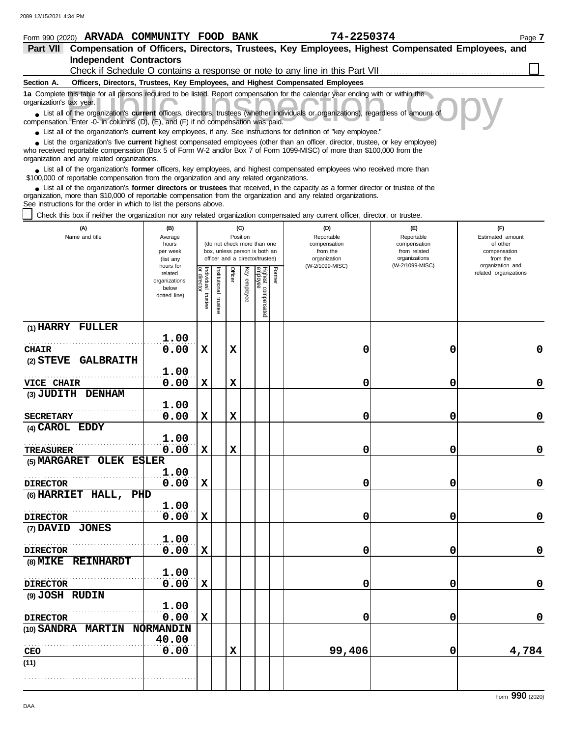Form 990 (2020) **ARVADA COMMUNITY FOOD BANK** **74-2250374** Page **7**

## Part VII Compensation of Officers, Directors, Trustees, Key Employees, Highest Compensated Employees, and Independent Contractors

Check if Schedule O contains a response or note to any line in this Part VII ☐

### Section A. Officers, Directors, Trustees, Key Employees, and Highest Compensated Employees

**1a** Complete this table for all persons required to be listed. Report compensation for the calendar year ending with or within the organization's tax year.

- List all of the organization's **current** officers, directors, trustees (whether individuals or organizations), regardless of amount of compensation. Enter -0- in columns (D), (E), and (F) if no compensation was paid.
- List all of the organization's **current** key employees, if any. See instructions for definition of "key employee."
- List the organization's five **current** highest compensated employees (other than an officer, director, trustee, or key employee) who received reportable compensation (Box 5 of Form W-2 and/or Box 7 of Form 1099-MISC) of more than $100,000 from the organization and any related organizations.
- List all of the organization's **former** officers, key employees, and highest compensated employees who received more than $100,000 of reportable compensation from the organization and any related organizations.
- List all of the organization's **former directors or trustees** that received, in the capacity as a former director or trustee of the organization, more than $10,000 of reportable compensation from the organization and any related organizations.

See instructions for the order in which to list the persons above.

☐ Check this box if neither the organization nor any related organization compensated any current officer, director, or trustee.

| (A) Name and title | (B) Average hours per week (list any hours for related organizations below dotted line) | (C) Position: Individual trustee or director | Institutional trustee | Officer | Key employee | Highest compensated employee | Former | (D) Reportable compensation from the organization (W-2/1099-MISC) | (E) Reportable compensation from related organizations (W-2/1099-MISC) | (F) Estimated amount of other compensation from the organization and related organizations |
|---|---|---|---|---|---|---|---|---|---|---|
| (1) HARRY FULLER<br>CHAIR | 1.00<br>0.00 | X | | X | | | | 0 | 0 | 0 |
| (2) STEVE GALBRAITH<br>VICE CHAIR | 1.00<br>0.00 | X | | X | | | | 0 | 0 | 0 |
| (3) JUDITH DENHAM<br>SECRETARY | 1.00<br>0.00 | X | | X | | | | 0 | 0 | 0 |
| (4) CAROL EDDY<br>TREASURER | 1.00<br>0.00 | X | | X | | | | 0 | 0 | 0 |
| (5) MARGARET OLEK ESLER<br>DIRECTOR | 1.00<br>0.00 | X | | | | | | 0 | 0 | 0 |
| (6) HARRIET HALL, PHD<br>DIRECTOR | 1.00<br>0.00 | X | | | | | | 0 | 0 | 0 |
| (7) DAVID JONES<br>DIRECTOR | 1.00<br>0.00 | X | | | | | | 0 | 0 | 0 |
| (8) MIKE REINHARDT<br>DIRECTOR | 1.00<br>0.00 | X | | | | | | 0 | 0 | 0 |
| (9) JOSH RUDIN<br>DIRECTOR | 1.00<br>0.00 | X | | | | | | 0 | 0 | 0 |
| (10) SANDRA MARTIN NORMANDIN<br>CEO | 40.00<br>0.00 | | | X | | | | 99,406 | 0 | 4,784 |
| (11) | | | | | | | | | | |

Form **990** (2020)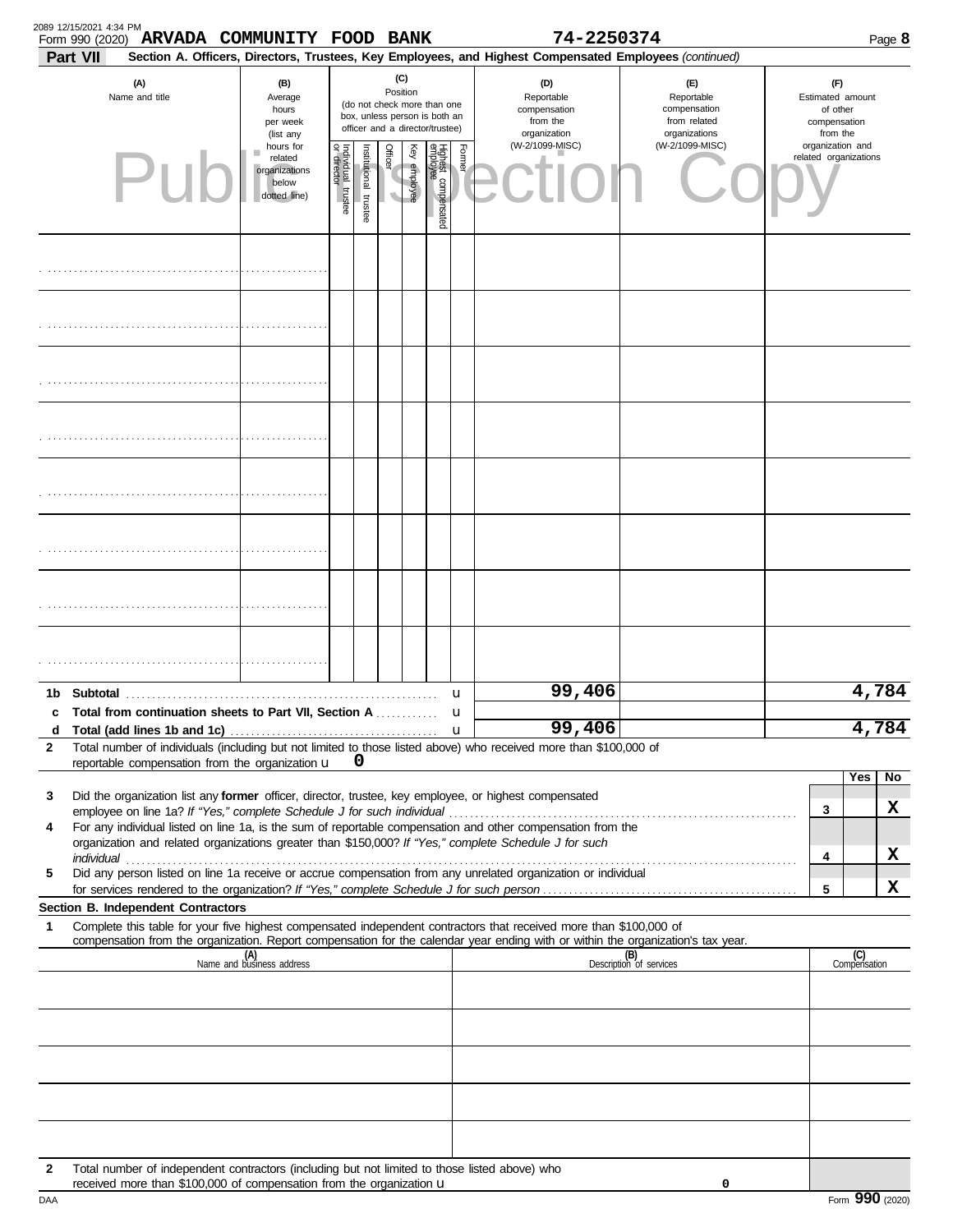Form 990 (2020) **ARVADA COMMUNITY FOOD BANK** 74-2250374

**Part VII** **Section A. Officers, Directors, Trustees, Key Employees, and Highest Compensated Employees** *(continued)*

| (A) Name and title | (B) Average hours per week (list any hours for related organizations below dotted line) | (C) Position: Individual trustee or director | Institutional trustee | Officer | Key employee | Highest compensated employee | Former | (D) Reportable compensation from the organization (W-2/1099-MISC) | (E) Reportable compensation from related organizations (W-2/1099-MISC) | (F) Estimated amount of other compensation from the organization and related organizations |
|---|---|---|---|---|---|---|---|---|---|---|
| | | | | | | | | | | |
| | | | | | | | | | | |
| | | | | | | | | | | |
| | | | | | | | | | | |
| | | | | | | | | | | |
| | | | | | | | | | | |
| | | | | | | | | | | |
| | | | | | | | | | | |

| | | D | E | F |
|---|---|---|---|---|
| **1b** | **Subtotal** | 99,406 | | 4,784 |
| **c** | **Total from continuation sheets to Part VII, Section A** | | | |
| **d** | **Total (add lines 1b and 1c)** | 99,406 | | 4,784 |

**2** Total number of individuals (including but not limited to those listed above) who received more than $100,000 of reportable compensation from the organization **0**

| | | | Yes | No |
|---|---|---|---|---|
| **3** | Did the organization list any **former** officer, director, trustee, key employee, or highest compensated employee on line 1a? *If "Yes," complete Schedule J for such individual* | 3 | | X |
| **4** | For any individual listed on line 1a, is the sum of reportable compensation and other compensation from the organization and related organizations greater than $150,000? *If "Yes," complete Schedule J for such individual* | 4 | | X |
| **5** | Did any person listed on line 1a receive or accrue compensation from any unrelated organization or individual for services rendered to the organization? *If "Yes," complete Schedule J for such person* | 5 | | X |

**Section B. Independent Contractors**

**1** Complete this table for your five highest compensated independent contractors that received more than $100,000 of compensation from the organization. Report compensation for the calendar year ending with or within the organization's tax year.

| (A) Name and business address | (B) Description of services | (C) Compensation |
|---|---|---|
| | | |
| | | |
| | | |
| | | |
| | | |

**2** Total number of independent contractors (including but not limited to those listed above) who received more than $100,000 of compensation from the organization **0**

Form **990** (2020)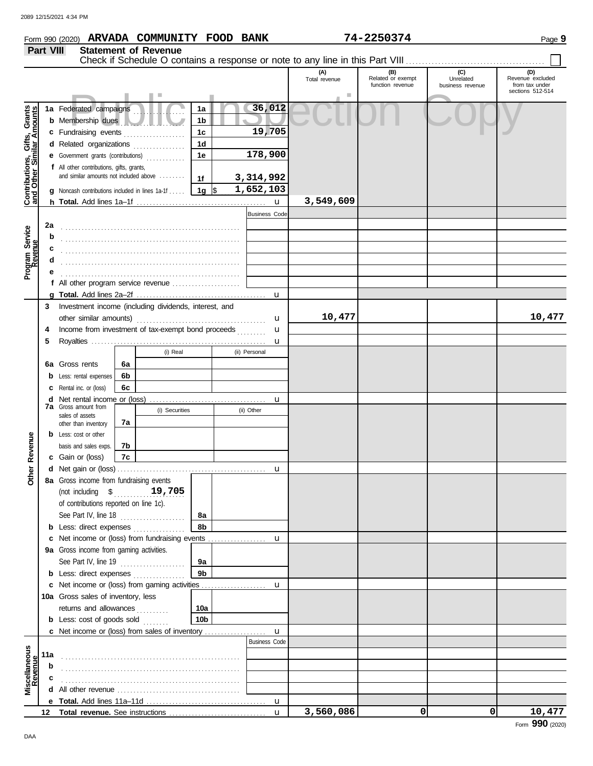Form 990 (2020) **ARVADA COMMUNITY FOOD BANK** **74-2250374** Page **9**

## Part VIII Statement of Revenue

Check if Schedule O contains a response or note to any line in this Part VIII ☐

| | | | | (A) Total revenue | (B) Related or exempt function revenue | (C) Unrelated business revenue | (D) Revenue excluded from tax under sections 512-514 |
|---|---|---|---|---|---|---|---|
| **Contributions, Gifts, Grants and Other Similar Amounts** | 1a Federated campaigns | 1a | 36,012 | | | | |
| | b Membership dues | 1b | | | | | |
| | c Fundraising events | 1c | 19,705 | | | | |
| | d Related organizations | 1d | | | | | |
| | e Government grants (contributions) | 1e | 178,900 | | | | |
| | f All other contributions, gifts, grants, and similar amounts not included above | 1f | 3,314,992 | | | | |
| | g Noncash contributions included in lines 1a-1f | 1g | $ 1,652,103 | | | | |
| | h **Total.** Add lines 1a–1f | | | 3,549,609 | | | |
| **Program Service Revenue** | | | Business Code | | | | |
| | 2a | | | | | | |
| | b | | | | | | |
| | c | | | | | | |
| | d | | | | | | |
| | e | | | | | | |
| | f All other program service revenue | | | | | | |
| | g **Total.** Add lines 2a–2f | | | | | | |
| **Other Revenue** | 3 Investment income (including dividends, interest, and other similar amounts) | | | 10,477 | | | 10,477 |
| | 4 Income from investment of tax-exempt bond proceeds | | | | | | |
| | 5 Royalties | | | | | | |
| | | (i) Real | (ii) Personal | | | | |
| | 6a Gross rents (6a) | | | | | | |
| | b Less: rental expenses (6b) | | | | | | |
| | c Rental inc. or (loss) (6c) | | | | | | |
| | d Net rental income or (loss) | | | | | | |
| | | (i) Securities | (ii) Other | | | | |
| | 7a Gross amount from sales of assets other than inventory (7a) | | | | | | |
| | b Less: cost or other basis and sales exps. (7b) | | | | | | |
| | c Gain or (loss) (7c) | | | | | | |
| | d Net gain or (loss) | | | | | | |
| | 8a Gross income from fundraising events (not including $ 19,705 of contributions reported on line 1c). See Part IV, line 18 | 8a | | | | | |
| | b Less: direct expenses | 8b | | | | | |
| | c Net income or (loss) from fundraising events | | | | | | |
| | 9a Gross income from gaming activities. See Part IV, line 19 | 9a | | | | | |
| | b Less: direct expenses | 9b | | | | | |
| | c Net income or (loss) from gaming activities | | | | | | |
| | 10a Gross sales of inventory, less returns and allowances | 10a | | | | | |
| | b Less: cost of goods sold | 10b | | | | | |
| | c Net income or (loss) from sales of inventory | | | | | | |
| **Miscellaneous Revenue** | | | Business Code | | | | |
| | 11a | | | | | | |
| | b | | | | | | |
| | c | | | | | | |
| | d All other revenue | | | | | | |
| | e **Total.** Add lines 11a–11d | | | | | | |
| | 12 **Total revenue.** See instructions | | | 3,560,086 | 0 | 0 | 10,477 |

Form **990** (2020)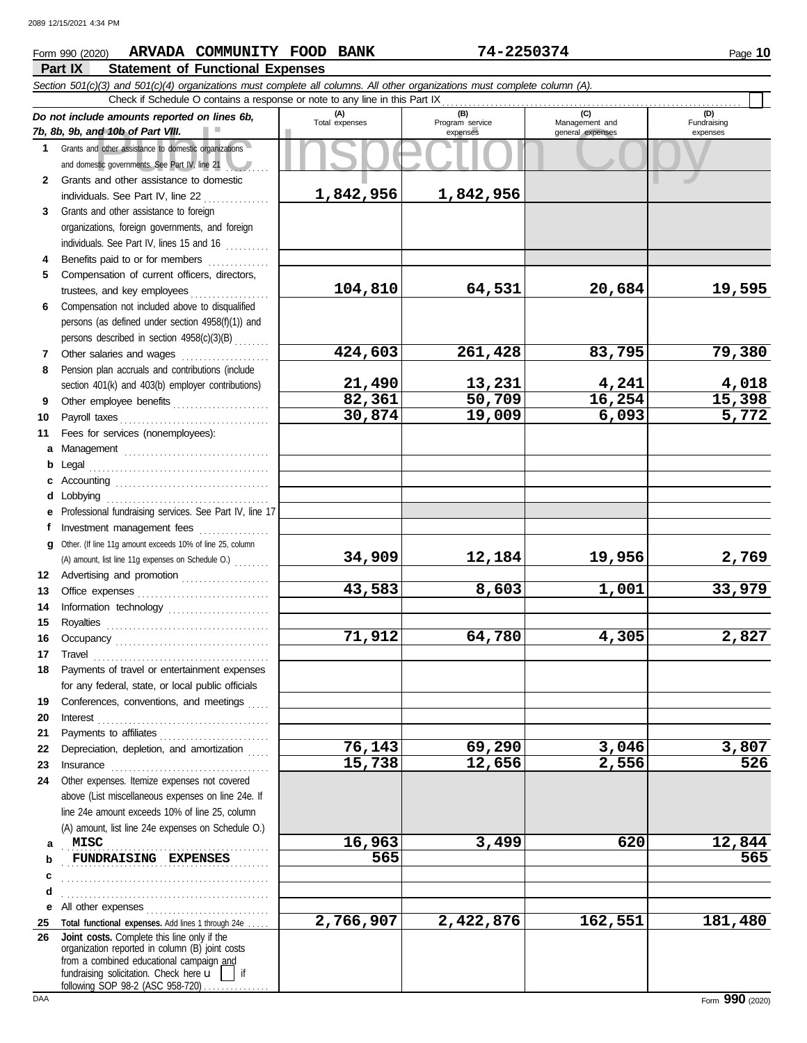Form 990 (2020) **ARVADA COMMUNITY FOOD BANK** **74-2250374** Page **10**

## Part IX Statement of Functional Expenses

*Section 501(c)(3) and 501(c)(4) organizations must complete all columns. All other organizations must complete column (A).*

Check if Schedule O contains a response or note to any line in this Part IX ☐

| *Do not include amounts reported on lines 6b, 7b, 8b, 9b, and 10b of Part VIII.* | (A) Total expenses | (B) Program service expenses | (C) Management and general expenses | (D) Fundraising expenses |
|---|---|---|---|---|
| **1** Grants and other assistance to domestic organizations and domestic governments. See Part IV, line 21 | | | | |
| **2** Grants and other assistance to domestic individuals. See Part IV, line 22 | 1,842,956 | 1,842,956 | | |
| **3** Grants and other assistance to foreign organizations, foreign governments, and foreign individuals. See Part IV, lines 15 and 16 | | | | |
| **4** Benefits paid to or for members | | | | |
| **5** Compensation of current officers, directors, trustees, and key employees | 104,810 | 64,531 | 20,684 | 19,595 |
| **6** Compensation not included above to disqualified persons (as defined under section 4958(f)(1)) and persons described in section 4958(c)(3)(B) | | | | |
| **7** Other salaries and wages | 424,603 | 261,428 | 83,795 | 79,380 |
| **8** Pension plan accruals and contributions (include section 401(k) and 403(b) employer contributions) | 21,490 | 13,231 | 4,241 | 4,018 |
| **9** Other employee benefits | 82,361 | 50,709 | 16,254 | 15,398 |
| **10** Payroll taxes | 30,874 | 19,009 | 6,093 | 5,772 |
| **11** Fees for services (nonemployees): | | | | |
| **a** Management | | | | |
| **b** Legal | | | | |
| **c** Accounting | | | | |
| **d** Lobbying | | | | |
| **e** Professional fundraising services. See Part IV, line 17 | | | | |
| **f** Investment management fees | | | | |
| **g** Other. (If line 11g amount exceeds 10% of line 25, column (A) amount, list line 11g expenses on Schedule O.) | 34,909 | 12,184 | 19,956 | 2,769 |
| **12** Advertising and promotion | | | | |
| **13** Office expenses | 43,583 | 8,603 | 1,001 | 33,979 |
| **14** Information technology | | | | |
| **15** Royalties | | | | |
| **16** Occupancy | 71,912 | 64,780 | 4,305 | 2,827 |
| **17** Travel | | | | |
| **18** Payments of travel or entertainment expenses for any federal, state, or local public officials | | | | |
| **19** Conferences, conventions, and meetings | | | | |
| **20** Interest | | | | |
| **21** Payments to affiliates | | | | |
| **22** Depreciation, depletion, and amortization | 76,143 | 69,290 | 3,046 | 3,807 |
| **23** Insurance | 15,738 | 12,656 | 2,556 | 526 |
| **24** Other expenses. Itemize expenses not covered above (List miscellaneous expenses on line 24e. If line 24e amount exceeds 10% of line 25, column (A) amount, list line 24e expenses on Schedule O.) | | | | |
| **a** MISC | 16,963 | 3,499 | 620 | 12,844 |
| **b** FUNDRAISING EXPENSES | 565 | | | 565 |
| **c** | | | | |
| **d** | | | | |
| **e** All other expenses | | | | |
| **25 Total functional expenses.** Add lines 1 through 24e | 2,766,907 | 2,422,876 | 162,551 | 181,480 |
| **26 Joint costs.** Complete this line only if the organization reported in column (B) joint costs from a combined educational campaign and fundraising solicitation. Check here ☐ if following SOP 98-2 (ASC 958-720) | | | | |

DAA Form **990** (2020)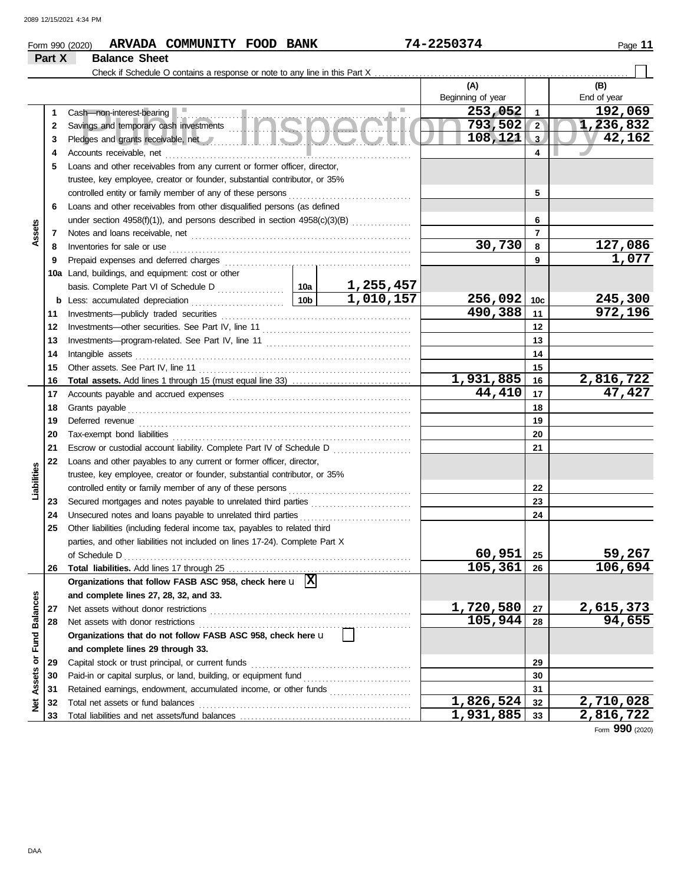Form 990 (2020) **ARVADA COMMUNITY FOOD BANK** **74-2250374** Page **11**

## Part X Balance Sheet

Check if Schedule O contains a response or note to any line in this Part X . . . . . . ☐

| | | | | (A) Beginning of year | | (B) End of year |
|---|---|---|---|---|---|---|
| **Assets** | **1** | Cash—non-interest-bearing | | 253,052 | 1 | 192,069 |
| | **2** | Savings and temporary cash investments | | 793,502 | 2 | 1,236,832 |
| | **3** | Pledges and grants receivable, net | | 108,121 | 3 | 42,162 |
| | **4** | Accounts receivable, net | | | 4 | |
| | **5** | Loans and other receivables from any current or former officer, director, trustee, key employee, creator or founder, substantial contributor, or 35% controlled entity or family member of any of these persons | | | 5 | |
| | **6** | Loans and other receivables from other disqualified persons (as defined under section 4958(f)(1)), and persons described in section 4958(c)(3)(B) | | | 6 | |
| | **7** | Notes and loans receivable, net | | | 7 | |
| | **8** | Inventories for sale or use | | 30,730 | 8 | 127,086 |
| | **9** | Prepaid expenses and deferred charges | | | 9 | 1,077 |
| | **10a** | Land, buildings, and equipment: cost or other basis. Complete Part VI of Schedule D | 10a 1,255,457 | | | |
| | **b** | Less: accumulated depreciation | 10b 1,010,157 | 256,092 | 10c | 245,300 |
| | **11** | Investments—publicly traded securities | | 490,388 | 11 | 972,196 |
| | **12** | Investments—other securities. See Part IV, line 11 | | | 12 | |
| | **13** | Investments—program-related. See Part IV, line 11 | | | 13 | |
| | **14** | Intangible assets | | | 14 | |
| | **15** | Other assets. See Part IV, line 11 | | | 15 | |
| | **16** | **Total assets.** Add lines 1 through 15 (must equal line 33) | | 1,931,885 | 16 | 2,816,722 |
| **Liabilities** | **17** | Accounts payable and accrued expenses | | 44,410 | 17 | 47,427 |
| | **18** | Grants payable | | | 18 | |
| | **19** | Deferred revenue | | | 19 | |
| | **20** | Tax-exempt bond liabilities | | | 20 | |
| | **21** | Escrow or custodial account liability. Complete Part IV of Schedule D | | | 21 | |
| | **22** | Loans and other payables to any current or former officer, director, trustee, key employee, creator or founder, substantial contributor, or 35% controlled entity or family member of any of these persons | | | 22 | |
| | **23** | Secured mortgages and notes payable to unrelated third parties | | | 23 | |
| | **24** | Unsecured notes and loans payable to unrelated third parties | | | 24 | |
| | **25** | Other liabilities (including federal income tax, payables to related third parties, and other liabilities not included on lines 17-24). Complete Part X of Schedule D | | 60,951 | 25 | 59,267 |
| | **26** | **Total liabilities.** Add lines 17 through 25 | | 105,361 | 26 | 106,694 |
| **Net Assets or Fund Balances** | | **Organizations that follow FASB ASC 958, check here** ☒ **and complete lines 27, 28, 32, and 33.** | | | | |
| | **27** | Net assets without donor restrictions | | 1,720,580 | 27 | 2,615,373 |
| | **28** | Net assets with donor restrictions | | 105,944 | 28 | 94,655 |
| | | **Organizations that do not follow FASB ASC 958, check here** ☐ **and complete lines 29 through 33.** | | | | |
| | **29** | Capital stock or trust principal, or current funds | | | 29 | |
| | **30** | Paid-in or capital surplus, or land, building, or equipment fund | | | 30 | |
| | **31** | Retained earnings, endowment, accumulated income, or other funds | | | 31 | |
| | **32** | Total net assets or fund balances | | 1,826,524 | 32 | 2,710,028 |
| | **33** | Total liabilities and net assets/fund balances | | 1,931,885 | 33 | 2,816,722 |

Form **990** (2020)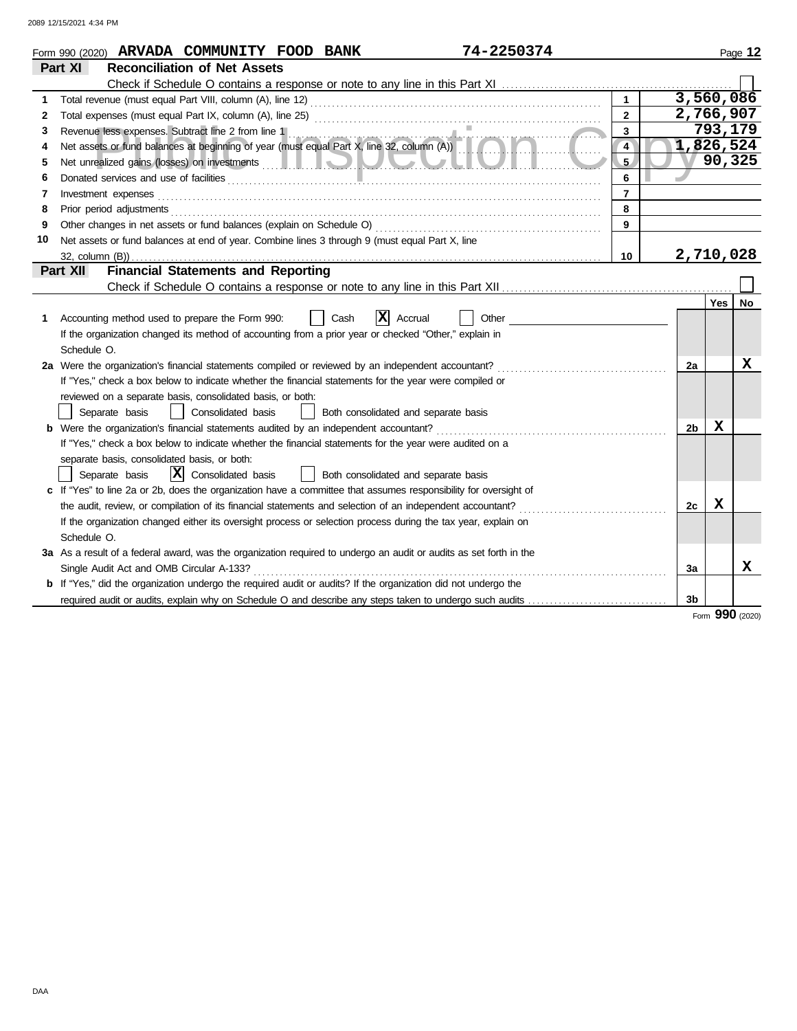Form 990 (2020) **ARVADA COMMUNITY FOOD BANK** 74-2250374

## Part XI Reconciliation of Net Assets

Check if Schedule O contains a response or note to any line in this Part XI ☐

| | | | |
|---|---|---|---|
| 1 | Total revenue (must equal Part VIII, column (A), line 12) | 1 | 3,560,086 |
| 2 | Total expenses (must equal Part IX, column (A), line 25) | 2 | 2,766,907 |
| 3 | Revenue less expenses. Subtract line 2 from line 1 | 3 | 793,179 |
| 4 | Net assets or fund balances at beginning of year (must equal Part X, line 32, column (A)) | 4 | 1,826,524 |
| 5 | Net unrealized gains (losses) on investments | 5 | 90,325 |
| 6 | Donated services and use of facilities | 6 | |
| 7 | Investment expenses | 7 | |
| 8 | Prior period adjustments | 8 | |
| 9 | Other changes in net assets or fund balances (explain on Schedule O) | 9 | |
| 10 | Net assets or fund balances at end of year. Combine lines 3 through 9 (must equal Part X, line 32, column (B)) | 10 | 2,710,028 |

## Part XII Financial Statements and Reporting

Check if Schedule O contains a response or note to any line in this Part XII ☐

| | | | Yes | No |
|---|---|---|---|---|
| 1 | Accounting method used to prepare the Form 990: ☐ Cash ☒ Accrual ☐ Other<br>If the organization changed its method of accounting from a prior year or checked "Other," explain in Schedule O. | | | |
| 2a | Were the organization's financial statements compiled or reviewed by an independent accountant?<br>If "Yes," check a box below to indicate whether the financial statements for the year were compiled or reviewed on a separate basis, consolidated basis, or both:<br>☐ Separate basis ☐ Consolidated basis ☐ Both consolidated and separate basis | 2a | | X |
| b | Were the organization's financial statements audited by an independent accountant?<br>If "Yes," check a box below to indicate whether the financial statements for the year were audited on a separate basis, consolidated basis, or both:<br>☐ Separate basis ☒ Consolidated basis ☐ Both consolidated and separate basis | 2b | X | |
| c | If "Yes" to line 2a or 2b, does the organization have a committee that assumes responsibility for oversight of the audit, review, or compilation of its financial statements and selection of an independent accountant?<br>If the organization changed either its oversight process or selection process during the tax year, explain on Schedule O. | 2c | X | |
| 3a | As a result of a federal award, was the organization required to undergo an audit or audits as set forth in the Single Audit Act and OMB Circular A-133? | 3a | | X |
| b | If "Yes," did the organization undergo the required audit or audits? If the organization did not undergo the required audit or audits, explain why on Schedule O and describe any steps taken to undergo such audits | 3b | | |

Form **990** (2020)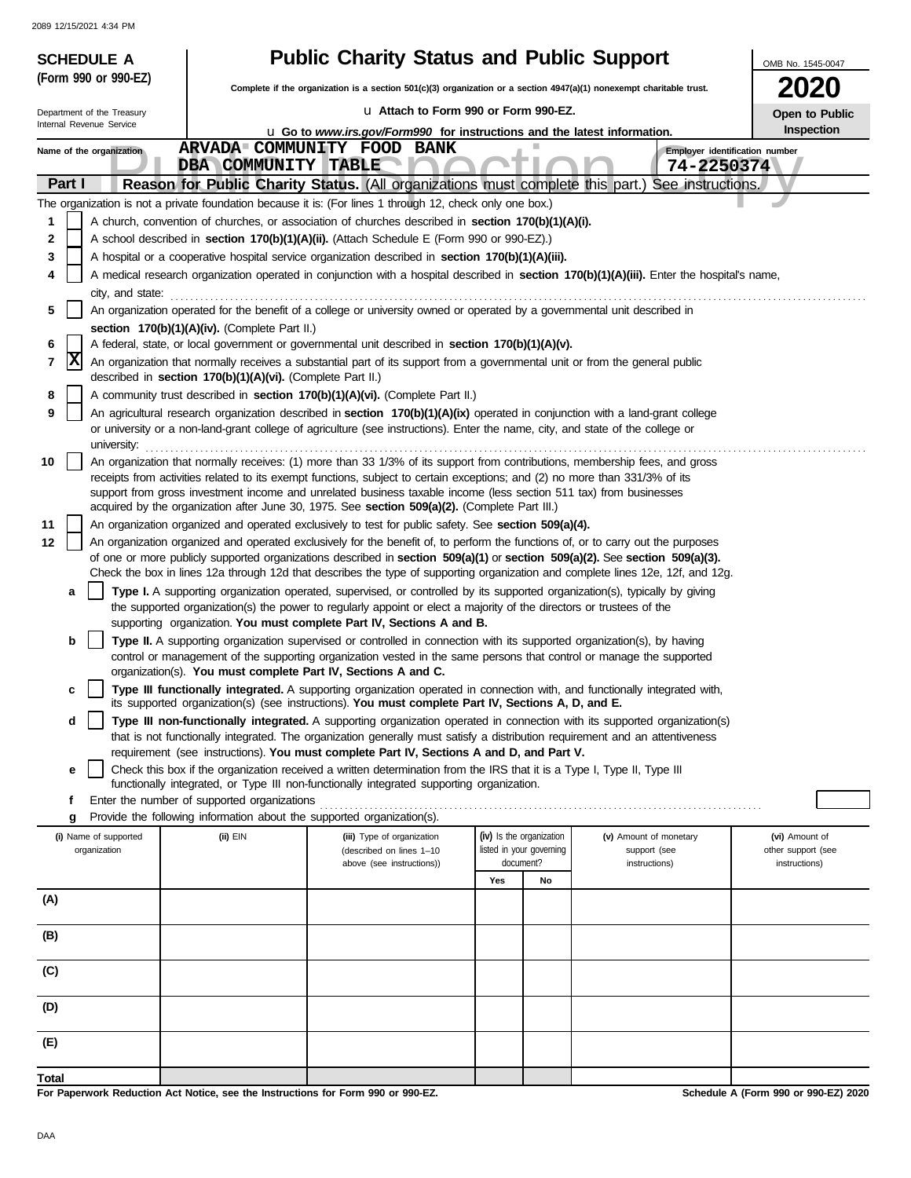2089 12/15/2021 4:34 PM

**SCHEDULE A (Form 990 or 990-EZ)**

Department of the Treasury
Internal Revenue Service

# Public Charity Status and Public Support

**Complete if the organization is a section 501(c)(3) organization or a section 4947(a)(1) nonexempt charitable trust.**

u Attach to Form 990 or Form 990-EZ.

u Go to *www.irs.gov/Form990* for instructions and the latest information.

OMB No. 1545-0047

**2020**

**Open to Public Inspection**

Name of the organization: **ARVADA COMMUNITY FOOD BANK DBA COMMUNITY TABLE**

Employer identification number: **74-2250374**

Public Inspection Copy

## Part I — Reason for Public Charity Status. (All organizations must complete this part.) See instructions.

The organization is not a private foundation because it is: (For lines 1 through 12, check only one box.)

1. [ ] A church, convention of churches, or association of churches described in **section 170(b)(1)(A)(i).**
2. [ ] A school described in **section 170(b)(1)(A)(ii).** (Attach Schedule E (Form 990 or 990-EZ).)
3. [ ] A hospital or a cooperative hospital service organization described in **section 170(b)(1)(A)(iii).**
4. [ ] A medical research organization operated in conjunction with a hospital described in **section 170(b)(1)(A)(iii).** Enter the hospital's name, city, and state:
5. [ ] An organization operated for the benefit of a college or university owned or operated by a governmental unit described in **section 170(b)(1)(A)(iv).** (Complete Part II.)
6. [ ] A federal, state, or local government or governmental unit described in **section 170(b)(1)(A)(v).**
7. [X] An organization that normally receives a substantial part of its support from a governmental unit or from the general public described in **section 170(b)(1)(A)(vi).** (Complete Part II.)
8. [ ] A community trust described in **section 170(b)(1)(A)(vi).** (Complete Part II.)
9. [ ] An agricultural research organization described in **section 170(b)(1)(A)(ix)** operated in conjunction with a land-grant college or university or a non-land-grant college of agriculture (see instructions). Enter the name, city, and state of the college or university:
10. [ ] An organization that normally receives: (1) more than 33 1/3% of its support from contributions, membership fees, and gross receipts from activities related to its exempt functions, subject to certain exceptions; and (2) no more than 331/3% of its support from gross investment income and unrelated business taxable income (less section 511 tax) from businesses acquired by the organization after June 30, 1975. See **section 509(a)(2).** (Complete Part III.)
11. [ ] An organization organized and operated exclusively to test for public safety. See **section 509(a)(4).**
12. [ ] An organization organized and operated exclusively for the benefit of, to perform the functions of, or to carry out the purposes of one or more publicly supported organizations described in **section 509(a)(1)** or **section 509(a)(2).** See **section 509(a)(3).** Check the box in lines 12a through 12d that describes the type of supporting organization and complete lines 12e, 12f, and 12g.
   - **a** [ ] **Type I.** A supporting organization operated, supervised, or controlled by its supported organization(s), typically by giving the supported organization(s) the power to regularly appoint or elect a majority of the directors or trustees of the supporting organization. **You must complete Part IV, Sections A and B.**
   - **b** [ ] **Type II.** A supporting organization supervised or controlled in connection with its supported organization(s), by having control or management of the supporting organization vested in the same persons that control or manage the supported organization(s). **You must complete Part IV, Sections A and C.**
   - **c** [ ] **Type III functionally integrated.** A supporting organization operated in connection with, and functionally integrated with, its supported organization(s) (see instructions). **You must complete Part IV, Sections A, D, and E.**
   - **d** [ ] **Type III non-functionally integrated.** A supporting organization operated in connection with its supported organization(s) that is not functionally integrated. The organization generally must satisfy a distribution requirement and an attentiveness requirement (see instructions). **You must complete Part IV, Sections A and D, and Part V.**
   - **e** [ ] Check this box if the organization received a written determination from the IRS that it is a Type I, Type II, Type III functionally integrated, or Type III non-functionally integrated supporting organization.
   - **f** Enter the number of supported organizations
   - **g** Provide the following information about the supported organization(s).

| (i) Name of supported organization | (ii) EIN | (iii) Type of organization (described on lines 1–10 above (see instructions)) | (iv) Is the organization listed in your governing document? Yes | No | (v) Amount of monetary support (see instructions) | (vi) Amount of other support (see instructions) |
|---|---|---|---|---|---|---|
| (A) | | | | | | |
| (B) | | | | | | |
| (C) | | | | | | |
| (D) | | | | | | |
| (E) | | | | | | |
| **Total** | | | | | | |

**For Paperwork Reduction Act Notice, see the Instructions for Form 990 or 990-EZ.**

**Schedule A (Form 990 or 990-EZ) 2020**

DAA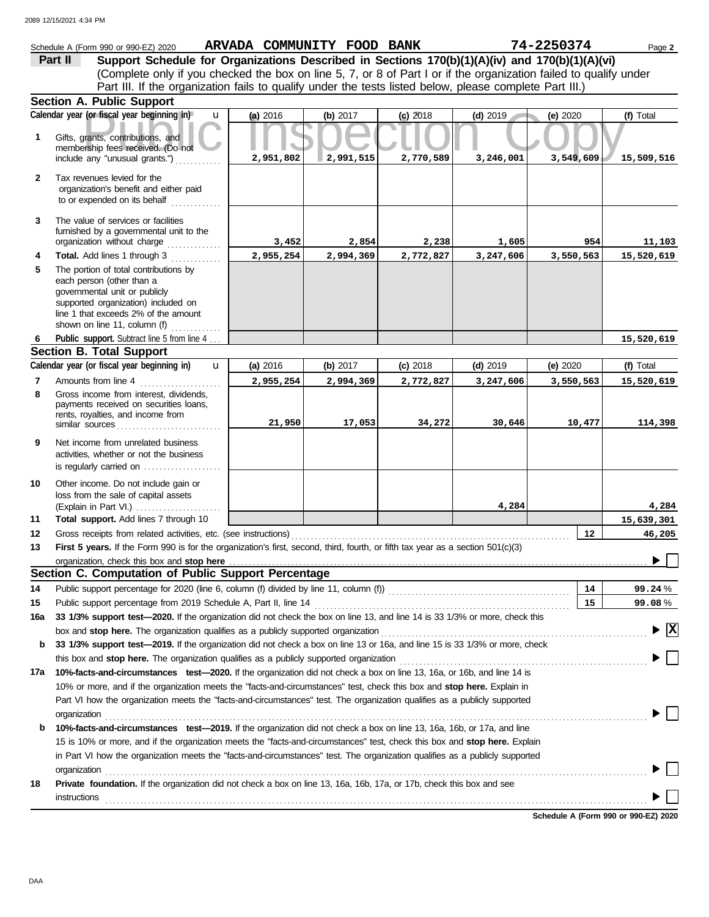Schedule A (Form 990 or 990-EZ) 2020 **ARVADA COMMUNITY FOOD BANK** **74-2250374**

**Part II** **Support Schedule for Organizations Described in Sections 170(b)(1)(A)(iv) and 170(b)(1)(A)(vi)**
(Complete only if you checked the box on line 5, 7, or 8 of Part I or if the organization failed to qualify under Part III. If the organization fails to qualify under the tests listed below, please complete Part III.)

## Section A. Public Support

| | Calendar year (or fiscal year beginning in) | (a) 2016 | (b) 2017 | (c) 2018 | (d) 2019 | (e) 2020 | (f) Total |
|---|---|---|---|---|---|---|---|
| 1 | Gifts, grants, contributions, and membership fees received. (Do not include any "unusual grants.") | 2,951,802 | 2,991,515 | 2,770,589 | 3,246,001 | 3,549,609 | 15,509,516 |
| 2 | Tax revenues levied for the organization's benefit and either paid to or expended on its behalf | | | | | | |
| 3 | The value of services or facilities furnished by a governmental unit to the organization without charge | 3,452 | 2,854 | 2,238 | 1,605 | 954 | 11,103 |
| 4 | **Total.** Add lines 1 through 3 | 2,955,254 | 2,994,369 | 2,772,827 | 3,247,606 | 3,550,563 | 15,520,619 |
| 5 | The portion of total contributions by each person (other than a governmental unit or publicly supported organization) included on line 1 that exceeds 2% of the amount shown on line 11, column (f) | | | | | | |
| 6 | **Public support.** Subtract line 5 from line 4 | | | | | | 15,520,619 |

## Section B. Total Support

| | Calendar year (or fiscal year beginning in) | (a) 2016 | (b) 2017 | (c) 2018 | (d) 2019 | (e) 2020 | (f) Total |
|---|---|---|---|---|---|---|---|
| 7 | Amounts from line 4 | 2,955,254 | 2,994,369 | 2,772,827 | 3,247,606 | 3,550,563 | 15,520,619 |
| 8 | Gross income from interest, dividends, payments received on securities loans, rents, royalties, and income from similar sources | 21,950 | 17,053 | 34,272 | 30,646 | 10,477 | 114,398 |
| 9 | Net income from unrelated business activities, whether or not the business is regularly carried on | | | | | | |
| 10 | Other income. Do not include gain or loss from the sale of capital assets (Explain in Part VI.) | | | | 4,284 | | 4,284 |
| 11 | **Total support.** Add lines 7 through 10 | | | | | | 15,639,301 |

12 Gross receipts from related activities, etc. (see instructions) **12** 46,205

13 **First 5 years.** If the Form 990 is for the organization's first, second, third, fourth, or fifth tax year as a section 501(c)(3) organization, check this box and **stop here** ☐

## Section C. Computation of Public Support Percentage

14 Public support percentage for 2020 (line 6, column (f) divided by line 11, column (f)) **14** 99.24 %

15 Public support percentage from 2019 Schedule A, Part II, line 14 **15** 99.08 %

16a **33 1/3% support test—2020.** If the organization did not check the box on line 13, and line 14 is 33 1/3% or more, check this box and **stop here.** The organization qualifies as a publicly supported organization ☒

b **33 1/3% support test—2019.** If the organization did not check a box on line 13 or 16a, and line 15 is 33 1/3% or more, check this box and **stop here.** The organization qualifies as a publicly supported organization ☐

17a **10%-facts-and-circumstances test—2020.** If the organization did not check a box on line 13, 16a, or 16b, and line 14 is 10% or more, and if the organization meets the "facts-and-circumstances" test, check this box and **stop here.** Explain in Part VI how the organization meets the "facts-and-circumstances" test. The organization qualifies as a publicly supported organization ☐

b **10%-facts-and-circumstances test—2019.** If the organization did not check a box on line 13, 16a, 16b, or 17a, and line 15 is 10% or more, and if the organization meets the "facts-and-circumstances" test, check this box and **stop here.** Explain in Part VI how the organization meets the "facts-and-circumstances" test. The organization qualifies as a publicly supported organization ☐

18 **Private foundation.** If the organization did not check a box on line 13, 16a, 16b, 17a, or 17b, check this box and see instructions ☐

**Schedule A (Form 990 or 990-EZ) 2020**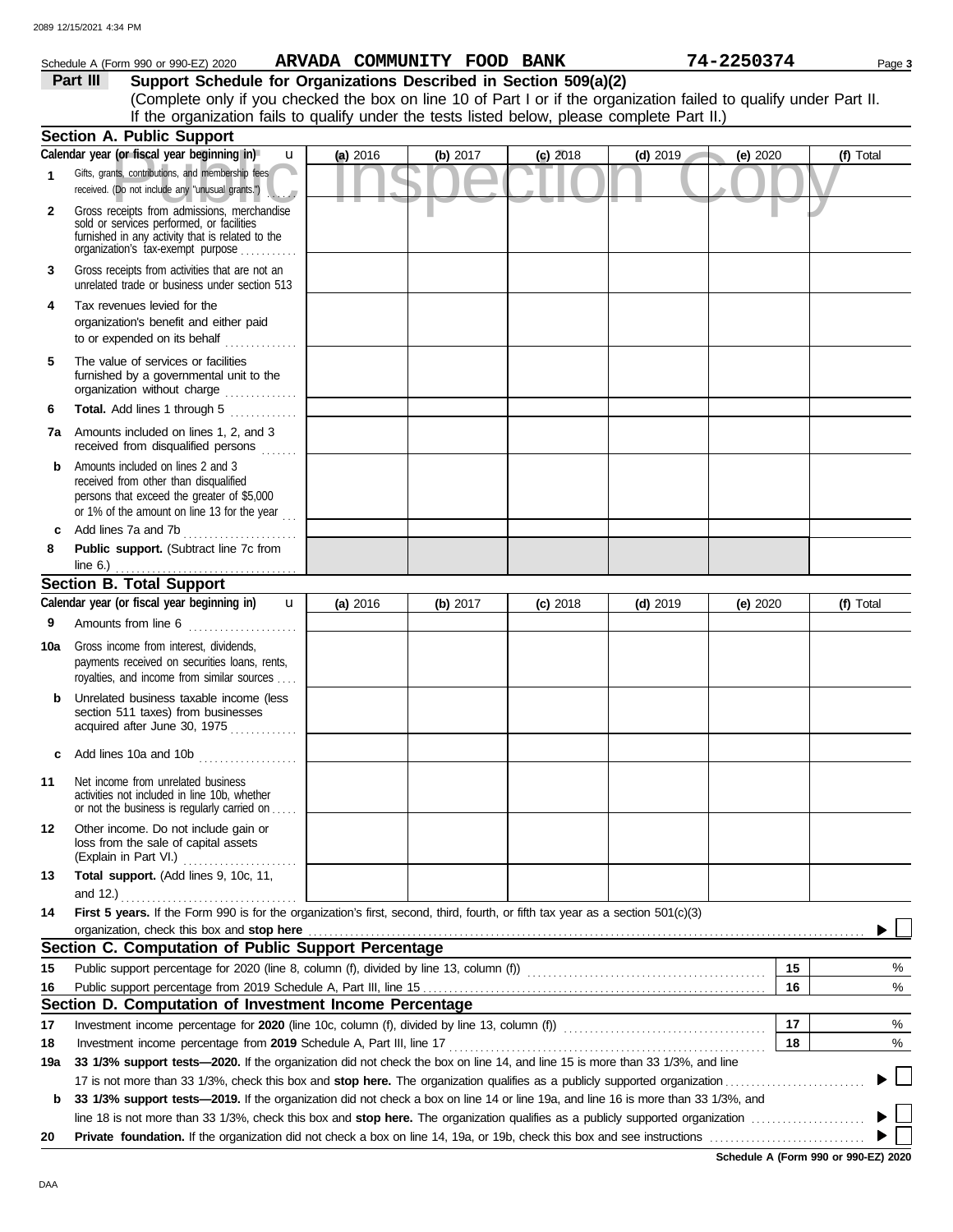Schedule A (Form 990 or 990-EZ) 2020 **ARVADA COMMUNITY FOOD BANK** **74-2250374**

**Part III** **Support Schedule for Organizations Described in Section 509(a)(2)**

(Complete only if you checked the box on line 10 of Part I or if the organization failed to qualify under Part II. If the organization fails to qualify under the tests listed below, please complete Part II.)

Public Inspection Copy

## Section A. Public Support

| Calendar year (or fiscal year beginning in) | (a) 2016 | (b) 2017 | (c) 2018 | (d) 2019 | (e) 2020 | (f) Total |
|---|---|---|---|---|---|---|
| **1** Gifts, grants, contributions, and membership fees received. (Do not include any "unusual grants.") | | | | | | |
| **2** Gross receipts from admissions, merchandise sold or services performed, or facilities furnished in any activity that is related to the organization's tax-exempt purpose | | | | | | |
| **3** Gross receipts from activities that are not an unrelated trade or business under section 513 | | | | | | |
| **4** Tax revenues levied for the organization's benefit and either paid to or expended on its behalf | | | | | | |
| **5** The value of services or facilities furnished by a governmental unit to the organization without charge | | | | | | |
| **6** **Total.** Add lines 1 through 5 | | | | | | |
| **7a** Amounts included on lines 1, 2, and 3 received from disqualified persons | | | | | | |
| **b** Amounts included on lines 2 and 3 received from other than disqualified persons that exceed the greater of $5,000 or 1% of the amount on line 13 for the year | | | | | | |
| **c** Add lines 7a and 7b | | | | | | |
| **8** **Public support.** (Subtract line 7c from line 6.) | | | | | | |

## Section B. Total Support

| Calendar year (or fiscal year beginning in) | (a) 2016 | (b) 2017 | (c) 2018 | (d) 2019 | (e) 2020 | (f) Total |
|---|---|---|---|---|---|---|
| **9** Amounts from line 6 | | | | | | |
| **10a** Gross income from interest, dividends, payments received on securities loans, rents, royalties, and income from similar sources | | | | | | |
| **b** Unrelated business taxable income (less section 511 taxes) from businesses acquired after June 30, 1975 | | | | | | |
| **c** Add lines 10a and 10b | | | | | | |
| **11** Net income from unrelated business activities not included in line 10b, whether or not the business is regularly carried on | | | | | | |
| **12** Other income. Do not include gain or loss from the sale of capital assets (Explain in Part VI.) | | | | | | |
| **13** **Total support.** (Add lines 9, 10c, 11, and 12.) | | | | | | |

**14** **First 5 years.** If the Form 990 is for the organization's first, second, third, fourth, or fifth tax year as a section 501(c)(3) organization, check this box and **stop here** ▶ ☐

## Section C. Computation of Public Support Percentage

| | | | |
|---|---|---|---|
| **15** | Public support percentage for 2020 (line 8, column (f), divided by line 13, column (f)) | 15 | % |
| **16** | Public support percentage from 2019 Schedule A, Part III, line 15 | 16 | % |

## Section D. Computation of Investment Income Percentage

| | | | |
|---|---|---|---|
| **17** | Investment income percentage for **2020** (line 10c, column (f), divided by line 13, column (f)) | 17 | % |
| **18** | Investment income percentage from **2019** Schedule A, Part III, line 17 | 18 | % |

**19a** **33 1/3% support tests—2020.** If the organization did not check the box on line 14, and line 15 is more than 33 1/3%, and line 17 is not more than 33 1/3%, check this box and **stop here.** The organization qualifies as a publicly supported organization ▶ ☐

**b** **33 1/3% support tests—2019.** If the organization did not check a box on line 14 or line 19a, and line 16 is more than 33 1/3%, and line 18 is not more than 33 1/3%, check this box and **stop here.** The organization qualifies as a publicly supported organization ▶ ☐

**20** **Private foundation.** If the organization did not check a box on line 14, 19a, or 19b, check this box and see instructions ▶ ☐

**Schedule A (Form 990 or 990-EZ) 2020**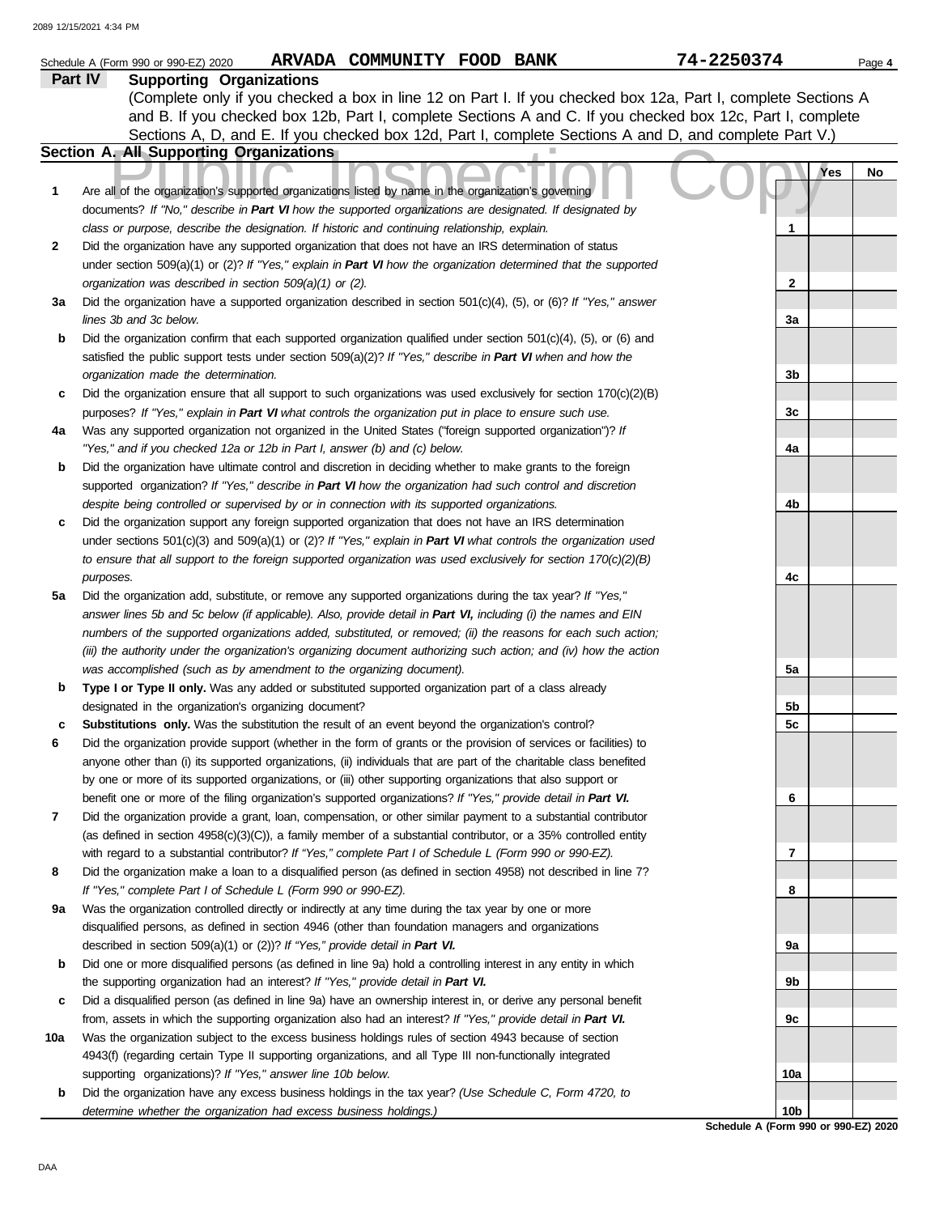Schedule A (Form 990 or 990-EZ) 2020 **ARVADA COMMUNITY FOOD BANK** **74-2250374** Page **4**

## Part IV Supporting Organizations

(Complete only if you checked a box in line 12 on Part I. If you checked box 12a, Part I, complete Sections A and B. If you checked box 12b, Part I, complete Sections A and C. If you checked box 12c, Part I, complete Sections A, D, and E. If you checked box 12d, Part I, complete Sections A and D, and complete Part V.)

### Section A. All Supporting Organizations

| | | | Yes | No |
|---|---|---|---|---|
| **1** | Are all of the organization's supported organizations listed by name in the organization's governing documents? *If "No," describe in **Part VI** how the supported organizations are designated. If designated by class or purpose, describe the designation. If historic and continuing relationship, explain.* | **1** | | |
| **2** | Did the organization have any supported organization that does not have an IRS determination of status under section 509(a)(1) or (2)? *If "Yes," explain in **Part VI** how the organization determined that the supported organization was described in section 509(a)(1) or (2).* | **2** | | |
| **3a** | Did the organization have a supported organization described in section 501(c)(4), (5), or (6)? *If "Yes," answer lines 3b and 3c below.* | **3a** | | |
| **b** | Did the organization confirm that each supported organization qualified under section 501(c)(4), (5), or (6) and satisfied the public support tests under section 509(a)(2)? *If "Yes," describe in **Part VI** when and how the organization made the determination.* | **3b** | | |
| **c** | Did the organization ensure that all support to such organizations was used exclusively for section 170(c)(2)(B) purposes? *If "Yes," explain in **Part VI** what controls the organization put in place to ensure such use.* | **3c** | | |
| **4a** | Was any supported organization not organized in the United States ("foreign supported organization")? *If "Yes," and if you checked 12a or 12b in Part I, answer (b) and (c) below.* | **4a** | | |
| **b** | Did the organization have ultimate control and discretion in deciding whether to make grants to the foreign supported organization? *If "Yes," describe in **Part VI** how the organization had such control and discretion despite being controlled or supervised by or in connection with its supported organizations.* | **4b** | | |
| **c** | Did the organization support any foreign supported organization that does not have an IRS determination under sections 501(c)(3) and 509(a)(1) or (2)? *If "Yes," explain in **Part VI** what controls the organization used to ensure that all support to the foreign supported organization was used exclusively for section 170(c)(2)(B) purposes.* | **4c** | | |
| **5a** | Did the organization add, substitute, or remove any supported organizations during the tax year? *If "Yes," answer lines 5b and 5c below (if applicable). Also, provide detail in **Part VI,** including (i) the names and EIN numbers of the supported organizations added, substituted, or removed; (ii) the reasons for each such action; (iii) the authority under the organization's organizing document authorizing such action; and (iv) how the action was accomplished (such as by amendment to the organizing document).* | **5a** | | |
| **b** | **Type I or Type II only.** Was any added or substituted supported organization part of a class already designated in the organization's organizing document? | **5b** | | |
| **c** | **Substitutions only.** Was the substitution the result of an event beyond the organization's control? | **5c** | | |
| **6** | Did the organization provide support (whether in the form of grants or the provision of services or facilities) to anyone other than (i) its supported organizations, (ii) individuals that are part of the charitable class benefited by one or more of its supported organizations, or (iii) other supporting organizations that also support or benefit one or more of the filing organization's supported organizations? *If "Yes," provide detail in **Part VI.*** | **6** | | |
| **7** | Did the organization provide a grant, loan, compensation, or other similar payment to a substantial contributor (as defined in section 4958(c)(3)(C)), a family member of a substantial contributor, or a 35% controlled entity with regard to a substantial contributor? *If "Yes," complete Part I of Schedule L (Form 990 or 990-EZ).* | **7** | | |
| **8** | Did the organization make a loan to a disqualified person (as defined in section 4958) not described in line 7? *If "Yes," complete Part I of Schedule L (Form 990 or 990-EZ).* | **8** | | |
| **9a** | Was the organization controlled directly or indirectly at any time during the tax year by one or more disqualified persons, as defined in section 4946 (other than foundation managers and organizations described in section 509(a)(1) or (2))? *If "Yes," provide detail in **Part VI.*** | **9a** | | |
| **b** | Did one or more disqualified persons (as defined in line 9a) hold a controlling interest in any entity in which the supporting organization had an interest? *If "Yes," provide detail in **Part VI.*** | **9b** | | |
| **c** | Did a disqualified person (as defined in line 9a) have an ownership interest in, or derive any personal benefit from, assets in which the supporting organization also had an interest? *If "Yes," provide detail in **Part VI.*** | **9c** | | |
| **10a** | Was the organization subject to the excess business holdings rules of section 4943 because of section 4943(f) (regarding certain Type II supporting organizations, and all Type III non-functionally integrated supporting organizations)? *If "Yes," answer line 10b below.* | **10a** | | |
| **b** | Did the organization have any excess business holdings in the tax year? *(Use Schedule C, Form 4720, to determine whether the organization had excess business holdings.)* | **10b** | | |

**Schedule A (Form 990 or 990-EZ) 2020**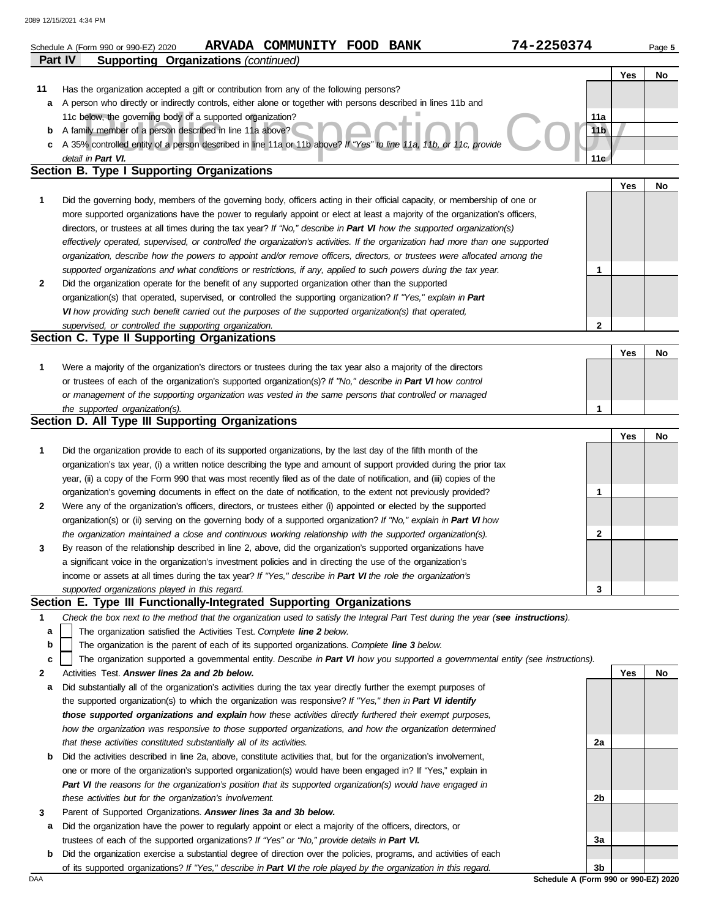Schedule A (Form 990 or 990-EZ) 2020 **ARVADA COMMUNITY FOOD BANK** **74-2250374**

## Part IV Supporting Organizations *(continued)*

| | | | Yes | No |
|---|---|---|---|---|
| **11** | Has the organization accepted a gift or contribution from any of the following persons? | | | |
| **a** | A person who directly or indirectly controls, either alone or together with persons described in lines 11b and 11c below, the governing body of a supported organization? | 11a | | |
| **b** | A family member of a person described in line 11a above? | 11b | | |
| **c** | A 35% controlled entity of a person described in line 11a or 11b above? *If "Yes" to line 11a, 11b, or 11c, provide detail in* ***Part VI.*** | 11c | | |

### Section B. Type I Supporting Organizations

| | | | Yes | No |
|---|---|---|---|---|
| **1** | Did the governing body, members of the governing body, officers acting in their official capacity, or membership of one or more supported organizations have the power to regularly appoint or elect at least a majority of the organization's officers, directors, or trustees at all times during the tax year? *If "No," describe in* ***Part VI*** *how the supported organization(s) effectively operated, supervised, or controlled the organization's activities. If the organization had more than one supported organization, describe how the powers to appoint and/or remove officers, directors, or trustees were allocated among the supported organizations and what conditions or restrictions, if any, applied to such powers during the tax year.* | 1 | | |
| **2** | Did the organization operate for the benefit of any supported organization other than the supported organization(s) that operated, supervised, or controlled the supporting organization? *If "Yes," explain in* ***Part VI*** *how providing such benefit carried out the purposes of the supported organization(s) that operated, supervised, or controlled the supporting organization.* | 2 | | |

### Section C. Type II Supporting Organizations

| | | | Yes | No |
|---|---|---|---|---|
| **1** | Were a majority of the organization's directors or trustees during the tax year also a majority of the directors or trustees of each of the organization's supported organization(s)? *If "No," describe in* ***Part VI*** *how control or management of the supporting organization was vested in the same persons that controlled or managed the supported organization(s).* | 1 | | |

### Section D. All Type III Supporting Organizations

| | | | Yes | No |
|---|---|---|---|---|
| **1** | Did the organization provide to each of its supported organizations, by the last day of the fifth month of the organization's tax year, (i) a written notice describing the type and amount of support provided during the prior tax year, (ii) a copy of the Form 990 that was most recently filed as of the date of notification, and (iii) copies of the organization's governing documents in effect on the date of notification, to the extent not previously provided? | 1 | | |
| **2** | Were any of the organization's officers, directors, or trustees either (i) appointed or elected by the supported organization(s) or (ii) serving on the governing body of a supported organization? *If "No," explain in* ***Part VI*** *how the organization maintained a close and continuous working relationship with the supported organization(s).* | 2 | | |
| **3** | By reason of the relationship described in line 2, above, did the organization's supported organizations have a significant voice in the organization's investment policies and in directing the use of the organization's income or assets at all times during the tax year? *If "Yes," describe in* ***Part VI*** *the role the organization's supported organizations played in this regard.* | 3 | | |

### Section E. Type III Functionally-Integrated Supporting Organizations

**1** *Check the box next to the method that the organization used to satisfy the Integral Part Test during the year (**see instructions**).*

- **a** ☐ The organization satisfied the Activities Test. *Complete **line 2** below.*
- **b** ☐ The organization is the parent of each of its supported organizations. *Complete **line 3** below.*
- **c** ☐ The organization supported a governmental entity. *Describe in **Part VI** how you supported a governmental entity (see instructions).*

| | | | Yes | No |
|---|---|---|---|---|
| **2** | Activities Test. ***Answer lines 2a and 2b below.*** | | | |
| **a** | Did substantially all of the organization's activities during the tax year directly further the exempt purposes of the supported organization(s) to which the organization was responsive? *If "Yes," then in* ***Part VI identify those supported organizations and explain*** *how these activities directly furthered their exempt purposes, how the organization was responsive to those supported organizations, and how the organization determined that these activities constituted substantially all of its activities.* | 2a | | |
| **b** | Did the activities described in line 2a, above, constitute activities that, but for the organization's involvement, one or more of the organization's supported organization(s) would have been engaged in? If "Yes," explain in ***Part VI*** *the reasons for the organization's position that its supported organization(s) would have engaged in these activities but for the organization's involvement.* | 2b | | |
| **3** | Parent of Supported Organizations. ***Answer lines 3a and 3b below.*** | | | |
| **a** | Did the organization have the power to regularly appoint or elect a majority of the officers, directors, or trustees of each of the supported organizations? *If "Yes" or "No," provide details in* ***Part VI.*** | 3a | | |
| **b** | Did the organization exercise a substantial degree of direction over the policies, programs, and activities of each of its supported organizations? *If "Yes," describe in* ***Part VI*** *the role played by the organization in this regard.* | 3b | | |

**Schedule A (Form 990 or 990-EZ) 2020**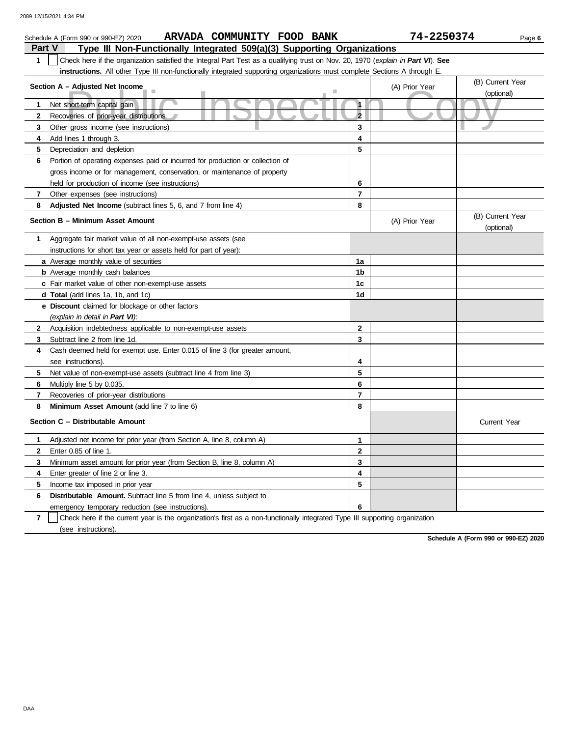Schedule A (Form 990 or 990-EZ) 2020 **ARVADA COMMUNITY FOOD BANK** **74-2250374**

## Part V Type III Non-Functionally Integrated 509(a)(3) Supporting Organizations

**1** ☐ Check here if the organization satisfied the Integral Part Test as a qualifying trust on Nov. 20, 1970 (*explain in **Part VI***). **See instructions.** All other Type III non-functionally integrated supporting organizations must complete Sections A through E.

| Section A – Adjusted Net Income | | (A) Prior Year | (B) Current Year (optional) |
|---|---|---|---|
| **1** Net short-term capital gain | 1 | | |
| **2** Recoveries of prior-year distributions | 2 | | |
| **3** Other gross income (see instructions) | 3 | | |
| **4** Add lines 1 through 3. | 4 | | |
| **5** Depreciation and depletion | 5 | | |
| **6** Portion of operating expenses paid or incurred for production or collection of gross income or for management, conservation, or maintenance of property held for production of income (see instructions) | 6 | | |
| **7** Other expenses (see instructions) | 7 | | |
| **8** **Adjusted Net Income** (subtract lines 5, 6, and 7 from line 4) | 8 | | |

| Section B – Minimum Asset Amount | | (A) Prior Year | (B) Current Year (optional) |
|---|---|---|---|
| **1** Aggregate fair market value of all non-exempt-use assets (see instructions for short tax year or assets held for part of year): | | | |
| **a** Average monthly value of securities | 1a | | |
| **b** Average monthly cash balances | 1b | | |
| **c** Fair market value of other non-exempt-use assets | 1c | | |
| **d** **Total** (add lines 1a, 1b, and 1c) | 1d | | |
| **e** **Discount** claimed for blockage or other factors (*explain in detail in **Part VI***): | | | |
| **2** Acquisition indebtedness applicable to non-exempt-use assets | 2 | | |
| **3** Subtract line 2 from line 1d. | 3 | | |
| **4** Cash deemed held for exempt use. Enter 0.015 of line 3 (for greater amount, see instructions). | 4 | | |
| **5** Net value of non-exempt-use assets (subtract line 4 from line 3) | 5 | | |
| **6** Multiply line 5 by 0.035. | 6 | | |
| **7** Recoveries of prior-year distributions | 7 | | |
| **8** **Minimum Asset Amount** (add line 7 to line 6) | 8 | | |

| Section C – Distributable Amount | | | Current Year |
|---|---|---|---|
| **1** Adjusted net income for prior year (from Section A, line 8, column A) | 1 | | |
| **2** Enter 0.85 of line 1. | 2 | | |
| **3** Minimum asset amount for prior year (from Section B, line 8, column A) | 3 | | |
| **4** Enter greater of line 2 or line 3. | 4 | | |
| **5** Income tax imposed in prior year | 5 | | |
| **6** **Distributable Amount.** Subtract line 5 from line 4, unless subject to emergency temporary reduction (see instructions). | 6 | | |

**7** ☐ Check here if the current year is the organization's first as a non-functionally integrated Type III supporting organization (see instructions).

**Schedule A (Form 990 or 990-EZ) 2020**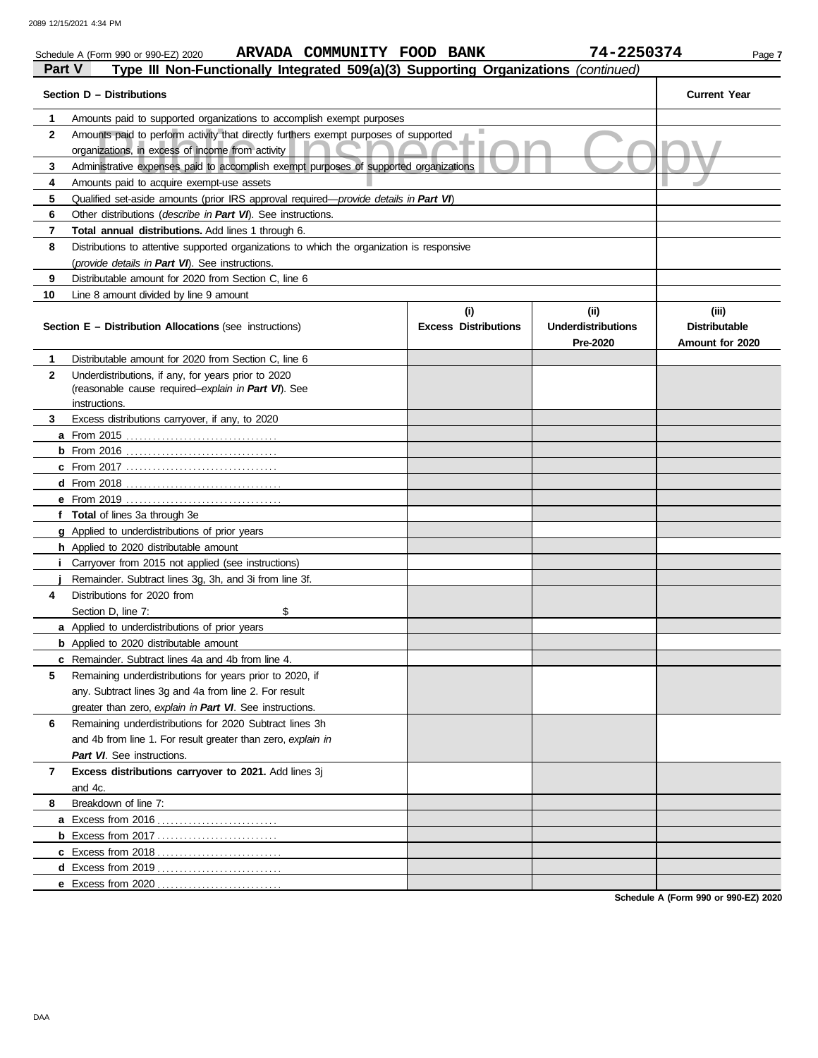Schedule A (Form 990 or 990-EZ) 2020 **ARVADA COMMUNITY FOOD BANK** **74-2250374**

## Part V Type III Non-Functionally Integrated 509(a)(3) Supporting Organizations *(continued)*

| Section D – Distributions | | Current Year |
|---|---|---|
| 1 | Amounts paid to supported organizations to accomplish exempt purposes | |
| 2 | Amounts paid to perform activity that directly furthers exempt purposes of supported organizations, in excess of income from activity | |
| 3 | Administrative expenses paid to accomplish exempt purposes of supported organizations | |
| 4 | Amounts paid to acquire exempt-use assets | |
| 5 | Qualified set-aside amounts (prior IRS approval required—*provide details in **Part VI***) | |
| 6 | Other distributions (*describe in **Part VI***). See instructions. | |
| 7 | **Total annual distributions.** Add lines 1 through 6. | |
| 8 | Distributions to attentive supported organizations to which the organization is responsive (*provide details in **Part VI***). See instructions. | |
| 9 | Distributable amount for 2020 from Section C, line 6 | |
| 10 | Line 8 amount divided by line 9 amount | |

| Section E – Distribution Allocations (see instructions) | | (i) Excess Distributions | (ii) Underdistributions Pre-2020 | (iii) Distributable Amount for 2020 |
|---|---|---|---|---|
| 1 | Distributable amount for 2020 from Section C, line 6 | | | |
| 2 | Underdistributions, if any, for years prior to 2020 (reasonable cause required–*explain in **Part VI***). See instructions. | | | |
| 3 | Excess distributions carryover, if any, to 2020 | | | |
| a | From 2015 | | | |
| b | From 2016 | | | |
| c | From 2017 | | | |
| d | From 2018 | | | |
| e | From 2019 | | | |
| f | **Total** of lines 3a through 3e | | | |
| g | Applied to underdistributions of prior years | | | |
| h | Applied to 2020 distributable amount | | | |
| i | Carryover from 2015 not applied (see instructions) | | | |
| j | Remainder. Subtract lines 3g, 3h, and 3i from line 3f. | | | |
| 4 | Distributions for 2020 from Section D, line 7: $ | | | |
| a | Applied to underdistributions of prior years | | | |
| b | Applied to 2020 distributable amount | | | |
| c | Remainder. Subtract lines 4a and 4b from line 4. | | | |
| 5 | Remaining underdistributions for years prior to 2020, if any. Subtract lines 3g and 4a from line 2. For result greater than zero, *explain in **Part VI***. See instructions. | | | |
| 6 | Remaining underdistributions for 2020 Subtract lines 3h and 4b from line 1. For result greater than zero, *explain in **Part VI***. See instructions. | | | |
| 7 | **Excess distributions carryover to 2021.** Add lines 3j and 4c. | | | |
| 8 | Breakdown of line 7: | | | |
| a | Excess from 2016 | | | |
| b | Excess from 2017 | | | |
| c | Excess from 2018 | | | |
| d | Excess from 2019 | | | |
| e | Excess from 2020 | | | |

**Schedule A (Form 990 or 990-EZ) 2020**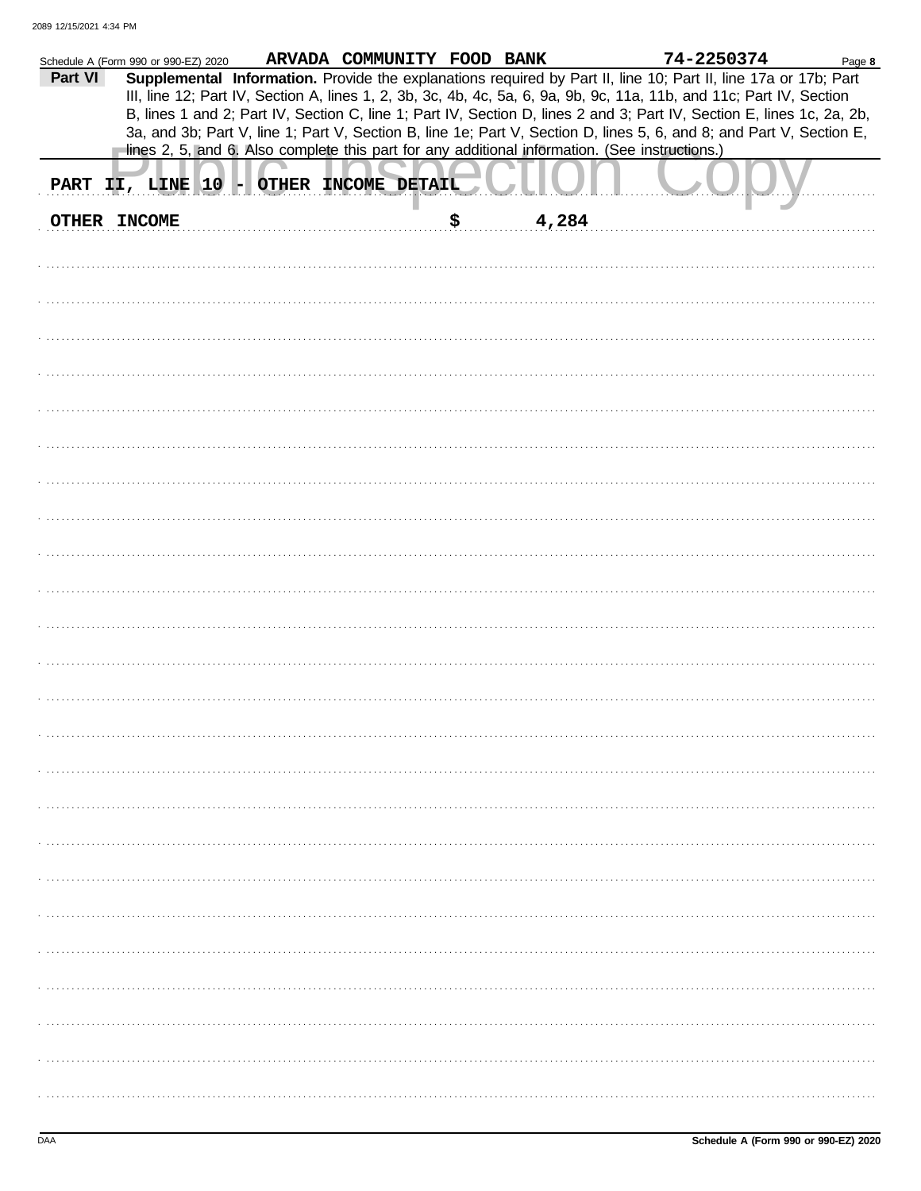Schedule A (Form 990 or 990-EZ) 2020 ARVADA COMMUNITY FOOD BANK 74-2250374 Page 8

**Part VI** **Supplemental Information.** Provide the explanations required by Part II, line 10; Part II, line 17a or 17b; Part III, line 12; Part IV, Section A, lines 1, 2, 3b, 3c, 4b, 4c, 5a, 6, 9a, 9b, 9c, 11a, 11b, and 11c; Part IV, Section B, lines 1 and 2; Part IV, Section C, line 1; Part IV, Section D, lines 2 and 3; Part IV, Section E, lines 1c, 2a, 2b, 3a, and 3b; Part V, line 1; Part V, Section B, line 1e; Part V, Section D, lines 5, 6, and 8; and Part V, Section E, lines 2, 5, and 6. Also complete this part for any additional information. (See instructions.)

PART II, LINE 10 - OTHER INCOME DETAIL

OTHER INCOME $ 4,284

Schedule A (Form 990 or 990-EZ) 2020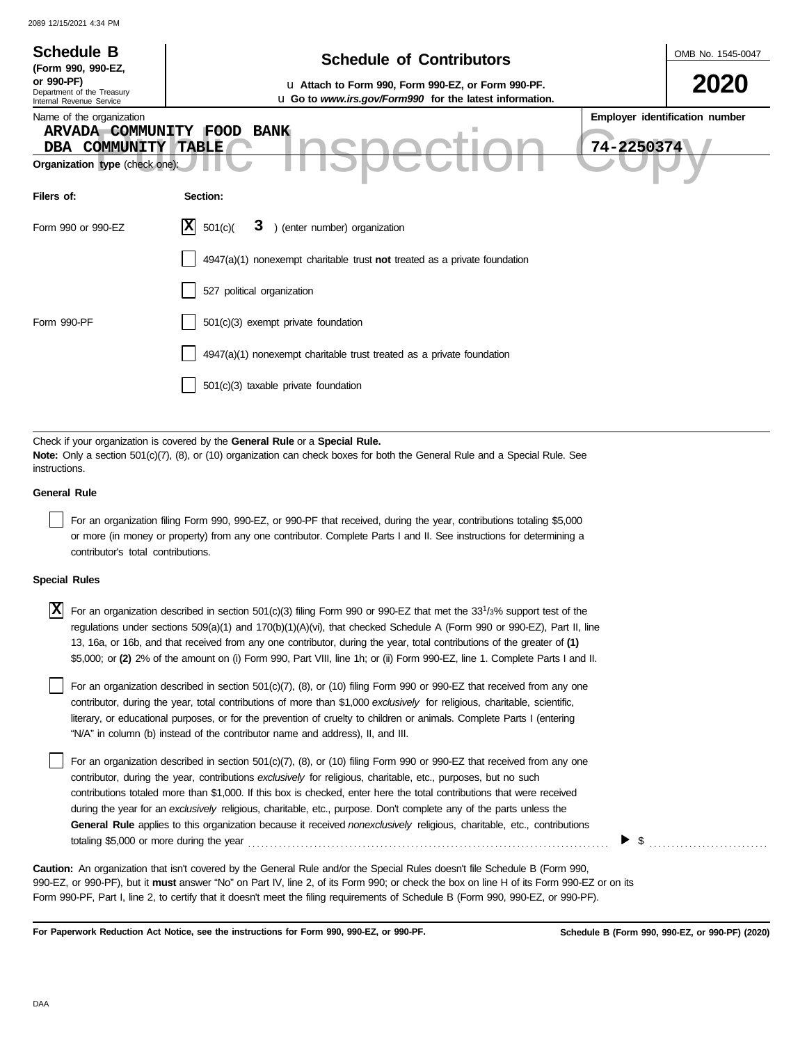**Schedule B**
**(Form 990, 990-EZ, or 990-PF)**
Department of the Treasury
Internal Revenue Service

# Schedule of Contributors

u **Attach to Form 990, Form 990-EZ, or Form 990-PF.**
u **Go to *www.irs.gov/Form990* for the latest information.**

OMB No. 1545-0047

**2020**

Name of the organization
ARVADA COMMUNITY FOOD BANK
DBA COMMUNITY TABLE

**Employer identification number**
74-2250374

**Organization type** (check one):

| Filers of: | Section: |
|---|---|
| Form 990 or 990-EZ | [X] 501(c)( 3 ) (enter number) organization |
| | [ ] 4947(a)(1) nonexempt charitable trust **not** treated as a private foundation |
| | [ ] 527 political organization |
| Form 990-PF | [ ] 501(c)(3) exempt private foundation |
| | [ ] 4947(a)(1) nonexempt charitable trust treated as a private foundation |
| | [ ] 501(c)(3) taxable private foundation |

Check if your organization is covered by the **General Rule** or a **Special Rule.**
**Note:** Only a section 501(c)(7), (8), or (10) organization can check boxes for both the General Rule and a Special Rule. See instructions.

**General Rule**

[ ] For an organization filing Form 990, 990-EZ, or 990-PF that received, during the year, contributions totaling $5,000 or more (in money or property) from any one contributor. Complete Parts I and II. See instructions for determining a contributor's total contributions.

**Special Rules**

[X] For an organization described in section 501(c)(3) filing Form 990 or 990-EZ that met the 33 1/3% support test of the regulations under sections 509(a)(1) and 170(b)(1)(A)(vi), that checked Schedule A (Form 990 or 990-EZ), Part II, line 13, 16a, or 16b, and that received from any one contributor, during the year, total contributions of the greater of **(1)** $5,000; or **(2)** 2% of the amount on (i) Form 990, Part VIII, line 1h; or (ii) Form 990-EZ, line 1. Complete Parts I and II.

[ ] For an organization described in section 501(c)(7), (8), or (10) filing Form 990 or 990-EZ that received from any one contributor, during the year, total contributions of more than $1,000 *exclusively* for religious, charitable, scientific, literary, or educational purposes, or for the prevention of cruelty to children or animals. Complete Parts I (entering "N/A" in column (b) instead of the contributor name and address), II, and III.

[ ] For an organization described in section 501(c)(7), (8), or (10) filing Form 990 or 990-EZ that received from any one contributor, during the year, contributions *exclusively* for religious, charitable, etc., purposes, but no such contributions totaled more than $1,000. If this box is checked, enter here the total contributions that were received during the year for an *exclusively* religious, charitable, etc., purpose. Don't complete any of the parts unless the **General Rule** applies to this organization because it received *nonexclusively* religious, charitable, etc., contributions totaling $5,000 or more during the year ▶ $ ..........

**Caution:** An organization that isn't covered by the General Rule and/or the Special Rules doesn't file Schedule B (Form 990, 990-EZ, or 990-PF), but it **must** answer "No" on Part IV, line 2, of its Form 990; or check the box on line H of its Form 990-EZ or on its Form 990-PF, Part I, line 2, to certify that it doesn't meet the filing requirements of Schedule B (Form 990, 990-EZ, or 990-PF).

**For Paperwork Reduction Act Notice, see the instructions for Form 990, 990-EZ, or 990-PF.** **Schedule B (Form 990, 990-EZ, or 990-PF) (2020)**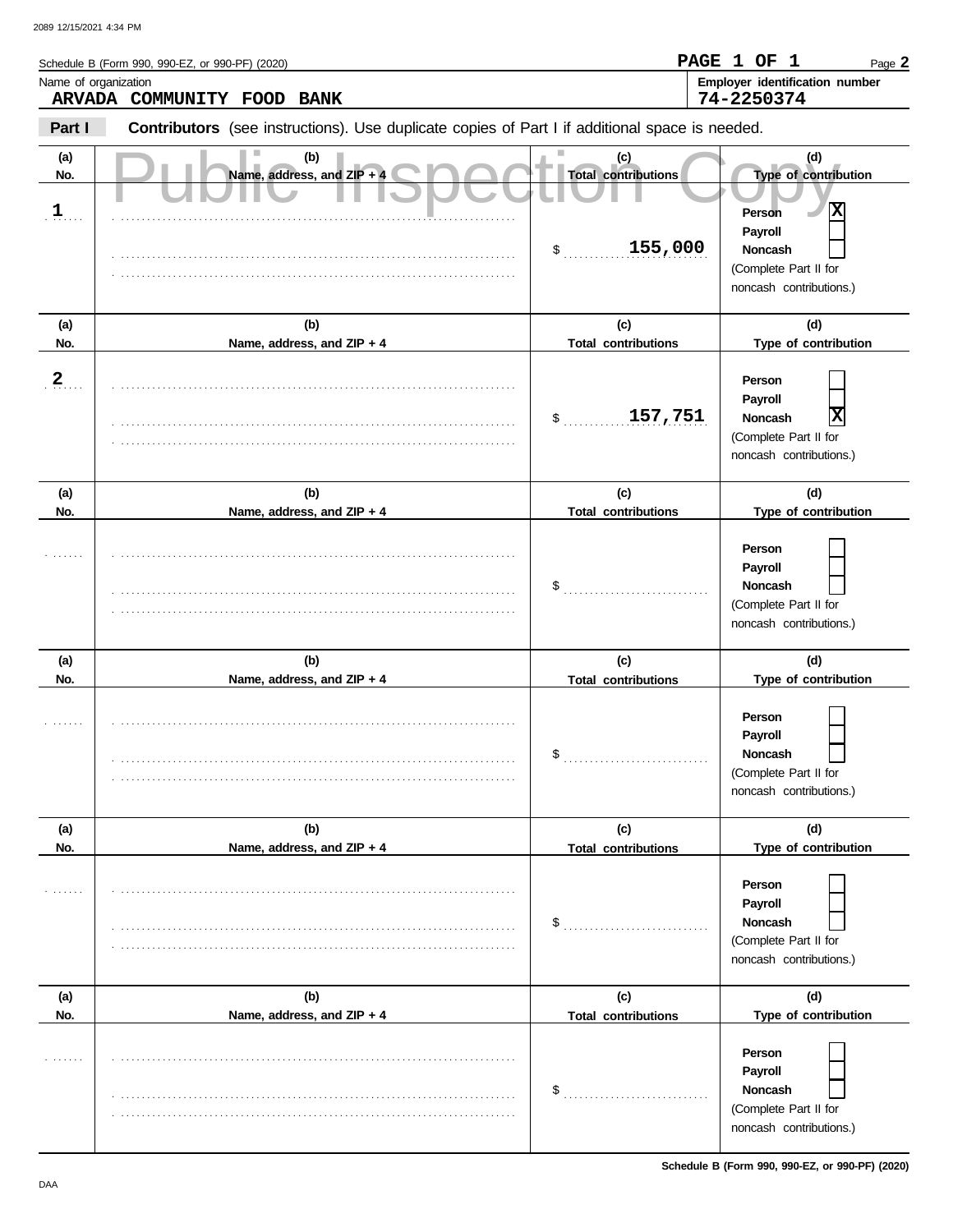Schedule B (Form 990, 990-EZ, or 990-PF) (2020)

PAGE 1 OF 1

Name of organization: **ARVADA COMMUNITY FOOD BANK**

Employer identification number: **74-2250374**

**Part I** **Contributors** (see instructions). Use duplicate copies of Part I if additional space is needed.

Public Inspection Copy

| (a) No. | (b) Name, address, and ZIP + 4 | (c) Total contributions | (d) Type of contribution |
|---|---|---|---|
| 1 | | $ 155,000 | Person [X] Payroll [ ] Noncash [ ] (Complete Part II for noncash contributions.) |
| 2 | | $ 157,751 | Person [ ] Payroll [ ] Noncash [X] (Complete Part II for noncash contributions.) |
| | | $ | Person [ ] Payroll [ ] Noncash [ ] (Complete Part II for noncash contributions.) |
| | | $ | Person [ ] Payroll [ ] Noncash [ ] (Complete Part II for noncash contributions.) |
| | | $ | Person [ ] Payroll [ ] Noncash [ ] (Complete Part II for noncash contributions.) |
| | | $ | Person [ ] Payroll [ ] Noncash [ ] (Complete Part II for noncash contributions.) |

Schedule B (Form 990, 990-EZ, or 990-PF) (2020)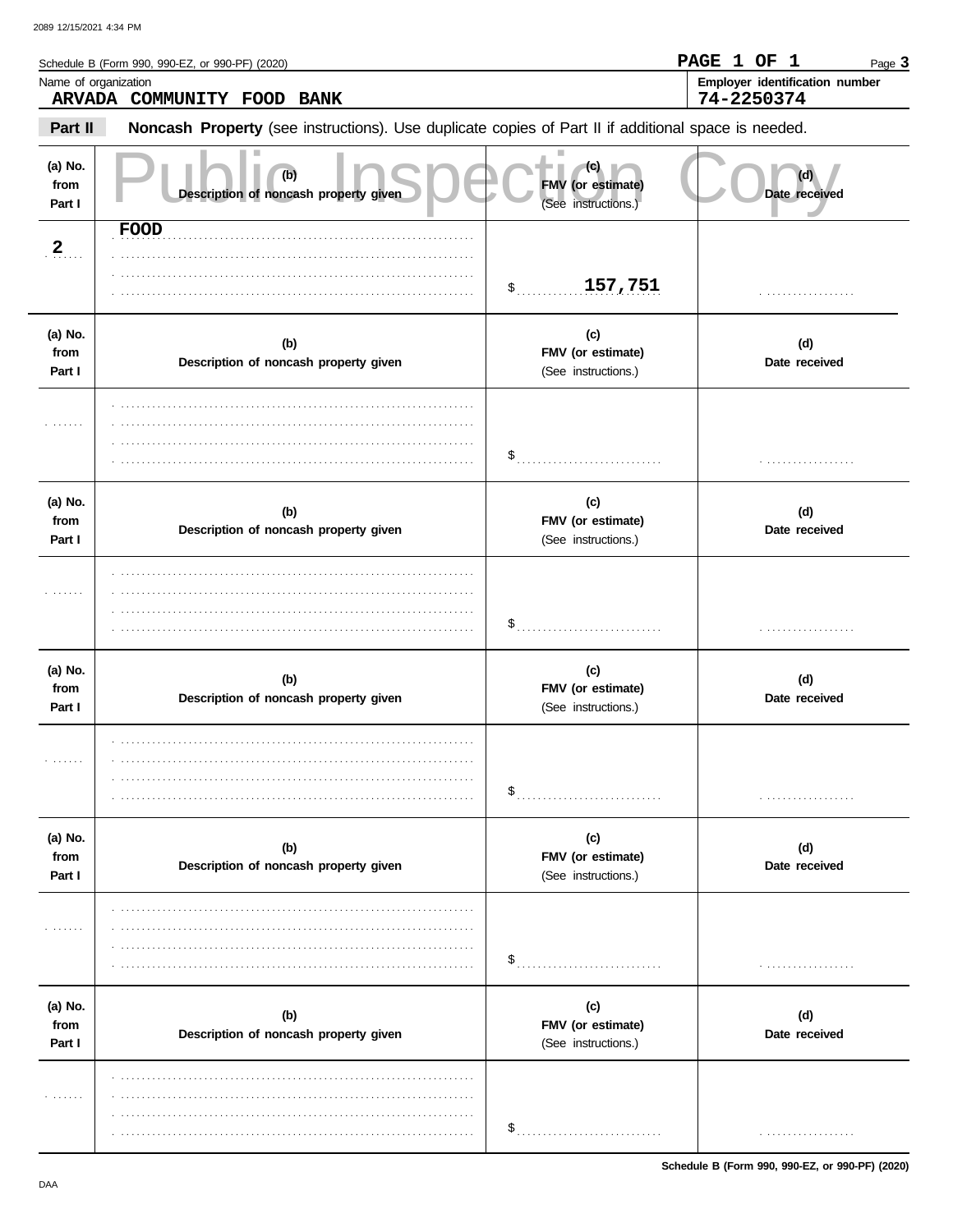Schedule B (Form 990, 990-EZ, or 990-PF) (2020)

**PAGE 1 OF 1**

Name of organization
**ARVADA COMMUNITY FOOD BANK**

Employer identification number
**74-2250374**

## Part II Noncash Property (see instructions). Use duplicate copies of Part II if additional space is needed.

Public Inspection Copy

| (a) No. from Part I | (b) Description of noncash property given | (c) FMV (or estimate) (See instructions.) | (d) Date received |
|---|---|---|---|
| 2 | FOOD | $ 157,751 | |

| (a) No. from Part I | (b) Description of noncash property given | (c) FMV (or estimate) (See instructions.) | (d) Date received |
|---|---|---|---|
| | | $ | |

| (a) No. from Part I | (b) Description of noncash property given | (c) FMV (or estimate) (See instructions.) | (d) Date received |
|---|---|---|---|
| | | $ | |

| (a) No. from Part I | (b) Description of noncash property given | (c) FMV (or estimate) (See instructions.) | (d) Date received |
|---|---|---|---|
| | | $ | |

| (a) No. from Part I | (b) Description of noncash property given | (c) FMV (or estimate) (See instructions.) | (d) Date received |
|---|---|---|---|
| | | $ | |

| (a) No. from Part I | (b) Description of noncash property given | (c) FMV (or estimate) (See instructions.) | (d) Date received |
|---|---|---|---|
| | | $ | |

**Schedule B (Form 990, 990-EZ, or 990-PF) (2020)**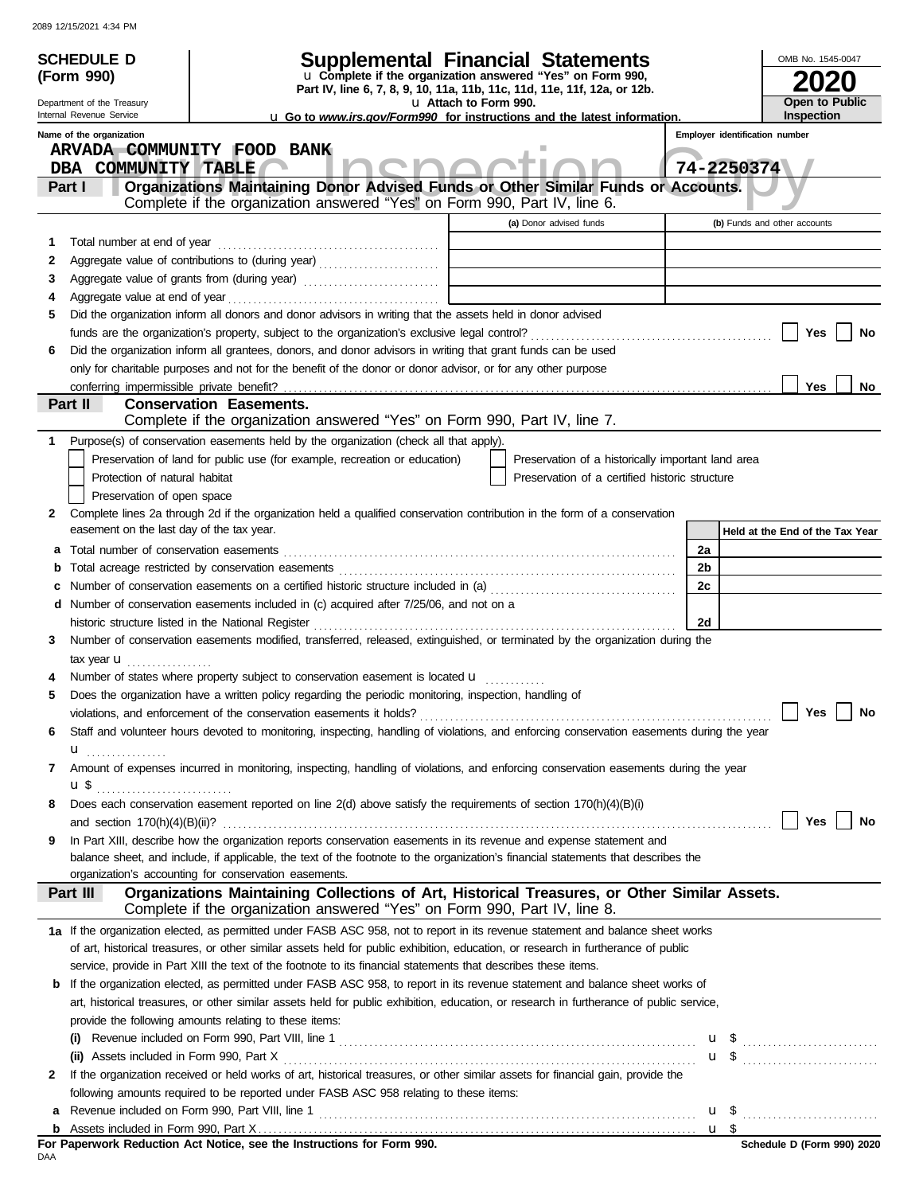**SCHEDULE D (Form 990)**

Department of the Treasury
Internal Revenue Service

# Supplemental Financial Statements

u Complete if the organization answered "Yes" on Form 990, Part IV, line 6, 7, 8, 9, 10, 11a, 11b, 11c, 11d, 11e, 11f, 12a, or 12b.
u Attach to Form 990.
u Go to *www.irs.gov/Form990* for instructions and the latest information.

OMB No. 1545-0047

**2020**

**Open to Public Inspection**

Name of the organization: ARVADA COMMUNITY FOOD BANK DBA COMMUNITY TABLE

Employer identification number: 74-2250374

## Part I Organizations Maintaining Donor Advised Funds or Other Similar Funds or Accounts.
Complete if the organization answered "Yes" on Form 990, Part IV, line 6.

| | | (a) Donor advised funds | (b) Funds and other accounts |
|---|---|---|---|
| 1 | Total number at end of year | | |
| 2 | Aggregate value of contributions to (during year) | | |
| 3 | Aggregate value of grants from (during year) | | |
| 4 | Aggregate value at end of year | | |

5 Did the organization inform all donors and donor advisors in writing that the assets held in donor advised funds are the organization's property, subject to the organization's exclusive legal control? ☐ Yes ☐ No

6 Did the organization inform all grantees, donors, and donor advisors in writing that grant funds can be used only for charitable purposes and not for the benefit of the donor or donor advisor, or for any other purpose conferring impermissible private benefit? ☐ Yes ☐ No

## Part II Conservation Easements.
Complete if the organization answered "Yes" on Form 990, Part IV, line 7.

1 Purpose(s) of conservation easements held by the organization (check all that apply).
- ☐ Preservation of land for public use (for example, recreation or education)
- ☐ Protection of natural habitat
- ☐ Preservation of open space
- ☐ Preservation of a historically important land area
- ☐ Preservation of a certified historic structure

2 Complete lines 2a through 2d if the organization held a qualified conservation contribution in the form of a conservation easement on the last day of the tax year.

| | | | Held at the End of the Tax Year |
|---|---|---|---|
| a | Total number of conservation easements | 2a | |
| b | Total acreage restricted by conservation easements | 2b | |
| c | Number of conservation easements on a certified historic structure included in (a) | 2c | |
| d | Number of conservation easements included in (c) acquired after 7/25/06, and not on a historic structure listed in the National Register | 2d | |

3 Number of conservation easements modified, transferred, released, extinguished, or terminated by the organization during the tax year u

4 Number of states where property subject to conservation easement is located u

5 Does the organization have a written policy regarding the periodic monitoring, inspection, handling of violations, and enforcement of the conservation easements it holds? ☐ Yes ☐ No

6 Staff and volunteer hours devoted to monitoring, inspecting, handling of violations, and enforcing conservation easements during the year u

7 Amount of expenses incurred in monitoring, inspecting, handling of violations, and enforcing conservation easements during the year u $

8 Does each conservation easement reported on line 2(d) above satisfy the requirements of section 170(h)(4)(B)(i) and section 170(h)(4)(B)(ii)? ☐ Yes ☐ No

9 In Part XIII, describe how the organization reports conservation easements in its revenue and expense statement and balance sheet, and include, if applicable, the text of the footnote to the organization's financial statements that describes the organization's accounting for conservation easements.

## Part III Organizations Maintaining Collections of Art, Historical Treasures, or Other Similar Assets.
Complete if the organization answered "Yes" on Form 990, Part IV, line 8.

1a If the organization elected, as permitted under FASB ASC 958, not to report in its revenue statement and balance sheet works of art, historical treasures, or other similar assets held for public exhibition, education, or research in furtherance of public service, provide in Part XIII the text of the footnote to its financial statements that describes these items.

b If the organization elected, as permitted under FASB ASC 958, to report in its revenue statement and balance sheet works of art, historical treasures, or other similar assets held for public exhibition, education, or research in furtherance of public service, provide the following amounts relating to these items:

(i) Revenue included on Form 990, Part VIII, line 1 u $

(ii) Assets included in Form 990, Part X u $

2 If the organization received or held works of art, historical treasures, or other similar assets for financial gain, provide the following amounts required to be reported under FASB ASC 958 relating to these items:

a Revenue included on Form 990, Part VIII, line 1 u $

b Assets included in Form 990, Part X u $

**For Paperwork Reduction Act Notice, see the Instructions for Form 990.**

Schedule D (Form 990) 2020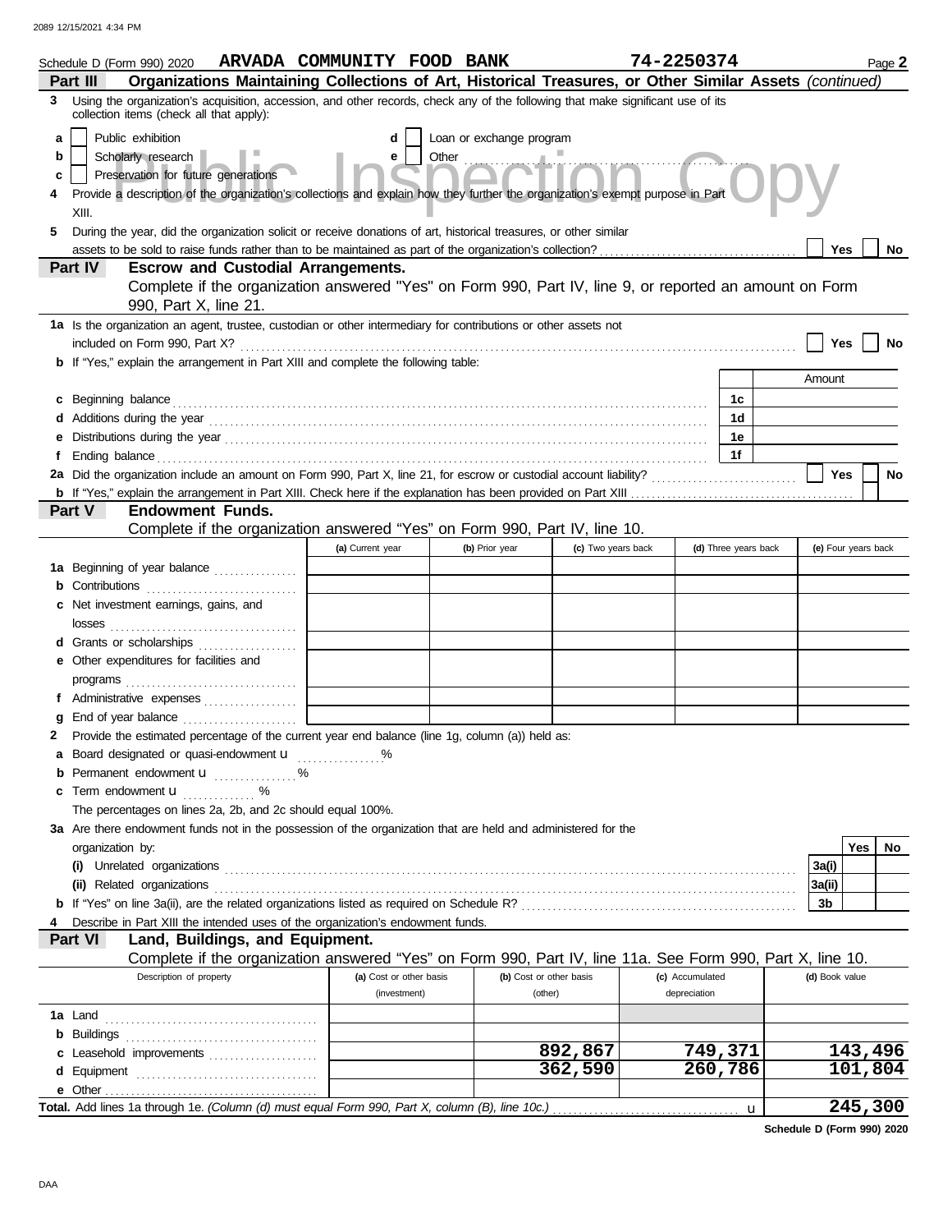Schedule D (Form 990) 2020 **ARVADA COMMUNITY FOOD BANK** **74-2250374** Page **2**

## Part III Organizations Maintaining Collections of Art, Historical Treasures, or Other Similar Assets *(continued)*

**3** Using the organization's acquisition, accession, and other records, check any of the following that make significant use of its collection items (check all that apply):

- **a** ☐ Public exhibition
- **b** ☐ Scholarly research
- **c** ☐ Preservation for future generations
- **d** ☐ Loan or exchange program
- **e** ☐ Other

**4** Provide a description of the organization's collections and explain how they further the organization's exempt purpose in Part XIII.

**5** During the year, did the organization solicit or receive donations of art, historical treasures, or other similar assets to be sold to raise funds rather than to be maintained as part of the organization's collection? ☐ Yes ☐ No

## Part IV Escrow and Custodial Arrangements.

Complete if the organization answered "Yes" on Form 990, Part IV, line 9, or reported an amount on Form 990, Part X, line 21.

**1a** Is the organization an agent, trustee, custodian or other intermediary for contributions or other assets not included on Form 990, Part X? ☐ Yes ☐ No

**b** If "Yes," explain the arrangement in Part XIII and complete the following table:

| | | Amount |
|---|---|---|
| **c** Beginning balance | 1c | |
| **d** Additions during the year | 1d | |
| **e** Distributions during the year | 1e | |
| **f** Ending balance | 1f | |

**2a** Did the organization include an amount on Form 990, Part X, line 21, for escrow or custodial account liability? ☐ Yes ☐ No

**b** If "Yes," explain the arrangement in Part XIII. Check here if the explanation has been provided on Part XIII ☐

## Part V Endowment Funds.

Complete if the organization answered "Yes" on Form 990, Part IV, line 10.

| | (a) Current year | (b) Prior year | (c) Two years back | (d) Three years back | (e) Four years back |
|---|---|---|---|---|---|
| **1a** Beginning of year balance | | | | | |
| **b** Contributions | | | | | |
| **c** Net investment earnings, gains, and losses | | | | | |
| **d** Grants or scholarships | | | | | |
| **e** Other expenditures for facilities and programs | | | | | |
| **f** Administrative expenses | | | | | |
| **g** End of year balance | | | | | |

**2** Provide the estimated percentage of the current year end balance (line 1g, column (a)) held as:

- **a** Board designated or quasi-endowment ______ %
- **b** Permanent endowment ______ %
- **c** Term endowment ______ %

The percentages on lines 2a, 2b, and 2c should equal 100%.

**3a** Are there endowment funds not in the possession of the organization that are held and administered for the organization by:

| | | Yes | No |
|---|---|---|---|
| **(i)** Unrelated organizations | 3a(i) | | |
| **(ii)** Related organizations | 3a(ii) | | |
| **b** If "Yes" on line 3a(ii), are the related organizations listed as required on Schedule R? | 3b | | |

**4** Describe in Part XIII the intended uses of the organization's endowment funds.

## Part VI Land, Buildings, and Equipment.

Complete if the organization answered "Yes" on Form 990, Part IV, line 11a. See Form 990, Part X, line 10.

| Description of property | (a) Cost or other basis (investment) | (b) Cost or other basis (other) | (c) Accumulated depreciation | (d) Book value |
|---|---|---|---|---|
| **1a** Land | | | | |
| **b** Buildings | | | | |
| **c** Leasehold improvements | | 892,867 | 749,371 | 143,496 |
| **d** Equipment | | 362,590 | 260,786 | 101,804 |
| **e** Other | | | | |
| **Total.** Add lines 1a through 1e. *(Column (d) must equal Form 990, Part X, column (B), line 10c.)* | | | | 245,300 |

**Schedule D (Form 990) 2020**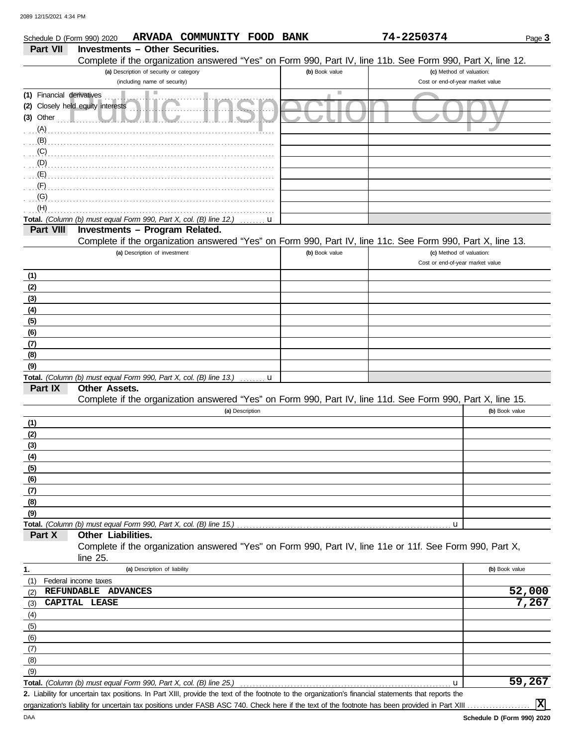Schedule D (Form 990) 2020 **ARVADA COMMUNITY FOOD BANK** **74-2250374** Page **3**

## Part VII Investments – Other Securities.

Complete if the organization answered "Yes" on Form 990, Part IV, line 11b. See Form 990, Part X, line 12.

| (a) Description of security or category (including name of security) | (b) Book value | (c) Method of valuation: Cost or end-of-year market value |
|---|---|---|
| (1) Financial derivatives | | |
| (2) Closely held equity interests | | |
| (3) Other | | |
| (A) | | |
| (B) | | |
| (C) | | |
| (D) | | |
| (E) | | |
| (F) | | |
| (G) | | |
| (H) | | |
| **Total.** *(Column (b) must equal Form 990, Part X, col. (B) line 12.)* u | | |

## Part VIII Investments – Program Related.

Complete if the organization answered "Yes" on Form 990, Part IV, line 11c. See Form 990, Part X, line 13.

| (a) Description of investment | (b) Book value | (c) Method of valuation: Cost or end-of-year market value |
|---|---|---|
| (1) | | |
| (2) | | |
| (3) | | |
| (4) | | |
| (5) | | |
| (6) | | |
| (7) | | |
| (8) | | |
| (9) | | |
| **Total.** *(Column (b) must equal Form 990, Part X, col. (B) line 13.)* u | | |

## Part IX Other Assets.

Complete if the organization answered "Yes" on Form 990, Part IV, line 11d. See Form 990, Part X, line 15.

| (a) Description | (b) Book value |
|---|---|
| (1) | |
| (2) | |
| (3) | |
| (4) | |
| (5) | |
| (6) | |
| (7) | |
| (8) | |
| (9) | |
| **Total.** *(Column (b) must equal Form 990, Part X, col. (B) line 15.)* u | |

## Part X Other Liabilities.

Complete if the organization answered "Yes" on Form 990, Part IV, line 11e or 11f. See Form 990, Part X, line 25.

| 1. (a) Description of liability | (b) Book value |
|---|---|
| (1) Federal income taxes | |
| (2) REFUNDABLE ADVANCES | 52,000 |
| (3) CAPITAL LEASE | 7,267 |
| (4) | |
| (5) | |
| (6) | |
| (7) | |
| (8) | |
| (9) | |
| **Total.** *(Column (b) must equal Form 990, Part X, col. (B) line 25.)* u | 59,267 |

**2.** Liability for uncertain tax positions. In Part XIII, provide the text of the footnote to the organization's financial statements that reports the organization's liability for uncertain tax positions under FASB ASC 740. Check here if the text of the footnote has been provided in Part XIII .................... **X**

DAA **Schedule D (Form 990) 2020**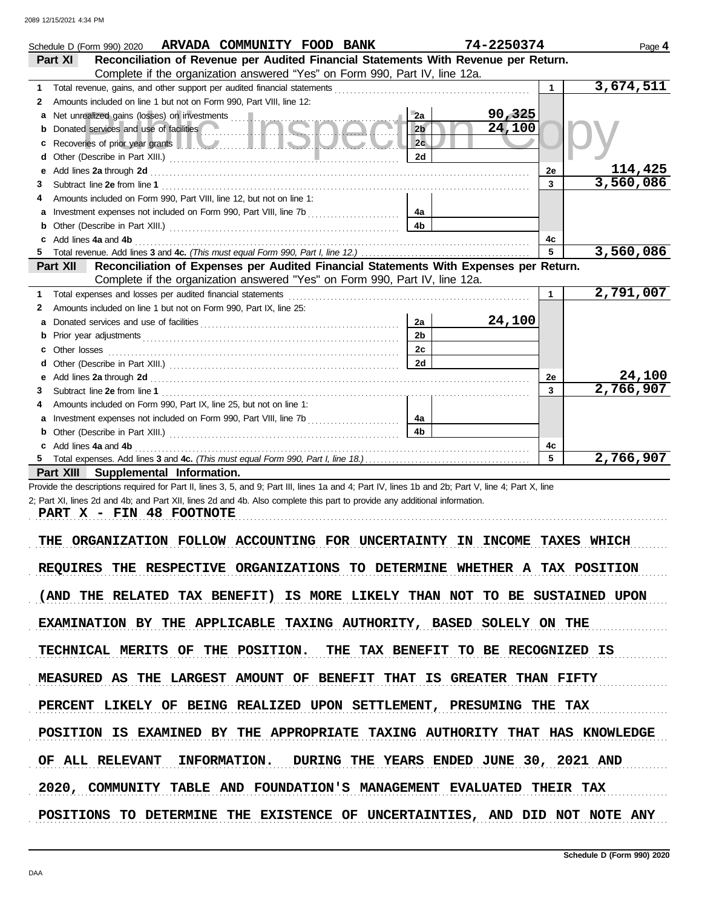Schedule D (Form 990) 2020 **ARVADA COMMUNITY FOOD BANK** **74-2250374** Page **4**

## Part XI Reconciliation of Revenue per Audited Financial Statements With Revenue per Return.

Complete if the organization answered "Yes" on Form 990, Part IV, line 12a.

| | | | | | |
|---|---|---|---|---|---|
| **1** | Total revenue, gains, and other support per audited financial statements | | | 1 | 3,674,511 |
| **2** | Amounts included on line 1 but not on Form 990, Part VIII, line 12: | | | | |
| **a** | Net unrealized gains (losses) on investments | 2a | 90,325 | | |
| **b** | Donated services and use of facilities | 2b | 24,100 | | |
| **c** | Recoveries of prior year grants | 2c | | | |
| **d** | Other (Describe in Part XIII.) | 2d | | | |
| **e** | Add lines **2a** through **2d** | | | 2e | 114,425 |
| **3** | Subtract line **2e** from line **1** | | | 3 | 3,560,086 |
| **4** | Amounts included on Form 990, Part VIII, line 12, but not on line 1: | | | | |
| **a** | Investment expenses not included on Form 990, Part VIII, line 7b | 4a | | | |
| **b** | Other (Describe in Part XIII.) | 4b | | | |
| **c** | Add lines **4a** and **4b** | | | 4c | |
| **5** | Total revenue. Add lines **3** and **4c.** *(This must equal Form 990, Part I, line 12.)* | | | 5 | 3,560,086 |

## Part XII Reconciliation of Expenses per Audited Financial Statements With Expenses per Return.

Complete if the organization answered "Yes" on Form 990, Part IV, line 12a.

| | | | | | |
|---|---|---|---|---|---|
| **1** | Total expenses and losses per audited financial statements | | | 1 | 2,791,007 |
| **2** | Amounts included on line 1 but not on Form 990, Part IX, line 25: | | | | |
| **a** | Donated services and use of facilities | 2a | 24,100 | | |
| **b** | Prior year adjustments | 2b | | | |
| **c** | Other losses | 2c | | | |
| **d** | Other (Describe in Part XIII.) | 2d | | | |
| **e** | Add lines **2a** through **2d** | | | 2e | 24,100 |
| **3** | Subtract line **2e** from line **1** | | | 3 | 2,766,907 |
| **4** | Amounts included on Form 990, Part IX, line 25, but not on line 1: | | | | |
| **a** | Investment expenses not included on Form 990, Part VIII, line 7b | 4a | | | |
| **b** | Other (Describe in Part XIII.) | 4b | | | |
| **c** | Add lines **4a** and **4b** | | | 4c | |
| **5** | Total expenses. Add lines **3** and **4c.** *(This must equal Form 990, Part I, line 18.)* | | | 5 | 2,766,907 |

## Part XIII Supplemental Information.

Provide the descriptions required for Part II, lines 3, 5, and 9; Part III, lines 1a and 4; Part IV, lines 1b and 2b; Part V, line 4; Part X, line 2; Part XI, lines 2d and 4b; and Part XII, lines 2d and 4b. Also complete this part to provide any additional information.

PART X - FIN 48 FOOTNOTE

THE ORGANIZATION FOLLOW ACCOUNTING FOR UNCERTAINTY IN INCOME TAXES WHICH REQUIRES THE RESPECTIVE ORGANIZATIONS TO DETERMINE WHETHER A TAX POSITION (AND THE RELATED TAX BENEFIT) IS MORE LIKELY THAN NOT TO BE SUSTAINED UPON EXAMINATION BY THE APPLICABLE TAXING AUTHORITY, BASED SOLELY ON THE TECHNICAL MERITS OF THE POSITION. THE TAX BENEFIT TO BE RECOGNIZED IS MEASURED AS THE LARGEST AMOUNT OF BENEFIT THAT IS GREATER THAN FIFTY PERCENT LIKELY OF BEING REALIZED UPON SETTLEMENT, PRESUMING THE TAX POSITION IS EXAMINED BY THE APPROPRIATE TAXING AUTHORITY THAT HAS KNOWLEDGE OF ALL RELEVANT INFORMATION. DURING THE YEARS ENDED JUNE 30, 2021 AND 2020, COMMUNITY TABLE AND FOUNDATION'S MANAGEMENT EVALUATED THEIR TAX POSITIONS TO DETERMINE THE EXISTENCE OF UNCERTAINTIES, AND DID NOT NOTE ANY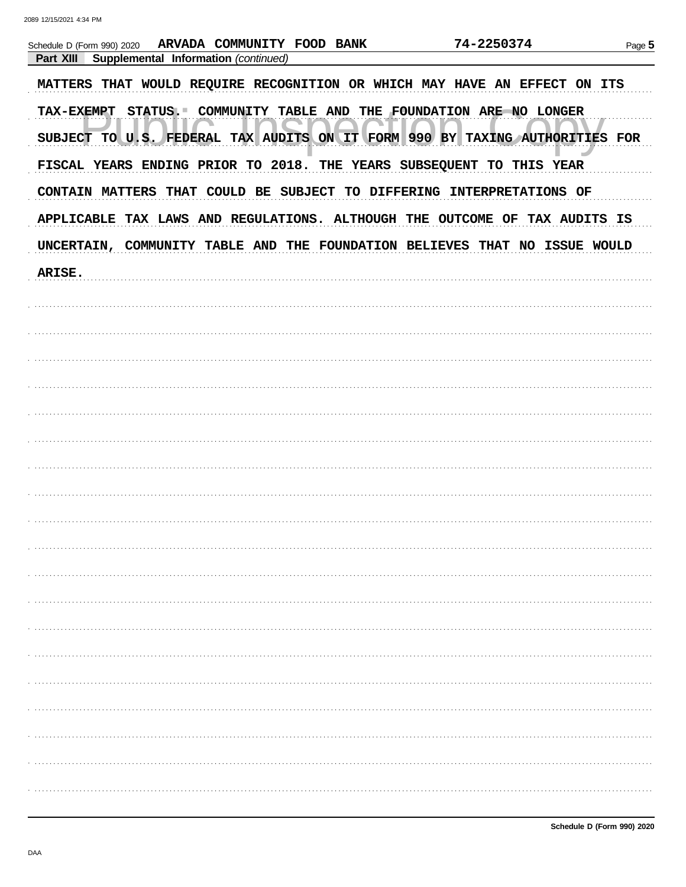Schedule D (Form 990) 2020 ARVADA COMMUNITY FOOD BANK 74-2250374

**Part XIII Supplemental Information** *(continued)*

MATTERS THAT WOULD REQUIRE RECOGNITION OR WHICH MAY HAVE AN EFFECT ON ITS TAX-EXEMPT STATUS. COMMUNITY TABLE AND THE FOUNDATION ARE NO LONGER SUBJECT TO U.S. FEDERAL TAX AUDITS ON IT FORM 990 BY TAXING AUTHORITIES FOR FISCAL YEARS ENDING PRIOR TO 2018. THE YEARS SUBSEQUENT TO THIS YEAR CONTAIN MATTERS THAT COULD BE SUBJECT TO DIFFERING INTERPRETATIONS OF APPLICABLE TAX LAWS AND REGULATIONS. ALTHOUGH THE OUTCOME OF TAX AUDITS IS UNCERTAIN, COMMUNITY TABLE AND THE FOUNDATION BELIEVES THAT NO ISSUE WOULD ARISE.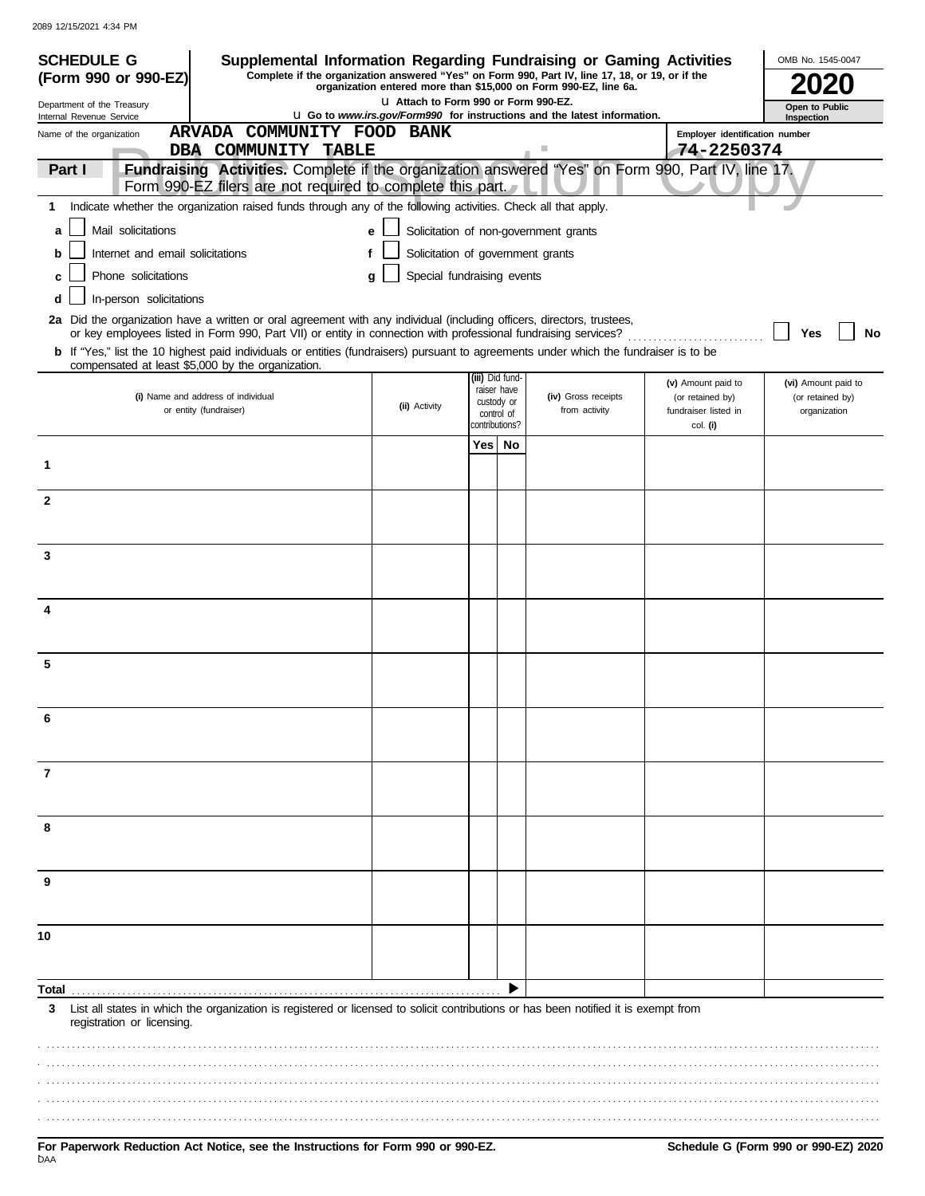2089 12/15/2021 4:34 PM

**SCHEDULE G (Form 990 or 990-EZ)**

Department of the Treasury
Internal Revenue Service

# Supplemental Information Regarding Fundraising or Gaming Activities

**Complete if the organization answered "Yes" on Form 990, Part IV, line 17, 18, or 19, or if the organization entered more than $15,000 on Form 990-EZ, line 6a.**

u Attach to Form 990 or Form 990-EZ.

u Go to *www.irs.gov/Form990* for instructions and the latest information.

OMB No. 1545-0047

**2020**

**Open to Public Inspection**

Name of the organization: **ARVADA COMMUNITY FOOD BANK DBA COMMUNITY TABLE**

Employer identification number: **74-2250374**

**Part I** **Fundraising Activities.** Complete if the organization answered "Yes" on Form 990, Part IV, line 17. Form 990-EZ filers are not required to complete this part.

**1** Indicate whether the organization raised funds through any of the following activities. Check all that apply.

- **a** ☐ Mail solicitations
- **b** ☐ Internet and email solicitations
- **c** ☐ Phone solicitations
- **d** ☐ In-person solicitations
- **e** ☐ Solicitation of non-government grants
- **f** ☐ Solicitation of government grants
- **g** ☐ Special fundraising events

**2a** Did the organization have a written or oral agreement with any individual (including officers, directors, trustees, or key employees listed in Form 990, Part VII) or entity in connection with professional fundraising services? ☐ Yes ☐ No

**b** If "Yes," list the 10 highest paid individuals or entities (fundraisers) pursuant to agreements under which the fundraiser is to be compensated at least $5,000 by the organization.

| | (i) Name and address of individual or entity (fundraiser) | (ii) Activity | (iii) Did fund-raiser have custody or control of contributions? Yes | No | (iv) Gross receipts from activity | (v) Amount paid to (or retained by) fundraiser listed in col. (i) | (vi) Amount paid to (or retained by) organization |
|---|---|---|---|---|---|---|---|
| 1 | | | | | | | |
| 2 | | | | | | | |
| 3 | | | | | | | |
| 4 | | | | | | | |
| 5 | | | | | | | |
| 6 | | | | | | | |
| 7 | | | | | | | |
| 8 | | | | | | | |
| 9 | | | | | | | |
| 10 | | | | | | | |
| Total | | | | ▶ | | | |

**3** List all states in which the organization is registered or licensed to solicit contributions or has been notified it is exempt from registration or licensing.

**For Paperwork Reduction Act Notice, see the Instructions for Form 990 or 990-EZ.**

**Schedule G (Form 990 or 990-EZ) 2020**

DAA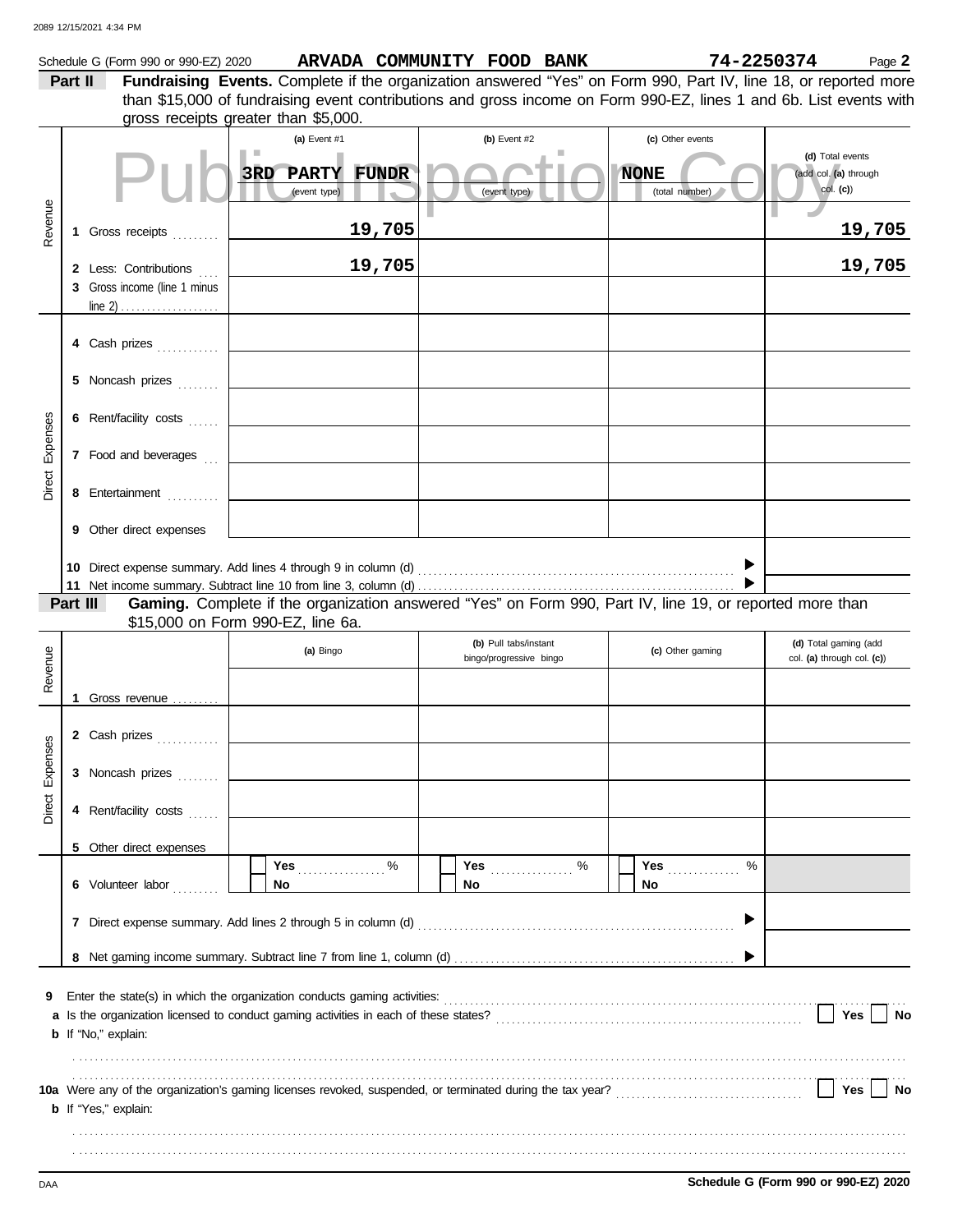Schedule G (Form 990 or 990-EZ) 2020 **ARVADA COMMUNITY FOOD BANK** **74-2250374** Page **2**

**Part II** **Fundraising Events.** Complete if the organization answered "Yes" on Form 990, Part IV, line 18, or reported more than $15,000 of fundraising event contributions and gross income on Form 990-EZ, lines 1 and 6b. List events with gross receipts greater than $5,000.

Public Inspection Copy

| | | (a) Event #1 | (b) Event #2 | (c) Other events | (d) Total events (add col. (a) through col. (c)) |
|---|---|---|---|---|---|
| | | **3RD PARTY FUNDR** (event type) | (event type) | **NONE** (total number) | |
| Revenue | 1 Gross receipts | **19,705** | | | **19,705** |
| | 2 Less: Contributions | **19,705** | | | **19,705** |
| | 3 Gross income (line 1 minus line 2) | | | | |
| Direct Expenses | 4 Cash prizes | | | | |
| | 5 Noncash prizes | | | | |
| | 6 Rent/facility costs | | | | |
| | 7 Food and beverages | | | | |
| | 8 Entertainment | | | | |
| | 9 Other direct expenses | | | | |
| | 10 Direct expense summary. Add lines 4 through 9 in column (d) | | | ▶ | |
| | 11 Net income summary. Subtract line 10 from line 3, column (d) | | | ▶ | |

**Part III** **Gaming.** Complete if the organization answered "Yes" on Form 990, Part IV, line 19, or reported more than $15,000 on Form 990-EZ, line 6a.

| | | (a) Bingo | (b) Pull tabs/instant bingo/progressive bingo | (c) Other gaming | (d) Total gaming (add col. (a) through col. (c)) |
|---|---|---|---|---|---|
| Revenue | 1 Gross revenue | | | | |
| Direct Expenses | 2 Cash prizes | | | | |
| | 3 Noncash prizes | | | | |
| | 4 Rent/facility costs | | | | |
| | 5 Other direct expenses | | | | |
| | 6 Volunteer labor | ☐ Yes ____ % ☐ No | ☐ Yes ____ % ☐ No | ☐ Yes ____ % ☐ No | |
| | 7 Direct expense summary. Add lines 2 through 5 in column (d) | | | ▶ | |
| | 8 Net gaming income summary. Subtract line 7 from line 1, column (d) | | | ▶ | |

**9** Enter the state(s) in which the organization conducts gaming activities: ..........

**a** Is the organization licensed to conduct gaming activities in each of these states? ☐ Yes ☐ No

**b** If "No," explain:

..........

**10a** Were any of the organization's gaming licenses revoked, suspended, or terminated during the tax year? ☐ Yes ☐ No

**b** If "Yes," explain:

..........

DAA **Schedule G (Form 990 or 990-EZ) 2020**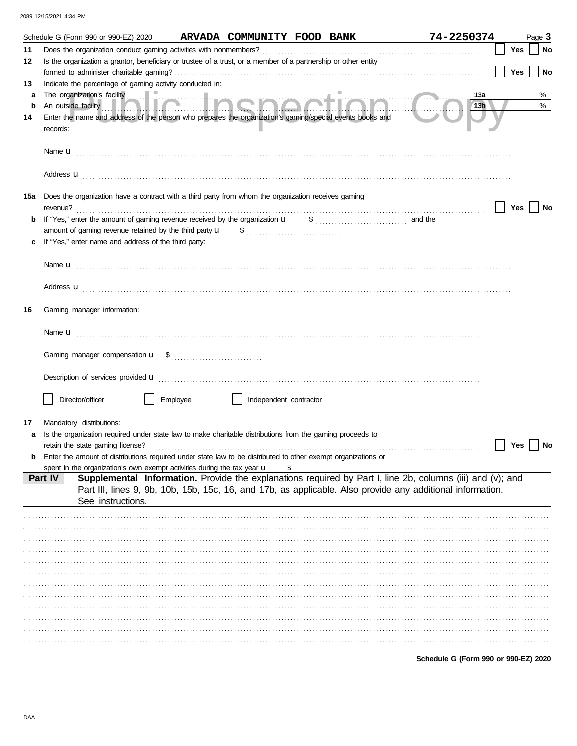Schedule G (Form 990 or 990-EZ) 2020 **ARVADA COMMUNITY FOOD BANK** **74-2250374** Page **3**

**11** Does the organization conduct gaming activities with nonmembers? ☐ Yes ☐ No

**12** Is the organization a grantor, beneficiary or trustee of a trust, or a member of a partnership or other entity formed to administer charitable gaming? ☐ Yes ☐ No

**13** Indicate the percentage of gaming activity conducted in:

**a** The organization's facility **13a** %

**b** An outside facility **13b** %

**14** Enter the name and address of the person who prepares the organization's gaming/special events books and records:

Name u

Address u

**15a** Does the organization have a contract with a third party from whom the organization receives gaming revenue? ☐ Yes ☐ No

**b** If "Yes," enter the amount of gaming revenue received by the organization u $ and the amount of gaming revenue retained by the third party u $

**c** If "Yes," enter name and address of the third party:

Name u

Address u

**16** Gaming manager information:

Name u

Gaming manager compensation u $

Description of services provided u

☐ Director/officer ☐ Employee ☐ Independent contractor

**17** Mandatory distributions:

**a** Is the organization required under state law to make charitable distributions from the gaming proceeds to retain the state gaming license? ☐ Yes ☐ No

**b** Enter the amount of distributions required under state law to be distributed to other exempt organizations or spent in the organization's own exempt activities during the tax year u $

**Part IV** **Supplemental Information.** Provide the explanations required by Part I, line 2b, columns (iii) and (v); and Part III, lines 9, 9b, 10b, 15b, 15c, 16, and 17b, as applicable. Also provide any additional information. See instructions.

**Schedule G (Form 990 or 990-EZ) 2020**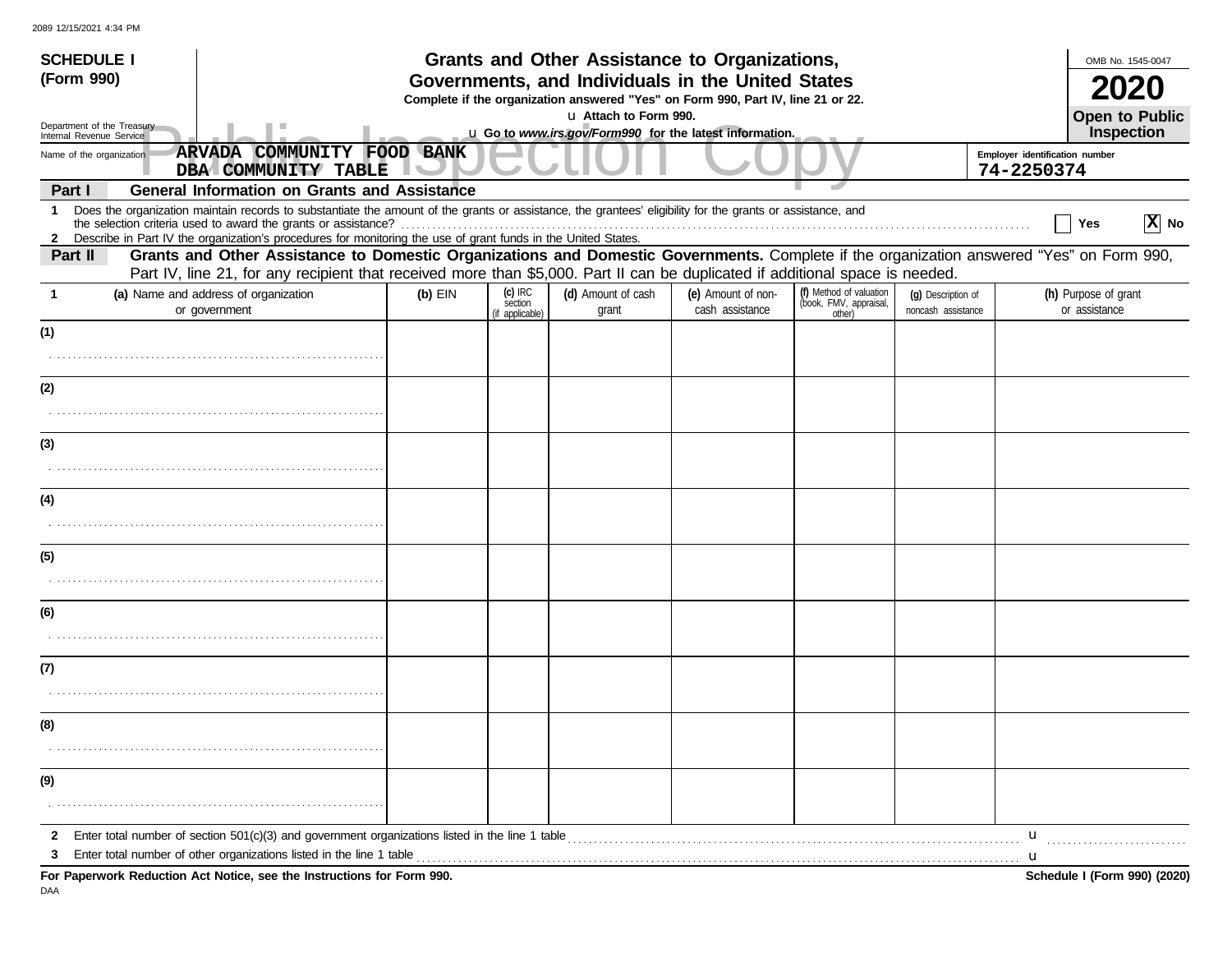2089 12/15/2021 4:34 PM

**SCHEDULE I (Form 990)**

Department of the Treasury
Internal Revenue Service

# Grants and Other Assistance to Organizations, Governments, and Individuals in the United States

**Complete if the organization answered "Yes" on Form 990, Part IV, line 21 or 22.**

u Attach to Form 990.

u **Go to *www.irs.gov/Form990* for the latest information.**

OMB No. 1545-0047

**2020**

**Open to Public Inspection**

Public Inspection Copy

Name of the organization: **ARVADA COMMUNITY FOOD BANK DBA COMMUNITY TABLE**

Employer identification number: **74-2250374**

## Part I — General Information on Grants and Assistance

**1** Does the organization maintain records to substantiate the amount of the grants or assistance, the grantees' eligibility for the grants or assistance, and the selection criteria used to award the grants or assistance? . . . . . . . . . . ☐ Yes ☒ No

**2** Describe in Part IV the organization's procedures for monitoring the use of grant funds in the United States.

## Part II — Grants and Other Assistance to Domestic Organizations and Domestic Governments.

Complete if the organization answered "Yes" on Form 990, Part IV, line 21, for any recipient that received more than $5,000. Part II can be duplicated if additional space is needed.

| 1 (a) Name and address of organization or government | (b) EIN | (c) IRC section (if applicable) | (d) Amount of cash grant | (e) Amount of non-cash assistance | (f) Method of valuation (book, FMV, appraisal, other) | (g) Description of noncash assistance | (h) Purpose of grant or assistance |
|---|---|---|---|---|---|---|---|
| (1) | | | | | | | |
| (2) | | | | | | | |
| (3) | | | | | | | |
| (4) | | | | | | | |
| (5) | | | | | | | |
| (6) | | | | | | | |
| (7) | | | | | | | |
| (8) | | | | | | | |
| (9) | | | | | | | |

**2** Enter total number of section 501(c)(3) and government organizations listed in the line 1 table . . . . . u

**3** Enter total number of other organizations listed in the line 1 table . . . . . u

**For Paperwork Reduction Act Notice, see the Instructions for Form 990.**

**Schedule I (Form 990) (2020)**

DAA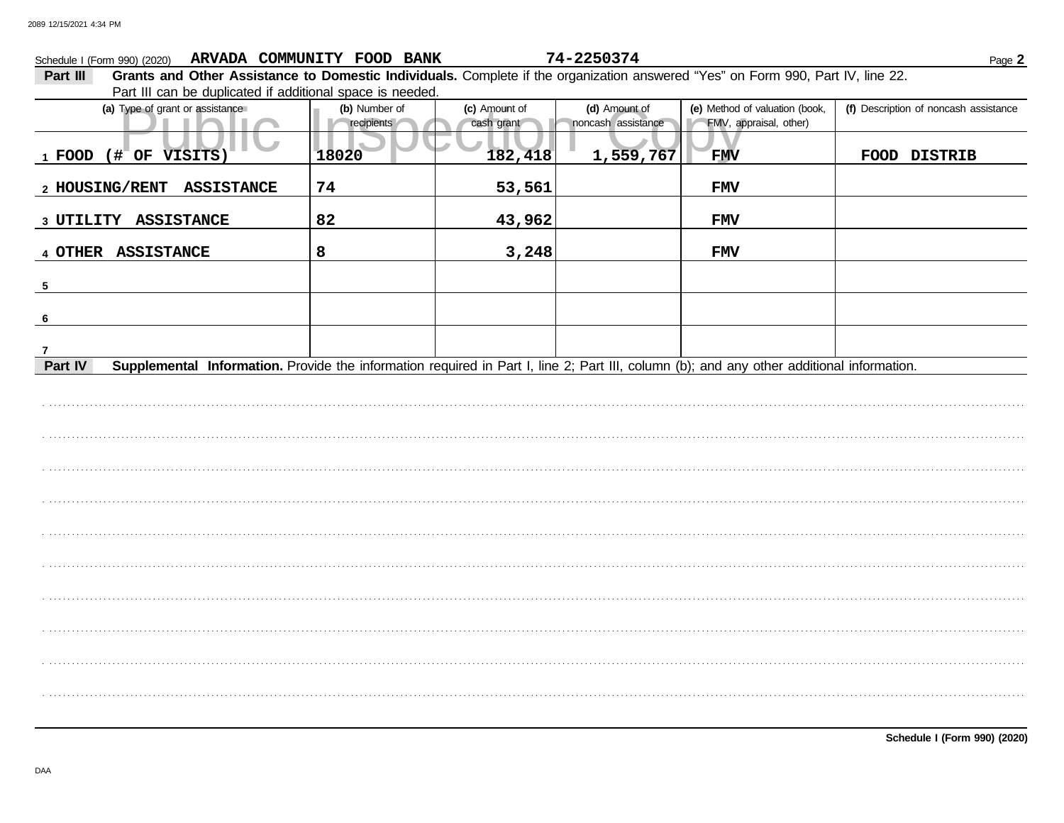Schedule I (Form 990) (2020) ARVADA COMMUNITY FOOD BANK 74-2250374

**Part III** **Grants and Other Assistance to Domestic Individuals.** Complete if the organization answered "Yes" on Form 990, Part IV, line 22. Part III can be duplicated if additional space is needed.

| (a) Type of grant or assistance | (b) Number of recipients | (c) Amount of cash grant | (d) Amount of noncash assistance | (e) Method of valuation (book, FMV, appraisal, other) | (f) Description of noncash assistance |
|---|---|---|---|---|---|
| 1 FOOD (# OF VISITS) | 18020 | 182,418 | 1,559,767 | FMV | FOOD DISTRIB |
| 2 HOUSING/RENT ASSISTANCE | 74 | 53,561 | | FMV | |
| 3 UTILITY ASSISTANCE | 82 | 43,962 | | FMV | |
| 4 OTHER ASSISTANCE | 8 | 3,248 | | FMV | |
| 5 | | | | | |
| 6 | | | | | |
| 7 | | | | | |

**Part IV** **Supplemental Information.** Provide the information required in Part I, line 2; Part III, column (b); and any other additional information.

Schedule I (Form 990) (2020)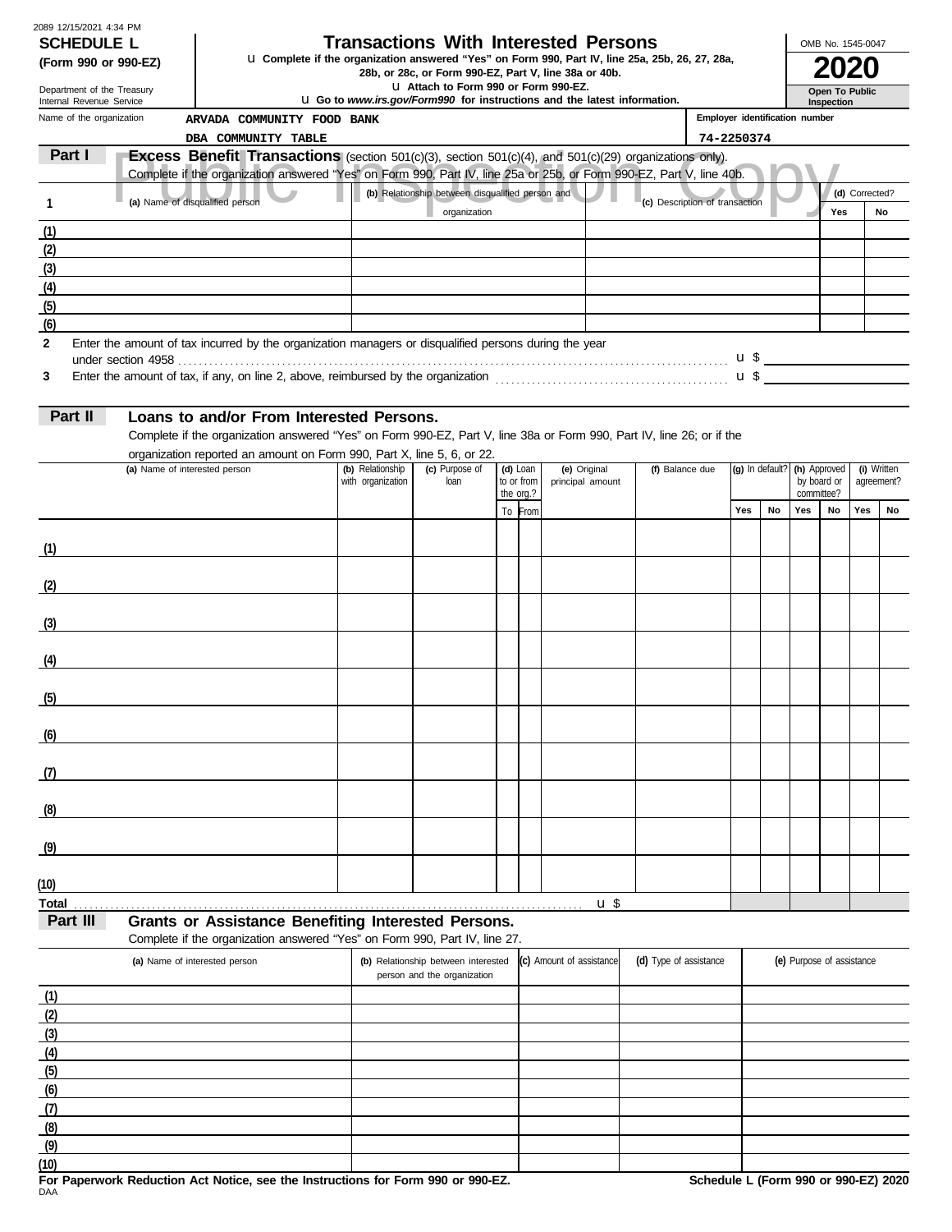2089 12/15/2021 4:34 PM

**SCHEDULE L**
**(Form 990 or 990-EZ)**

Department of the Treasury
Internal Revenue Service

# Transactions With Interested Persons

u Complete if the organization answered "Yes" on Form 990, Part IV, line 25a, 25b, 26, 27, 28a, 28b, or 28c, or Form 990-EZ, Part V, line 38a or 40b.
u Attach to Form 990 or Form 990-EZ.
u Go to *www.irs.gov/Form990* for instructions and the latest information.

OMB No. 1545-0047
**2020**
**Open To Public Inspection**

Name of the organization: ARVADA COMMUNITY FOOD BANK DBA COMMUNITY TABLE

Employer identification number: 74-2250374

**Part I** **Excess Benefit Transactions** (section 501(c)(3), section 501(c)(4), and 501(c)(29) organizations only).
Complete if the organization answered "Yes" on Form 990, Part IV, line 25a or 25b, or Form 990-EZ, Part V, line 40b.

| 1 | (a) Name of disqualified person | (b) Relationship between disqualified person and organization | (c) Description of transaction | (d) Corrected? Yes | No |
|---|---|---|---|---|---|
| (1) | | | | | |
| (2) | | | | | |
| (3) | | | | | |
| (4) | | | | | |
| (5) | | | | | |
| (6) | | | | | |

**2** Enter the amount of tax incurred by the organization managers or disqualified persons during the year under section 4958 . . . u $

**3** Enter the amount of tax, if any, on line 2, above, reimbursed by the organization . . . u $

**Part II** **Loans to and/or From Interested Persons.**
Complete if the organization answered "Yes" on Form 990-EZ, Part V, line 38a or Form 990, Part IV, line 26; or if the organization reported an amount on Form 990, Part X, line 5, 6, or 22.

| | (a) Name of interested person | (b) Relationship with organization | (c) Purpose of loan | (d) Loan to or from the org.? To | From | (e) Original principal amount | (f) Balance due | (g) In default? Yes | No | (h) Approved by board or committee? Yes | No | (i) Written agreement? Yes | No |
|---|---|---|---|---|---|---|---|---|---|---|---|---|---|
| (1) | | | | | | | | | | | | | |
| (2) | | | | | | | | | | | | | |
| (3) | | | | | | | | | | | | | |
| (4) | | | | | | | | | | | | | |
| (5) | | | | | | | | | | | | | |
| (6) | | | | | | | | | | | | | |
| (7) | | | | | | | | | | | | | |
| (8) | | | | | | | | | | | | | |
| (9) | | | | | | | | | | | | | |
| (10) | | | | | | | | | | | | | |
| Total | | | | | | u $ | | | | | | | |

**Part III** **Grants or Assistance Benefiting Interested Persons.**
Complete if the organization answered "Yes" on Form 990, Part IV, line 27.

| | (a) Name of interested person | (b) Relationship between interested person and the organization | (c) Amount of assistance | (d) Type of assistance | (e) Purpose of assistance |
|---|---|---|---|---|---|
| (1) | | | | | |
| (2) | | | | | |
| (3) | | | | | |
| (4) | | | | | |
| (5) | | | | | |
| (6) | | | | | |
| (7) | | | | | |
| (8) | | | | | |
| (9) | | | | | |
| (10) | | | | | |

**For Paperwork Reduction Act Notice, see the Instructions for Form 990 or 990-EZ.**
DAA
**Schedule L (Form 990 or 990-EZ) 2020**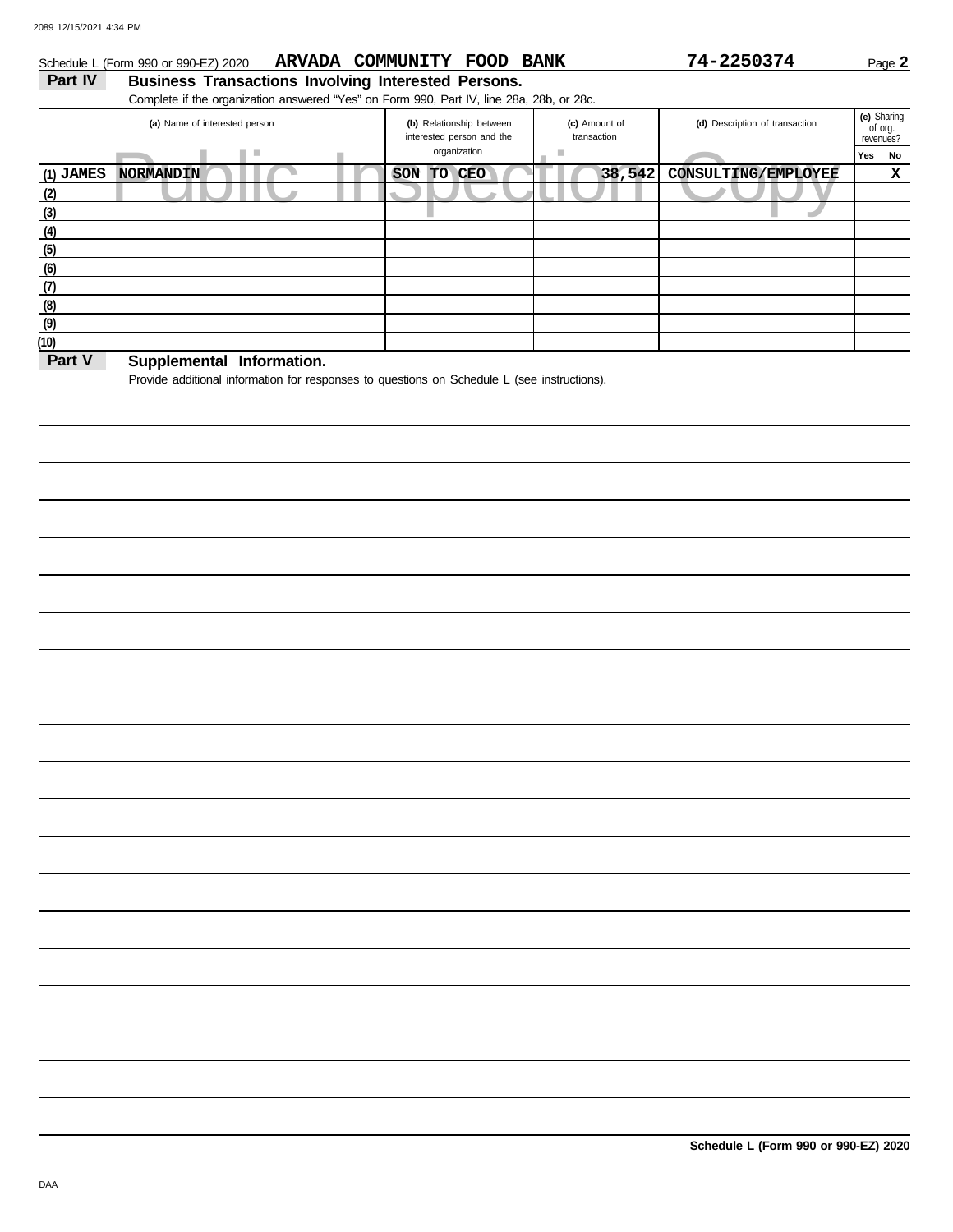Schedule L (Form 990 or 990-EZ) 2020 **ARVADA COMMUNITY FOOD BANK** **74-2250374**

## Part IV Business Transactions Involving Interested Persons.

Complete if the organization answered "Yes" on Form 990, Part IV, line 28a, 28b, or 28c.

| (a) Name of interested person | (b) Relationship between interested person and the organization | (c) Amount of transaction | (d) Description of transaction | (e) Sharing of org. revenues? | |
|---|---|---|---|---|---|
| | | | | Yes | No |
| (1) JAMES NORMANDIN | SON TO CEO | 38,542 | CONSULTING/EMPLOYEE | | X |
| (2) | | | | | |
| (3) | | | | | |
| (4) | | | | | |
| (5) | | | | | |
| (6) | | | | | |
| (7) | | | | | |
| (8) | | | | | |
| (9) | | | | | |
| (10) | | | | | |

## Part V Supplemental Information.

Provide additional information for responses to questions on Schedule L (see instructions).

Schedule L (Form 990 or 990-EZ) 2020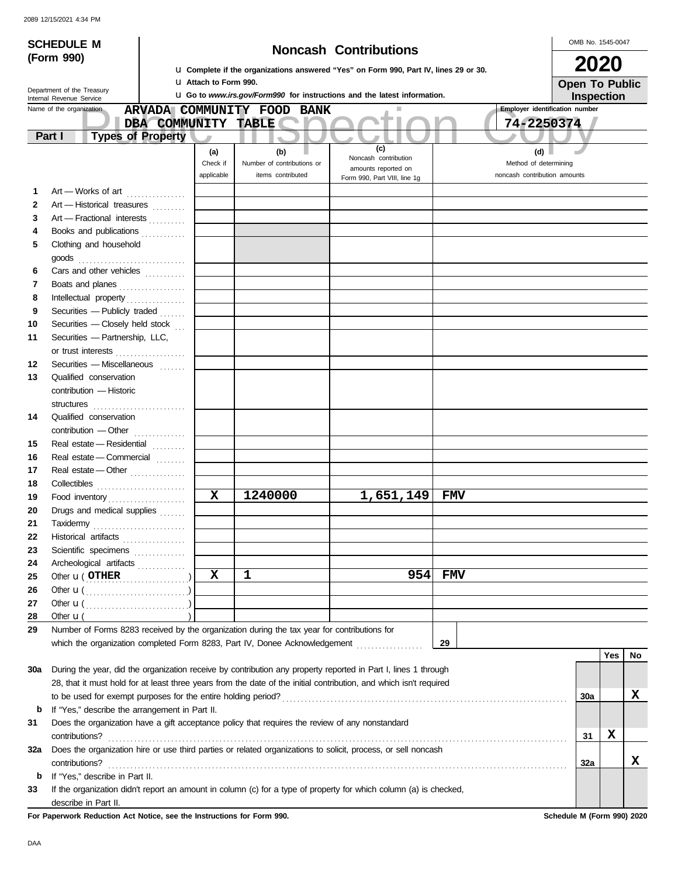# SCHEDULE M (Form 990)

## Noncash Contributions

u Complete if the organizations answered "Yes" on Form 990, Part IV, lines 29 or 30.
u Attach to Form 990.
u Go to *www.irs.gov/Form990* for instructions and the latest information.

OMB No. 1545-0047

**2020**

**Open To Public Inspection**

Department of the Treasury
Internal Revenue Service

Name of the organization: **ARVADA COMMUNITY FOOD BANK DBA COMMUNITY TABLE**

Employer identification number: **74-2250374**

### Part I Types of Property

| | | (a) Check if applicable | (b) Number of contributions or items contributed | (c) Noncash contribution amounts reported on Form 990, Part VIII, line 1g | (d) Method of determining noncash contribution amounts |
|---|---|---|---|---|---|
| 1 | Art — Works of art | | | | |
| 2 | Art — Historical treasures | | | | |
| 3 | Art — Fractional interests | | | | |
| 4 | Books and publications | | | | |
| 5 | Clothing and household goods | | | | |
| 6 | Cars and other vehicles | | | | |
| 7 | Boats and planes | | | | |
| 8 | Intellectual property | | | | |
| 9 | Securities — Publicly traded | | | | |
| 10 | Securities — Closely held stock | | | | |
| 11 | Securities — Partnership, LLC, or trust interests | | | | |
| 12 | Securities — Miscellaneous | | | | |
| 13 | Qualified conservation contribution — Historic structures | | | | |
| 14 | Qualified conservation contribution — Other | | | | |
| 15 | Real estate — Residential | | | | |
| 16 | Real estate — Commercial | | | | |
| 17 | Real estate — Other | | | | |
| 18 | Collectibles | | | | |
| 19 | Food inventory | X | 1240000 | 1,651,149 | FMV |
| 20 | Drugs and medical supplies | | | | |
| 21 | Taxidermy | | | | |
| 22 | Historical artifacts | | | | |
| 23 | Scientific specimens | | | | |
| 24 | Archeological artifacts | | | | |
| 25 | Other u ( OTHER ) | X | 1 | 954 | FMV |
| 26 | Other u ( ) | | | | |
| 27 | Other u ( ) | | | | |
| 28 | Other u ( ) | | | | |

**29** Number of Forms 8283 received by the organization during the tax year for contributions for which the organization completed Form 8283, Part IV, Donee Acknowledgement . . . **29**

| | | | Yes | No |
|---|---|---|---|---|
| 30a | During the year, did the organization receive by contribution any property reported in Part I, lines 1 through 28, that it must hold for at least three years from the date of the initial contribution, and which isn't required to be used for exempt purposes for the entire holding period? | 30a | | X |
| b | If "Yes," describe the arrangement in Part II. | | | |
| 31 | Does the organization have a gift acceptance policy that requires the review of any nonstandard contributions? | 31 | X | |
| 32a | Does the organization hire or use third parties or related organizations to solicit, process, or sell noncash contributions? | 32a | | X |
| b | If "Yes," describe in Part II. | | | |
| 33 | If the organization didn't report an amount in column (c) for a type of property for which column (a) is checked, describe in Part II. | | | |

**For Paperwork Reduction Act Notice, see the Instructions for Form 990.** **Schedule M (Form 990) 2020**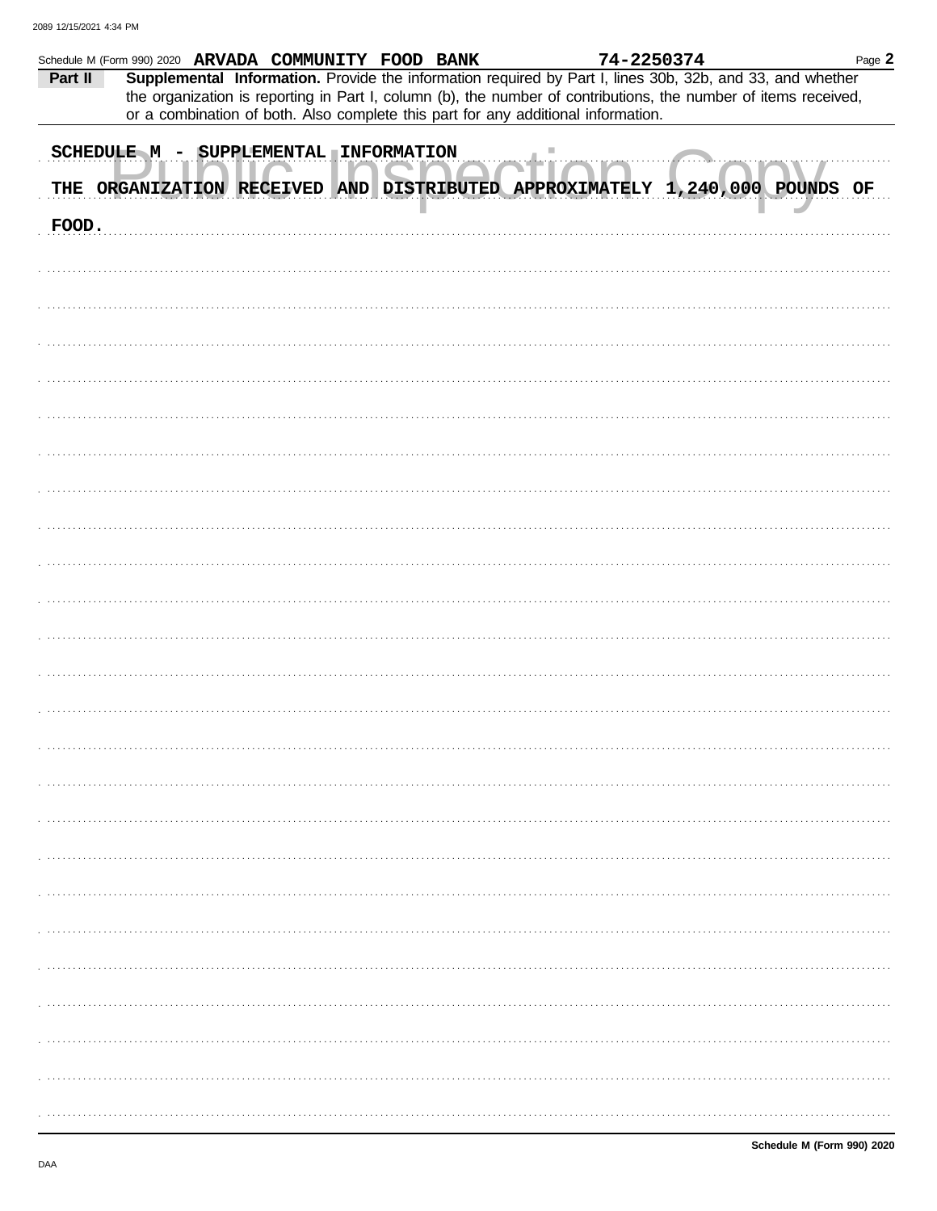Schedule M (Form 990) 2020 **ARVADA COMMUNITY FOOD BANK** 74-2250374 Page **2**

**Part II** **Supplemental Information.** Provide the information required by Part I, lines 30b, 32b, and 33, and whether the organization is reporting in Part I, column (b), the number of contributions, the number of items received, or a combination of both. Also complete this part for any additional information.

SCHEDULE M - SUPPLEMENTAL INFORMATION

THE ORGANIZATION RECEIVED AND DISTRIBUTED APPROXIMATELY 1,240,000 POUNDS OF FOOD.

**Schedule M (Form 990) 2020**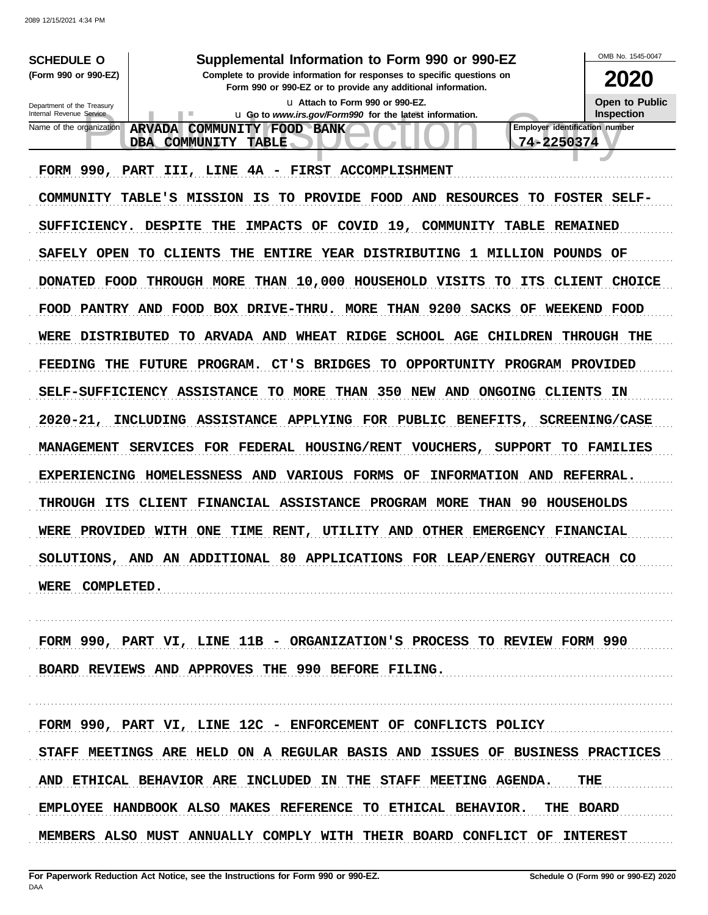**SCHEDULE O (Form 990 or 990-EZ)**

Department of the Treasury
Internal Revenue Service

# Supplemental Information to Form 990 or 990-EZ

**Complete to provide information for responses to specific questions on Form 990 or 990-EZ or to provide any additional information.**

u Attach to Form 990 or 990-EZ.

u Go to *www.irs.gov/Form990* for the latest information.

OMB No. 1545-0047

**2020**

**Open to Public Inspection**

Name of the organization: **ARVADA COMMUNITY FOOD BANK DBA COMMUNITY TABLE**

**Employer identification number:** 74-2250374

FORM 990, PART III, LINE 4A - FIRST ACCOMPLISHMENT

COMMUNITY TABLE'S MISSION IS TO PROVIDE FOOD AND RESOURCES TO FOSTER SELF-SUFFICIENCY. DESPITE THE IMPACTS OF COVID 19, COMMUNITY TABLE REMAINED SAFELY OPEN TO CLIENTS THE ENTIRE YEAR DISTRIBUTING 1 MILLION POUNDS OF DONATED FOOD THROUGH MORE THAN 10,000 HOUSEHOLD VISITS TO ITS CLIENT CHOICE FOOD PANTRY AND FOOD BOX DRIVE-THRU. MORE THAN 9200 SACKS OF WEEKEND FOOD WERE DISTRIBUTED TO ARVADA AND WHEAT RIDGE SCHOOL AGE CHILDREN THROUGH THE FEEDING THE FUTURE PROGRAM. CT'S BRIDGES TO OPPORTUNITY PROGRAM PROVIDED SELF-SUFFICIENCY ASSISTANCE TO MORE THAN 350 NEW AND ONGOING CLIENTS IN 2020-21, INCLUDING ASSISTANCE APPLYING FOR PUBLIC BENEFITS, SCREENING/CASE MANAGEMENT SERVICES FOR FEDERAL HOUSING/RENT VOUCHERS, SUPPORT TO FAMILIES EXPERIENCING HOMELESSNESS AND VARIOUS FORMS OF INFORMATION AND REFERRAL. THROUGH ITS CLIENT FINANCIAL ASSISTANCE PROGRAM MORE THAN 90 HOUSEHOLDS WERE PROVIDED WITH ONE TIME RENT, UTILITY AND OTHER EMERGENCY FINANCIAL SOLUTIONS, AND AN ADDITIONAL 80 APPLICATIONS FOR LEAP/ENERGY OUTREACH CO WERE COMPLETED.

FORM 990, PART VI, LINE 11B - ORGANIZATION'S PROCESS TO REVIEW FORM 990

BOARD REVIEWS AND APPROVES THE 990 BEFORE FILING.

FORM 990, PART VI, LINE 12C - ENFORCEMENT OF CONFLICTS POLICY

STAFF MEETINGS ARE HELD ON A REGULAR BASIS AND ISSUES OF BUSINESS PRACTICES AND ETHICAL BEHAVIOR ARE INCLUDED IN THE STAFF MEETING AGENDA. THE EMPLOYEE HANDBOOK ALSO MAKES REFERENCE TO ETHICAL BEHAVIOR. THE BOARD MEMBERS ALSO MUST ANNUALLY COMPLY WITH THEIR BOARD CONFLICT OF INTEREST

**For Paperwork Reduction Act Notice, see the Instructions for Form 990 or 990-EZ.**

**Schedule O (Form 990 or 990-EZ) 2020**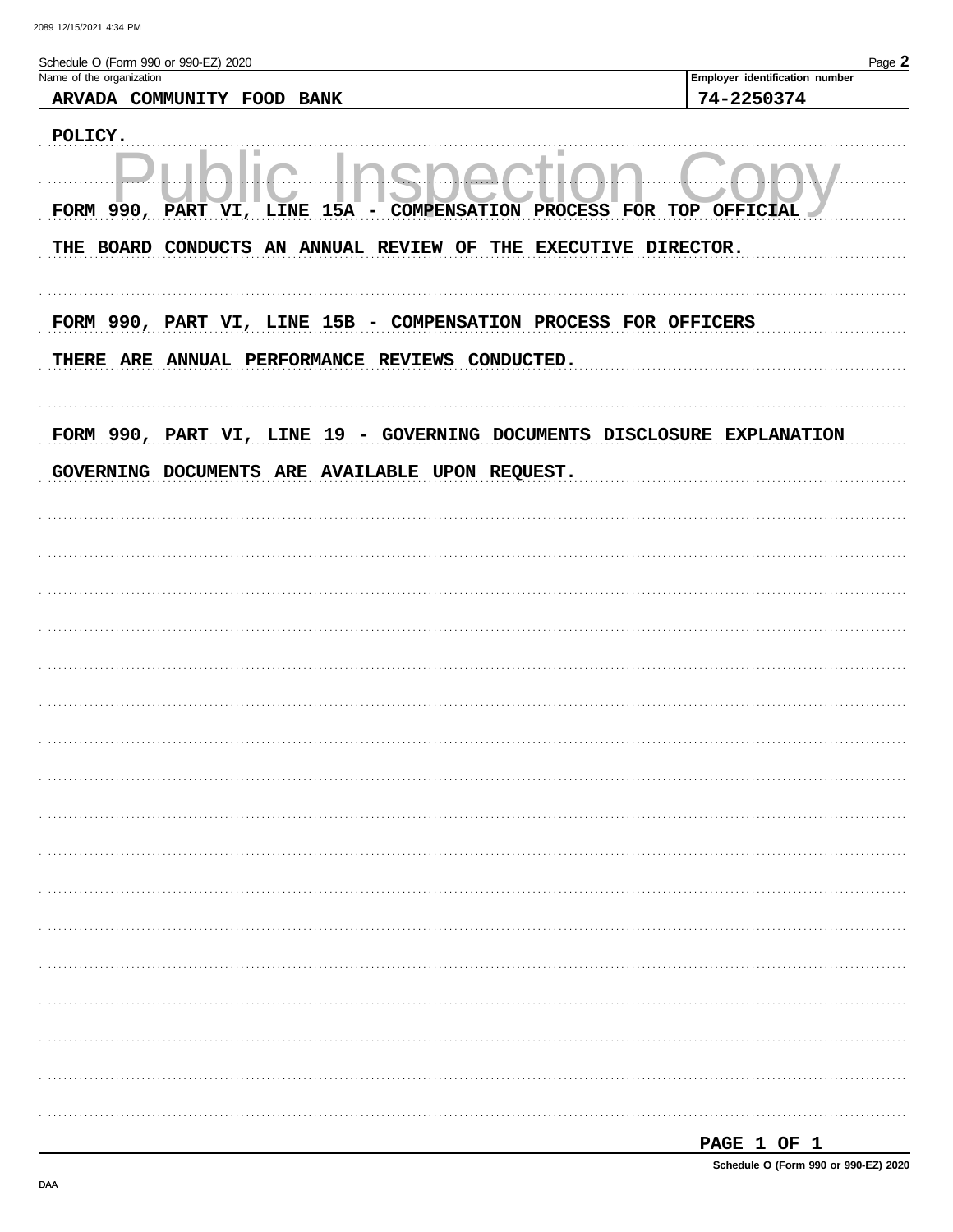Schedule O (Form 990 or 990-EZ) 2020

| Name of the organization | Employer identification number |
|---|---|
| ARVADA COMMUNITY FOOD BANK | 74-2250374 |

POLICY.

FORM 990, PART VI, LINE 15A - COMPENSATION PROCESS FOR TOP OFFICIAL

THE BOARD CONDUCTS AN ANNUAL REVIEW OF THE EXECUTIVE DIRECTOR.

FORM 990, PART VI, LINE 15B - COMPENSATION PROCESS FOR OFFICERS

THERE ARE ANNUAL PERFORMANCE REVIEWS CONDUCTED.

FORM 990, PART VI, LINE 19 - GOVERNING DOCUMENTS DISCLOSURE EXPLANATION

GOVERNING DOCUMENTS ARE AVAILABLE UPON REQUEST.

PAGE 1 OF 1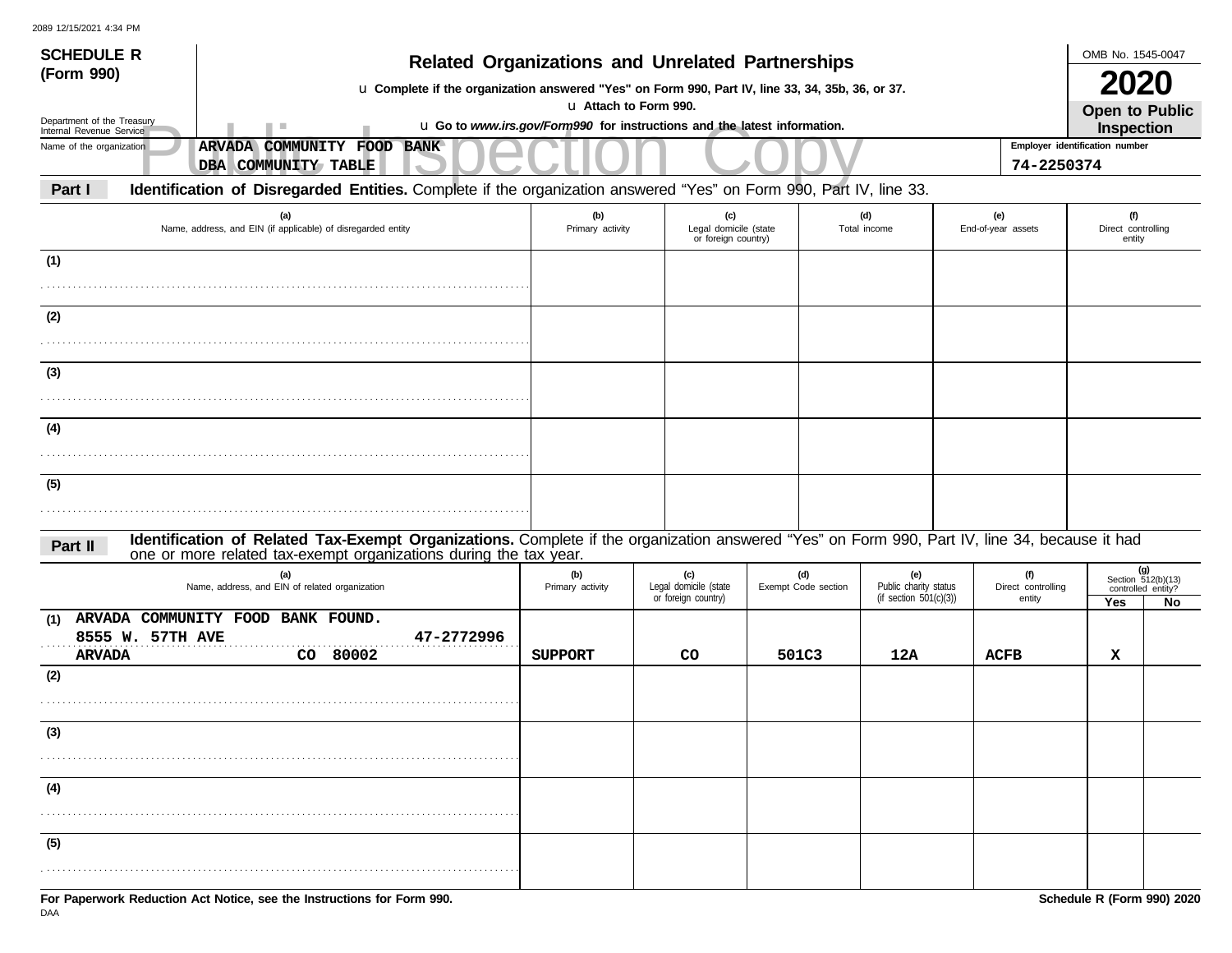**SCHEDULE R (Form 990)**

Department of the Treasury
Internal Revenue Service

# Related Organizations and Unrelated Partnerships

u Complete if the organization answered "Yes" on Form 990, Part IV, line 33, 34, 35b, 36, or 37.
u Attach to Form 990.
u Go to *www.irs.gov/Form990* for instructions and the latest information.

OMB No. 1545-0047

**2020**

**Open to Public Inspection**

Name of the organization: ARVADA COMMUNITY FOOD BANK DBA COMMUNITY TABLE

Employer identification number: 74-2250374

**Part I** **Identification of Disregarded Entities.** Complete if the organization answered "Yes" on Form 990, Part IV, line 33.

| (a) Name, address, and EIN (if applicable) of disregarded entity | (b) Primary activity | (c) Legal domicile (state or foreign country) | (d) Total income | (e) End-of-year assets | (f) Direct controlling entity |
|---|---|---|---|---|---|
| (1) | | | | | |
| (2) | | | | | |
| (3) | | | | | |
| (4) | | | | | |
| (5) | | | | | |

**Part II** **Identification of Related Tax-Exempt Organizations.** Complete if the organization answered "Yes" on Form 990, Part IV, line 34, because it had one or more related tax-exempt organizations during the tax year.

| (a) Name, address, and EIN of related organization | (b) Primary activity | (c) Legal domicile (state or foreign country) | (d) Exempt Code section | (e) Public charity status (if section 501(c)(3)) | (f) Direct controlling entity | (g) Section 512(b)(13) controlled entity? Yes | No |
|---|---|---|---|---|---|---|---|
| (1) ARVADA COMMUNITY FOOD BANK FOUND. 8555 W. 57TH AVE ARVADA CO 80002 47-2772996 | SUPPORT | CO | 501C3 | 12A | ACFB | X | |
| (2) | | | | | | | |
| (3) | | | | | | | |
| (4) | | | | | | | |
| (5) | | | | | | | |

For Paperwork Reduction Act Notice, see the Instructions for Form 990.

Schedule R (Form 990) 2020

DAA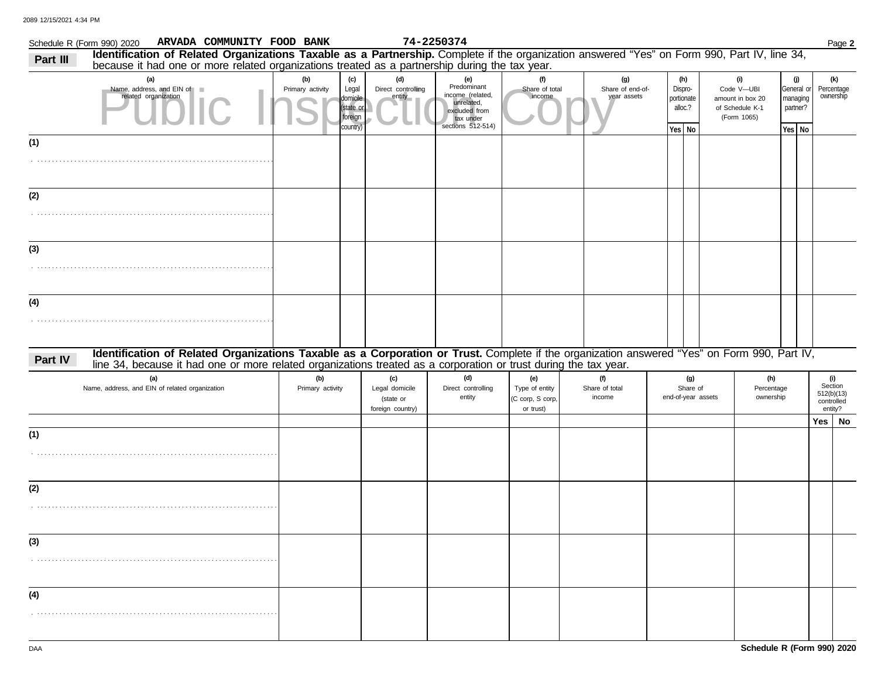Schedule R (Form 990) 2020 ARVADA COMMUNITY FOOD BANK 74-2250374 Page **2**

## Part III Identification of Related Organizations Taxable as a Partnership.

Complete if the organization answered "Yes" on Form 990, Part IV, line 34, because it had one or more related organizations treated as a partnership during the tax year.

Public Inspection Copy

| (a) Name, address, and EIN of related organization | (b) Primary activity | (c) Legal domicile (state or foreign country) | (d) Direct controlling entity | (e) Predominant income (related, unrelated, excluded from tax under sections 512-514) | (f) Share of total income | (g) Share of end-of-year assets | (h) Disproportionate alloc.? | | (i) Code V—UBI amount in box 20 of Schedule K-1 (Form 1065) | (j) General or managing partner? | | (k) Percentage ownership |
|---|---|---|---|---|---|---|---|---|---|---|---|---|
| | | | | | | | Yes | No | | Yes | No | |
| (1) | | | | | | | | | | | | |
| (2) | | | | | | | | | | | | |
| (3) | | | | | | | | | | | | |
| (4) | | | | | | | | | | | | |

## Part IV Identification of Related Organizations Taxable as a Corporation or Trust.

Complete if the organization answered "Yes" on Form 990, Part IV, line 34, because it had one or more related organizations treated as a corporation or trust during the tax year.

| (a) Name, address, and EIN of related organization | (b) Primary activity | (c) Legal domicile (state or foreign country) | (d) Direct controlling entity | (e) Type of entity (C corp, S corp, or trust) | (f) Share of total income | (g) Share of end-of-year assets | (h) Percentage ownership | (i) Section 512(b)(13) controlled entity? | |
|---|---|---|---|---|---|---|---|---|---|
| | | | | | | | | Yes | No |
| (1) | | | | | | | | | |
| (2) | | | | | | | | | |
| (3) | | | | | | | | | |
| (4) | | | | | | | | | |

DAA **Schedule R (Form 990) 2020**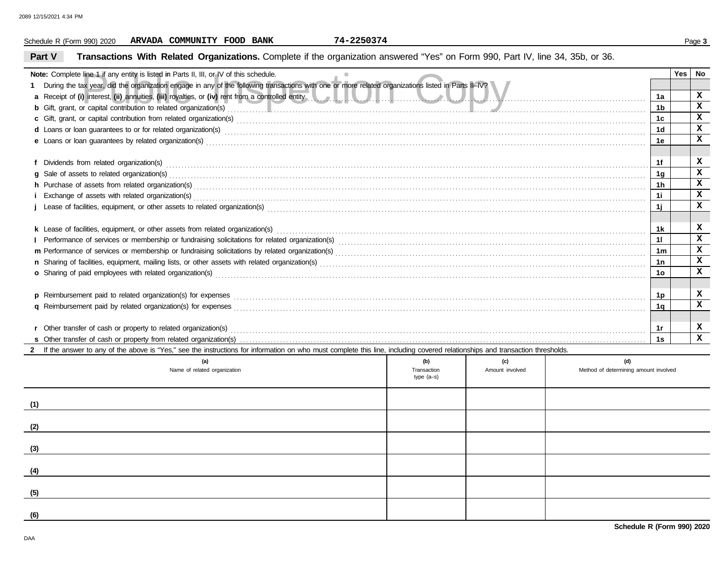Schedule R (Form 990) 2020 **ARVADA COMMUNITY FOOD BANK** 74-2250374

## Part V Transactions With Related Organizations.

Complete if the organization answered "Yes" on Form 990, Part IV, line 34, 35b, or 36.

**Note:** Complete line 1 if any entity is listed in Parts II, III, or IV of this schedule.

| | | Line | Yes | No |
|---|---|---|---|---|
| **1** | During the tax year, did the organization engage in any of the following transactions with one or more related organizations listed in Parts II–IV? | | | |
| **a** | Receipt of **(i)** interest, **(ii)** annuities, **(iii)** royalties, or **(iv)** rent from a controlled entity | 1a | | X |
| **b** | Gift, grant, or capital contribution to related organization(s) | 1b | | X |
| **c** | Gift, grant, or capital contribution from related organization(s) | 1c | | X |
| **d** | Loans or loan guarantees to or for related organization(s) | 1d | | X |
| **e** | Loans or loan guarantees by related organization(s) | 1e | | X |
| **f** | Dividends from related organization(s) | 1f | | X |
| **g** | Sale of assets to related organization(s) | 1g | | X |
| **h** | Purchase of assets from related organization(s) | 1h | | X |
| **i** | Exchange of assets with related organization(s) | 1i | | X |
| **j** | Lease of facilities, equipment, or other assets to related organization(s) | 1j | | X |
| **k** | Lease of facilities, equipment, or other assets from related organization(s) | 1k | | X |
| **l** | Performance of services or membership or fundraising solicitations for related organization(s) | 1l | | X |
| **m** | Performance of services or membership or fundraising solicitations by related organization(s) | 1m | | X |
| **n** | Sharing of facilities, equipment, mailing lists, or other assets with related organization(s) | 1n | | X |
| **o** | Sharing of paid employees with related organization(s) | 1o | | X |
| **p** | Reimbursement paid to related organization(s) for expenses | 1p | | X |
| **q** | Reimbursement paid by related organization(s) for expenses | 1q | | X |
| **r** | Other transfer of cash or property to related organization(s) | 1r | | X |
| **s** | Other transfer of cash or property from related organization(s) | 1s | | X |

**2** If the answer to any of the above is "Yes," see the instructions for information on who must complete this line, including covered relationships and transaction thresholds.

| | (a) Name of related organization | (b) Transaction type (a–s) | (c) Amount involved | (d) Method of determining amount involved |
|---|---|---|---|---|
| (1) | | | | |
| (2) | | | | |
| (3) | | | | |
| (4) | | | | |
| (5) | | | | |
| (6) | | | | |

**Schedule R (Form 990) 2020**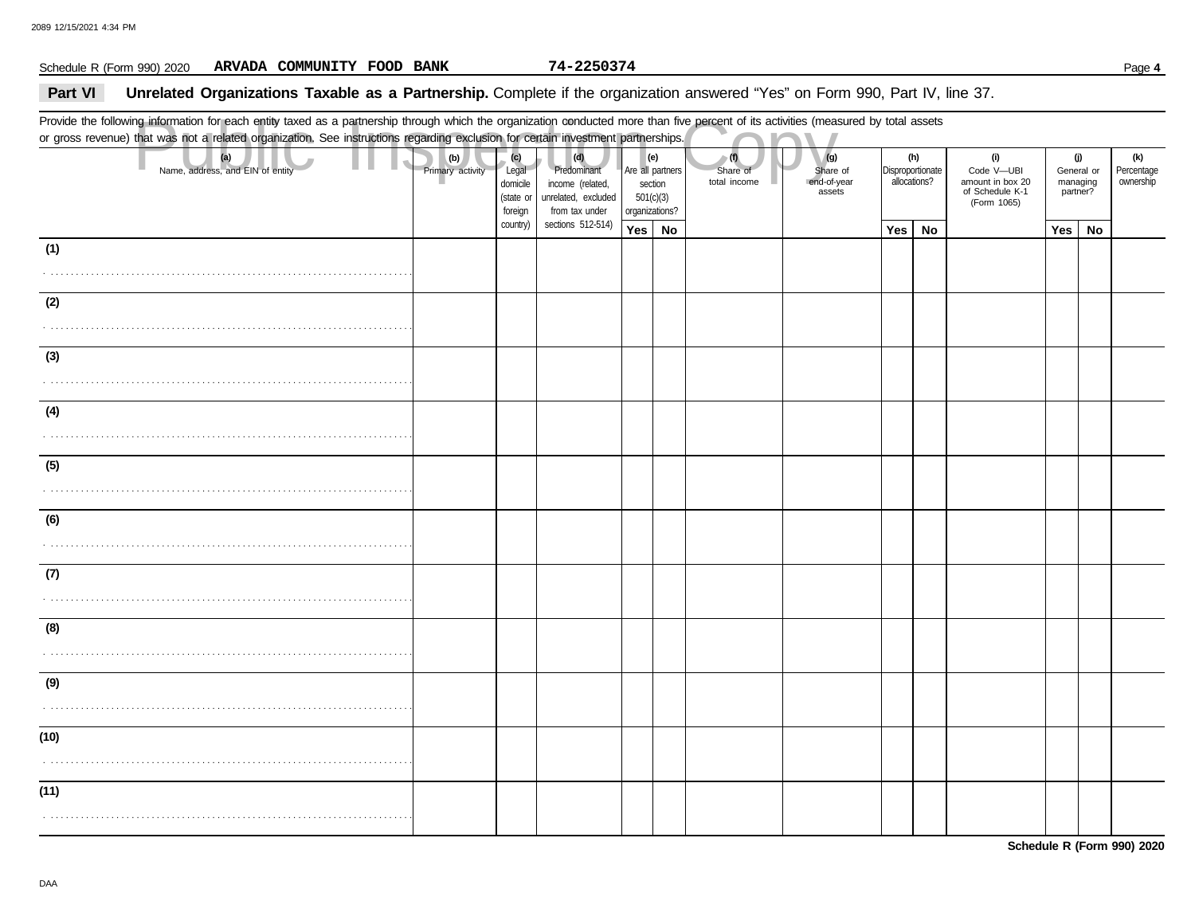Schedule R (Form 990) 2020 **ARVADA COMMUNITY FOOD BANK** **74-2250374** Page **4**

## Part VI Unrelated Organizations Taxable as a Partnership.

Complete if the organization answered "Yes" on Form 990, Part IV, line 37.

Provide the following information for each entity taxed as a partnership through which the organization conducted more than five percent of its activities (measured by total assets or gross revenue) that was not a related organization. See instructions regarding exclusion for certain investment partnerships.

| (a) Name, address, and EIN of entity | (b) Primary activity | (c) Legal domicile (state or foreign country) | (d) Predominant income (related, unrelated, excluded from tax under sections 512-514) | (e) Are all partners section 501(c)(3) organizations? | | (f) Share of total income | (g) Share of end-of-year assets | (h) Disproportionate allocations? | | (i) Code V—UBI amount in box 20 of Schedule K-1 (Form 1065) | (j) General or managing partner? | | (k) Percentage ownership |
|---|---|---|---|---|---|---|---|---|---|---|---|---|---|
| | | | | Yes | No | | | Yes | No | | Yes | No | |
| (1) | | | | | | | | | | | | | |
| (2) | | | | | | | | | | | | | |
| (3) | | | | | | | | | | | | | |
| (4) | | | | | | | | | | | | | |
| (5) | | | | | | | | | | | | | |
| (6) | | | | | | | | | | | | | |
| (7) | | | | | | | | | | | | | |
| (8) | | | | | | | | | | | | | |
| (9) | | | | | | | | | | | | | |
| (10) | | | | | | | | | | | | | |
| (11) | | | | | | | | | | | | | |

**Schedule R (Form 990) 2020**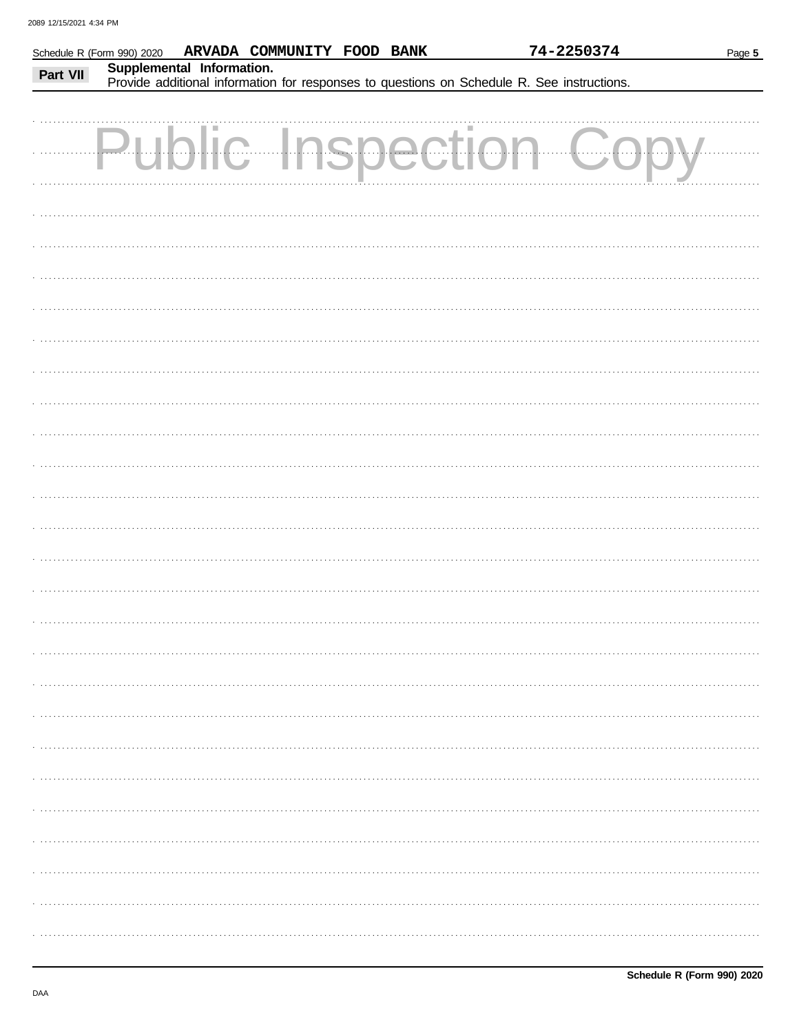Schedule R (Form 990) 2020 **ARVADA COMMUNITY FOOD BANK** **74-2250374**

**Part VII** **Supplemental Information.**
Provide additional information for responses to questions on Schedule R. See instructions.

Public Inspection Copy

**Schedule R (Form 990) 2020**

DAA